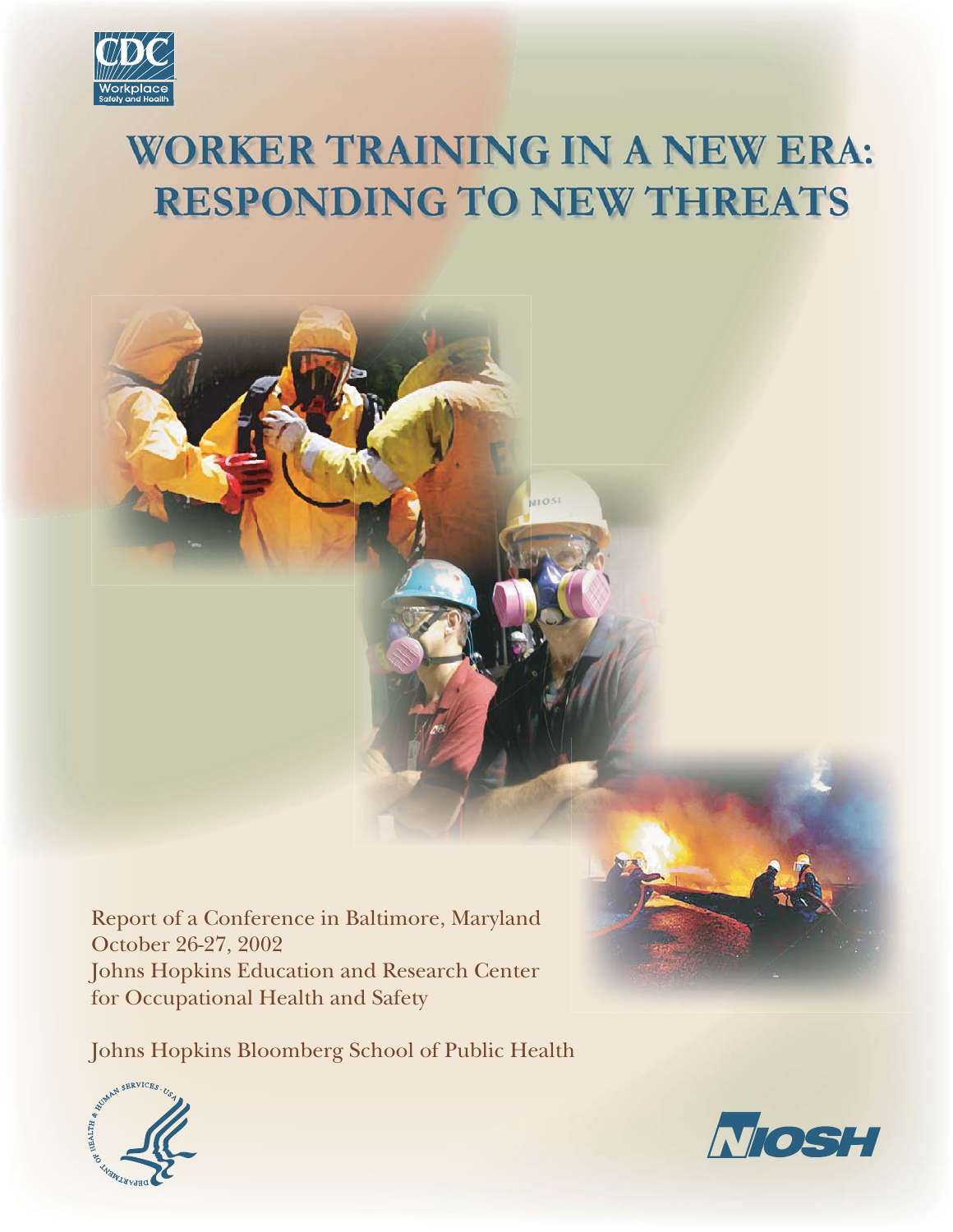CDC Workplace Safety and Health

# WORKER TRAINING IN A NEW ERA: RESPONDING TO NEW THREATS

Report of a Conference in Baltimore, Maryland
October 26-27, 2002
Johns Hopkins Education and Research Center for Occupational Health and Safety

Johns Hopkins Bloomberg School of Public Health

NIOSH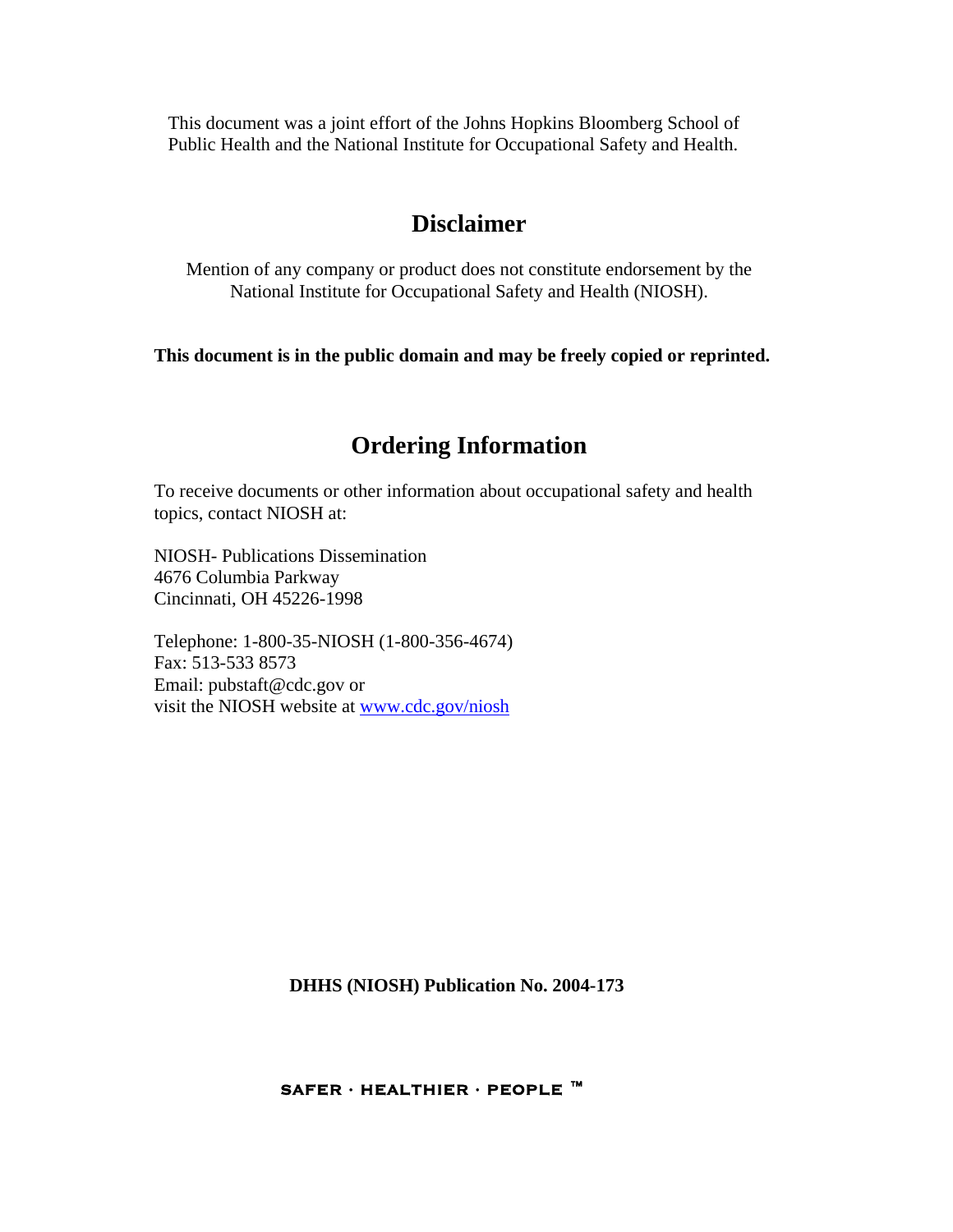This document was a joint effort of the Johns Hopkins Bloomberg School of Public Health and the National Institute for Occupational Safety and Health.

## Disclaimer

Mention of any company or product does not constitute endorsement by the National Institute for Occupational Safety and Health (NIOSH).

**This document is in the public domain and may be freely copied or reprinted.**

## Ordering Information

To receive documents or other information about occupational safety and health topics, contact NIOSH at:

NIOSH- Publications Dissemination
4676 Columbia Parkway
Cincinnati, OH 45226-1998

Telephone: 1-800-35-NIOSH (1-800-356-4674)
Fax: 513-533 8573
Email: pubstaft@cdc.gov or
visit the NIOSH website at www.cdc.gov/niosh

**DHHS (NIOSH) Publication No. 2004-173**

**SAFER · HEALTHIER · PEOPLE ™**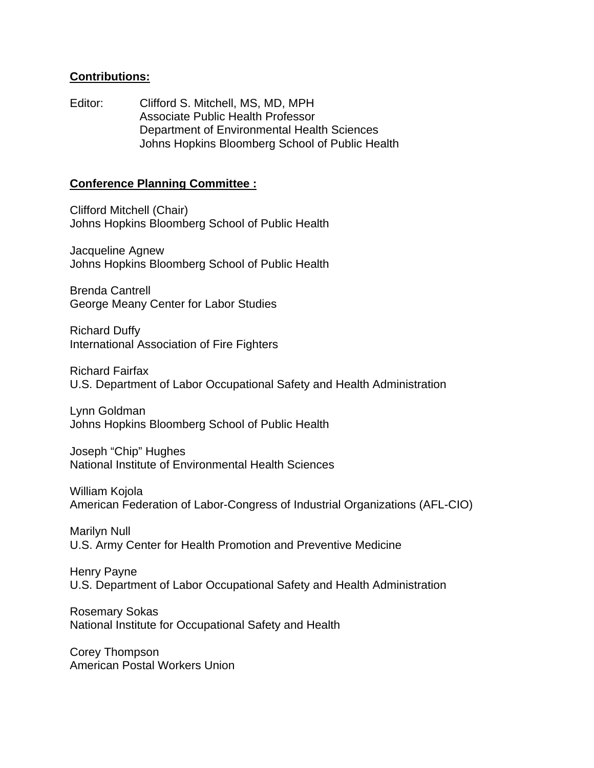**Contributions:**

Editor: Clifford S. Mitchell, MS, MD, MPH
Associate Public Health Professor
Department of Environmental Health Sciences
Johns Hopkins Bloomberg School of Public Health

**Conference Planning Committee :**

Clifford Mitchell (Chair)
Johns Hopkins Bloomberg School of Public Health

Jacqueline Agnew
Johns Hopkins Bloomberg School of Public Health

Brenda Cantrell
George Meany Center for Labor Studies

Richard Duffy
International Association of Fire Fighters

Richard Fairfax
U.S. Department of Labor Occupational Safety and Health Administration

Lynn Goldman
Johns Hopkins Bloomberg School of Public Health

Joseph "Chip" Hughes
National Institute of Environmental Health Sciences

William Kojola
American Federation of Labor-Congress of Industrial Organizations (AFL-CIO)

Marilyn Null
U.S. Army Center for Health Promotion and Preventive Medicine

Henry Payne
U.S. Department of Labor Occupational Safety and Health Administration

Rosemary Sokas
National Institute for Occupational Safety and Health

Corey Thompson
American Postal Workers Union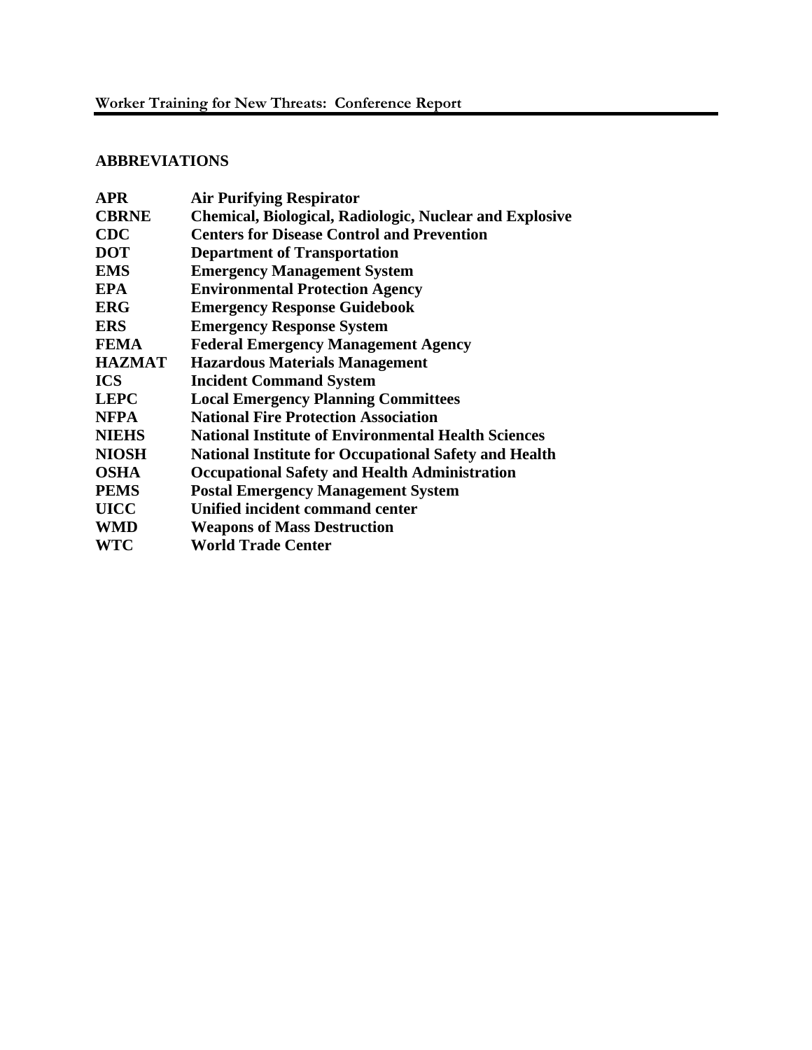## ABBREVIATIONS

| | |
|---|---|
| **APR** | **Air Purifying Respirator** |
| **CBRNE** | **Chemical, Biological, Radiologic, Nuclear and Explosive** |
| **CDC** | **Centers for Disease Control and Prevention** |
| **DOT** | **Department of Transportation** |
| **EMS** | **Emergency Management System** |
| **EPA** | **Environmental Protection Agency** |
| **ERG** | **Emergency Response Guidebook** |
| **ERS** | **Emergency Response System** |
| **FEMA** | **Federal Emergency Management Agency** |
| **HAZMAT** | **Hazardous Materials Management** |
| **ICS** | **Incident Command System** |
| **LEPC** | **Local Emergency Planning Committees** |
| **NFPA** | **National Fire Protection Association** |
| **NIEHS** | **National Institute of Environmental Health Sciences** |
| **NIOSH** | **National Institute for Occupational Safety and Health** |
| **OSHA** | **Occupational Safety and Health Administration** |
| **PEMS** | **Postal Emergency Management System** |
| **UICC** | **Unified incident command center** |
| **WMD** | **Weapons of Mass Destruction** |
| **WTC** | **World Trade Center** |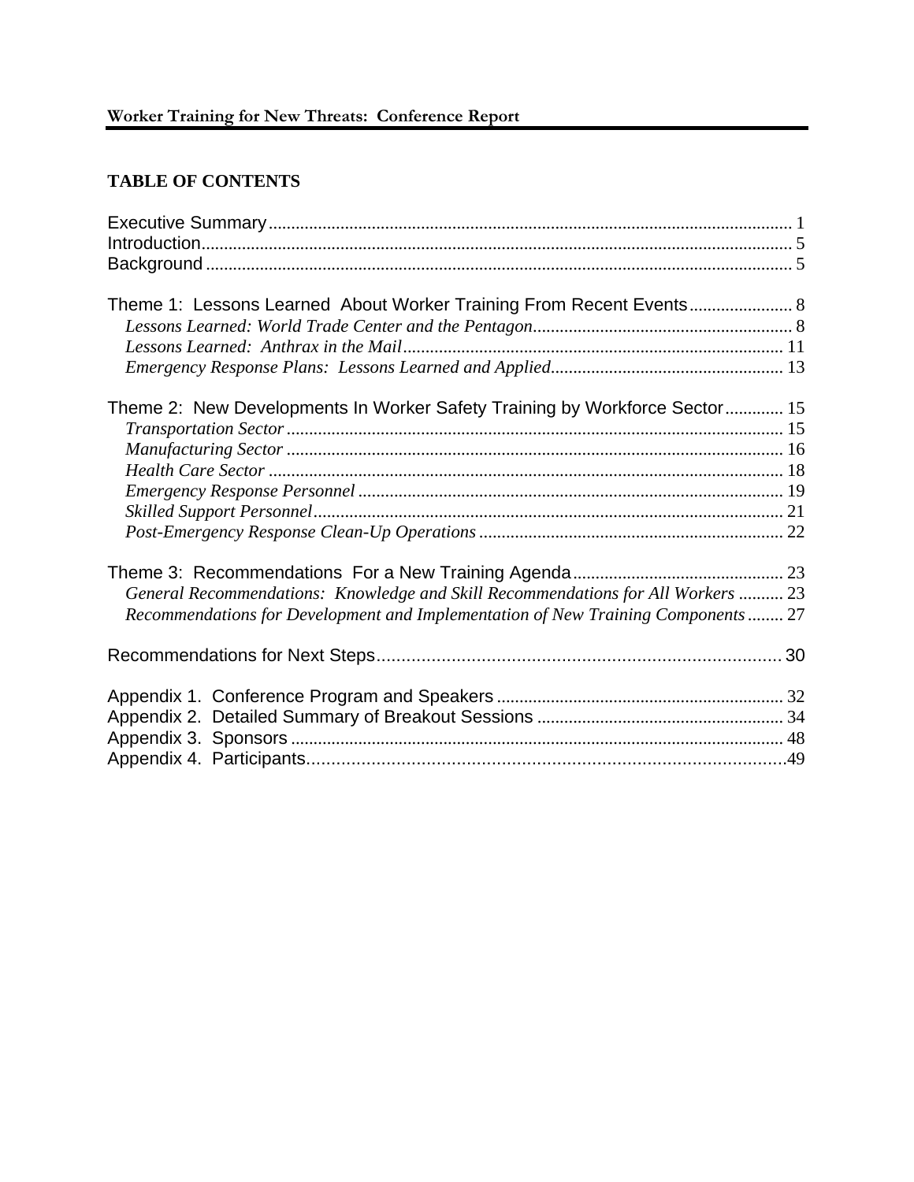## TABLE OF CONTENTS

Executive Summary ........................................................................................................ 1
Introduction ................................................................................................................... 5
Background ................................................................................................................... 5

Theme 1: Lessons Learned About Worker Training From Recent Events ....................... 8
- *Lessons Learned: World Trade Center and the Pentagon* ........................................... 8
- *Lessons Learned: Anthrax in the Mail* ...................................................................... 11
- *Emergency Response Plans: Lessons Learned and Applied* ...................................... 13

Theme 2: New Developments In Worker Safety Training by Workforce Sector ............. 15
- *Transportation Sector* ............................................................................................... 15
- *Manufacturing Sector* ............................................................................................... 16
- *Health Care Sector* ................................................................................................... 18
- *Emergency Response Personnel* .............................................................................. 19
- *Skilled Support Personnel* ........................................................................................ 21
- *Post-Emergency Response Clean-Up Operations* ..................................................... 22

Theme 3: Recommendations For a New Training Agenda ............................................ 23
- *General Recommendations: Knowledge and Skill Recommendations for All Workers* .......... 23
- *Recommendations for Development and Implementation of New Training Components* ........ 27

Recommendations for Next Steps ................................................................................. 30

Appendix 1. Conference Program and Speakers ........................................................... 32
Appendix 2. Detailed Summary of Breakout Sessions .................................................. 34
Appendix 3. Sponsors .................................................................................................. 48
Appendix 4. Participants .............................................................................................. 49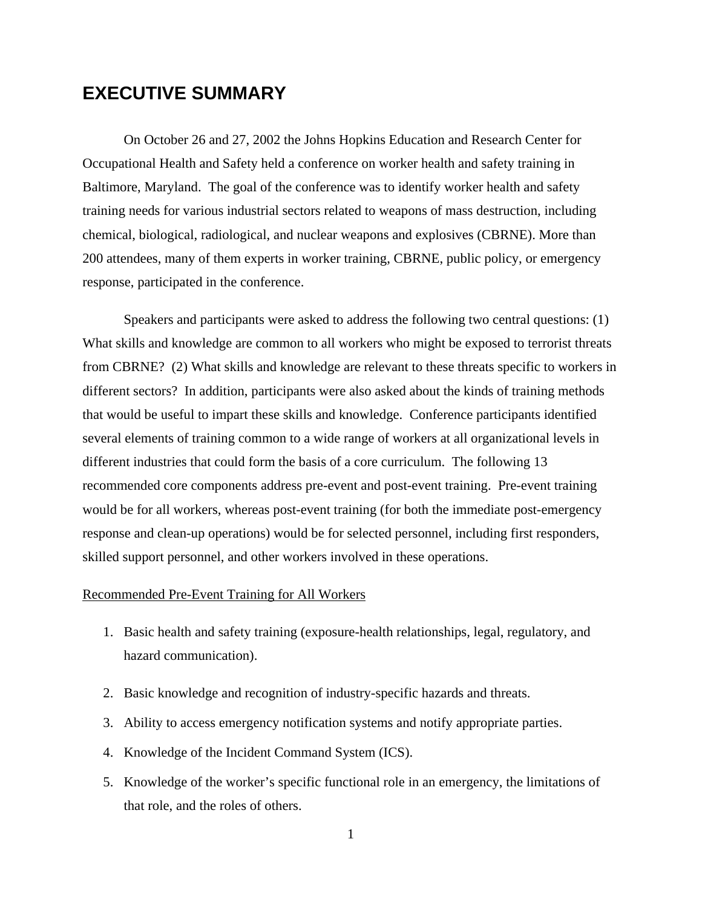# EXECUTIVE SUMMARY

On October 26 and 27, 2002 the Johns Hopkins Education and Research Center for Occupational Health and Safety held a conference on worker health and safety training in Baltimore, Maryland. The goal of the conference was to identify worker health and safety training needs for various industrial sectors related to weapons of mass destruction, including chemical, biological, radiological, and nuclear weapons and explosives (CBRNE). More than 200 attendees, many of them experts in worker training, CBRNE, public policy, or emergency response, participated in the conference.

Speakers and participants were asked to address the following two central questions: (1) What skills and knowledge are common to all workers who might be exposed to terrorist threats from CBRNE? (2) What skills and knowledge are relevant to these threats specific to workers in different sectors? In addition, participants were also asked about the kinds of training methods that would be useful to impart these skills and knowledge. Conference participants identified several elements of training common to a wide range of workers at all organizational levels in different industries that could form the basis of a core curriculum. The following 13 recommended core components address pre-event and post-event training. Pre-event training would be for all workers, whereas post-event training (for both the immediate post-emergency response and clean-up operations) would be for selected personnel, including first responders, skilled support personnel, and other workers involved in these operations.

Recommended Pre-Event Training for All Workers

1. Basic health and safety training (exposure-health relationships, legal, regulatory, and hazard communication).
2. Basic knowledge and recognition of industry-specific hazards and threats.
3. Ability to access emergency notification systems and notify appropriate parties.
4. Knowledge of the Incident Command System (ICS).
5. Knowledge of the worker's specific functional role in an emergency, the limitations of that role, and the roles of others.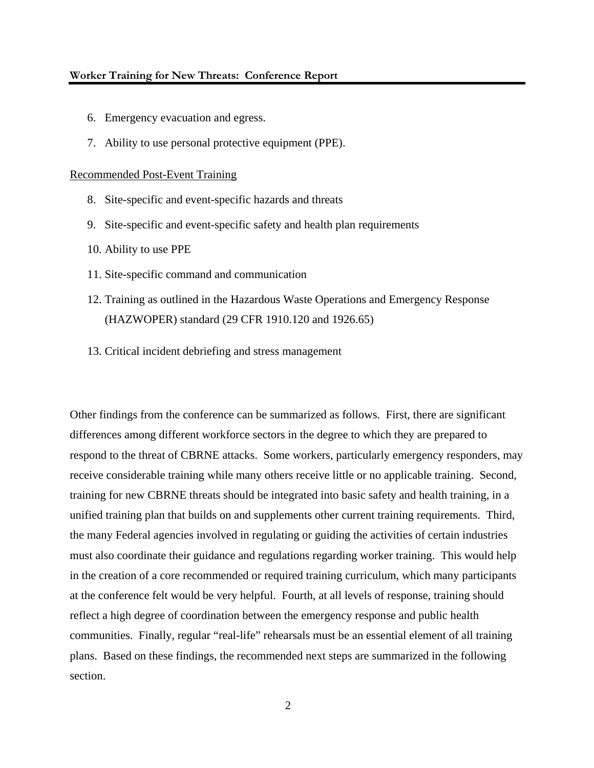6. Emergency evacuation and egress.
7. Ability to use personal protective equipment (PPE).

<u>Recommended Post-Event Training</u>

8. Site-specific and event-specific hazards and threats
9. Site-specific and event-specific safety and health plan requirements
10. Ability to use PPE
11. Site-specific command and communication
12. Training as outlined in the Hazardous Waste Operations and Emergency Response (HAZWOPER) standard (29 CFR 1910.120 and 1926.65)
13. Critical incident debriefing and stress management

Other findings from the conference can be summarized as follows. First, there are significant differences among different workforce sectors in the degree to which they are prepared to respond to the threat of CBRNE attacks. Some workers, particularly emergency responders, may receive considerable training while many others receive little or no applicable training. Second, training for new CBRNE threats should be integrated into basic safety and health training, in a unified training plan that builds on and supplements other current training requirements. Third, the many Federal agencies involved in regulating or guiding the activities of certain industries must also coordinate their guidance and regulations regarding worker training. This would help in the creation of a core recommended or required training curriculum, which many participants at the conference felt would be very helpful. Fourth, at all levels of response, training should reflect a high degree of coordination between the emergency response and public health communities. Finally, regular "real-life" rehearsals must be an essential element of all training plans. Based on these findings, the recommended next steps are summarized in the following section.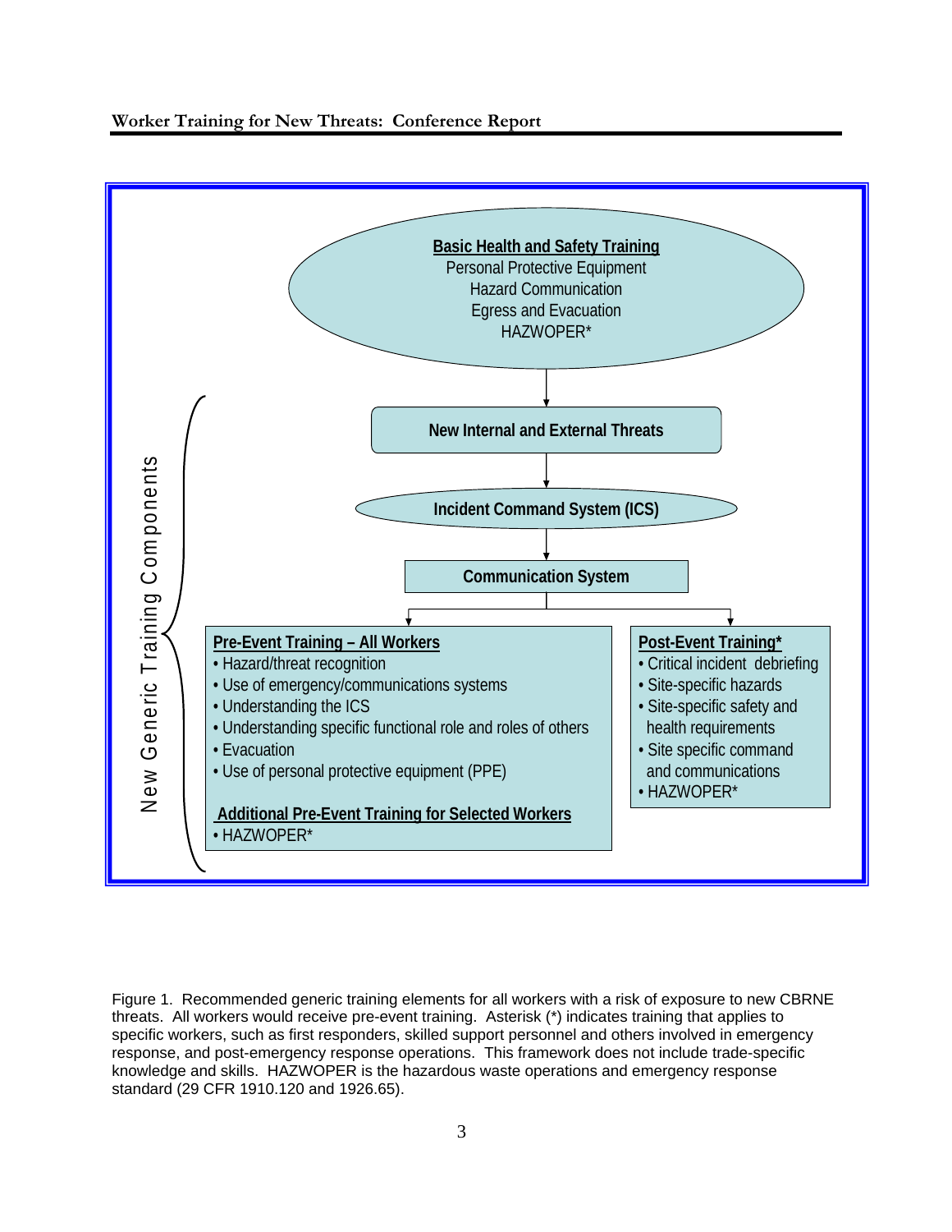**Basic Health and Safety Training**
Personal Protective Equipment
Hazard Communication
Egress and Evacuation
HAZWOPER*

**New Internal and External Threats**

**Incident Command System (ICS)**

**Communication System**

New Generic Training Components

**Pre-Event Training – All Workers**
- Hazard/threat recognition
- Use of emergency/communications systems
- Understanding the ICS
- Understanding specific functional role and roles of others
- Evacuation
- Use of personal protective equipment (PPE)

**Additional Pre-Event Training for Selected Workers**
- HAZWOPER*

**Post-Event Training***
- Critical incident debriefing
- Site-specific hazards
- Site-specific safety and health requirements
- Site specific command and communications
- HAZWOPER*

Figure 1. Recommended generic training elements for all workers with a risk of exposure to new CBRNE threats. All workers would receive pre-event training. Asterisk (*) indicates training that applies to specific workers, such as first responders, skilled support personnel and others involved in emergency response, and post-emergency response operations. This framework does not include trade-specific knowledge and skills. HAZWOPER is the hazardous waste operations and emergency response standard (29 CFR 1910.120 and 1926.65).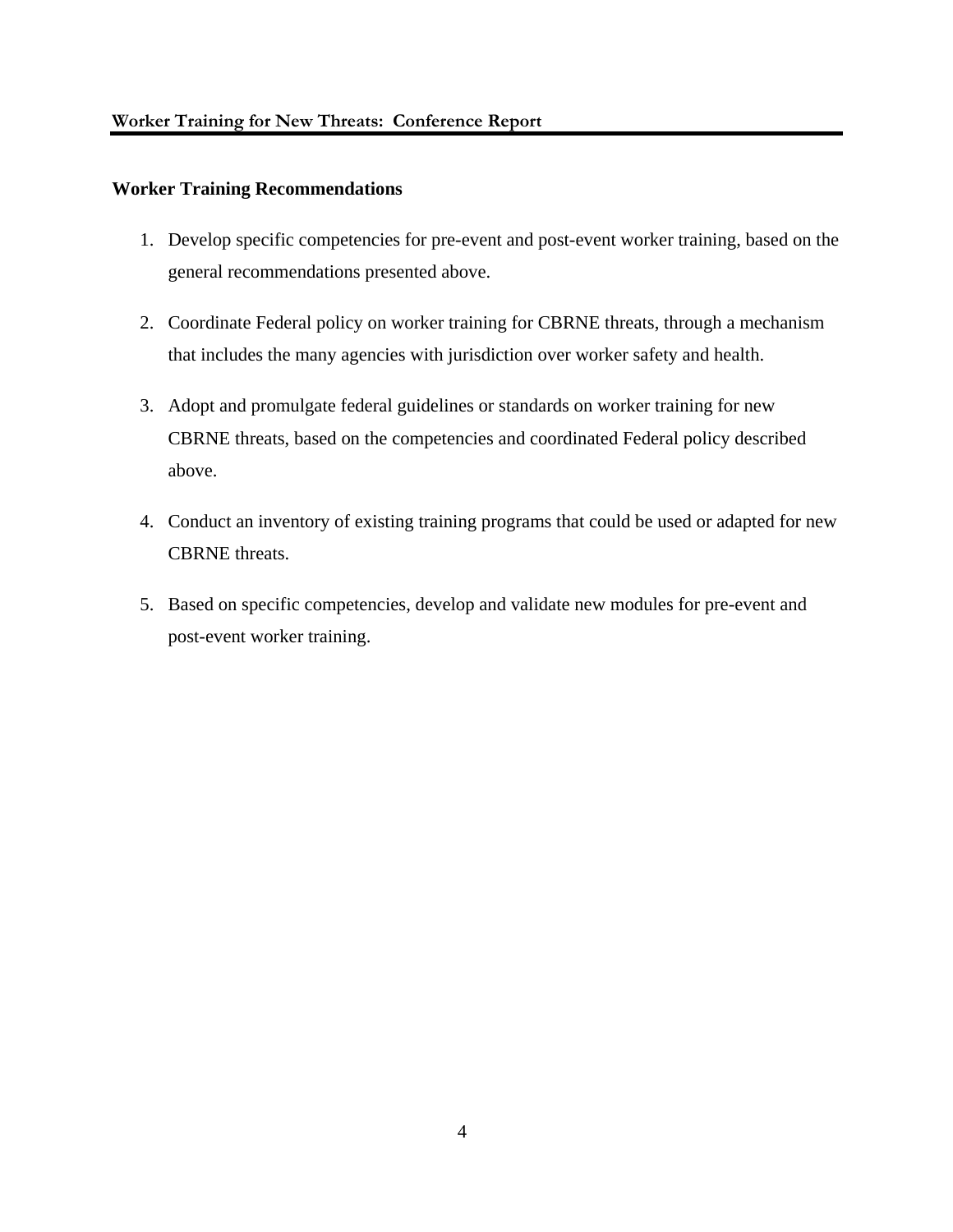### Worker Training Recommendations

1. Develop specific competencies for pre-event and post-event worker training, based on the general recommendations presented above.

2. Coordinate Federal policy on worker training for CBRNE threats, through a mechanism that includes the many agencies with jurisdiction over worker safety and health.

3. Adopt and promulgate federal guidelines or standards on worker training for new CBRNE threats, based on the competencies and coordinated Federal policy described above.

4. Conduct an inventory of existing training programs that could be used or adapted for new CBRNE threats.

5. Based on specific competencies, develop and validate new modules for pre-event and post-event worker training.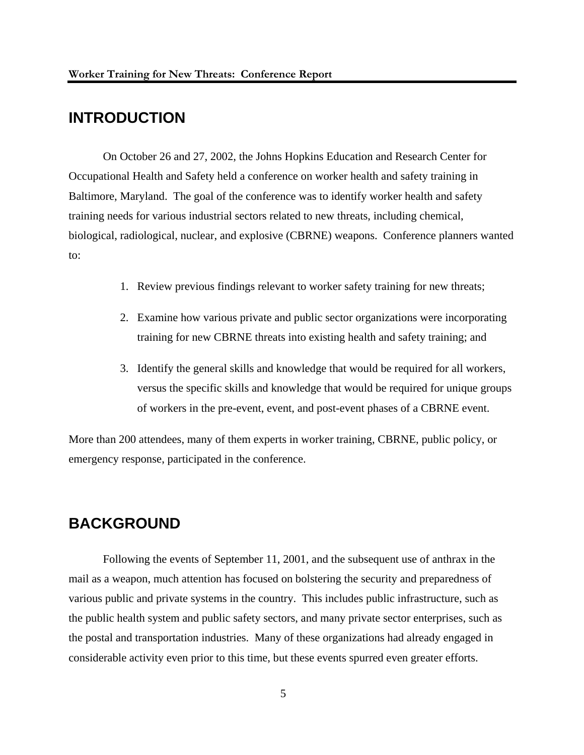## INTRODUCTION

On October 26 and 27, 2002, the Johns Hopkins Education and Research Center for Occupational Health and Safety held a conference on worker health and safety training in Baltimore, Maryland. The goal of the conference was to identify worker health and safety training needs for various industrial sectors related to new threats, including chemical, biological, radiological, nuclear, and explosive (CBRNE) weapons. Conference planners wanted to:

1. Review previous findings relevant to worker safety training for new threats;
2. Examine how various private and public sector organizations were incorporating training for new CBRNE threats into existing health and safety training; and
3. Identify the general skills and knowledge that would be required for all workers, versus the specific skills and knowledge that would be required for unique groups of workers in the pre-event, event, and post-event phases of a CBRNE event.

More than 200 attendees, many of them experts in worker training, CBRNE, public policy, or emergency response, participated in the conference.

## BACKGROUND

Following the events of September 11, 2001, and the subsequent use of anthrax in the mail as a weapon, much attention has focused on bolstering the security and preparedness of various public and private systems in the country. This includes public infrastructure, such as the public health system and public safety sectors, and many private sector enterprises, such as the postal and transportation industries. Many of these organizations had already engaged in considerable activity even prior to this time, but these events spurred even greater efforts.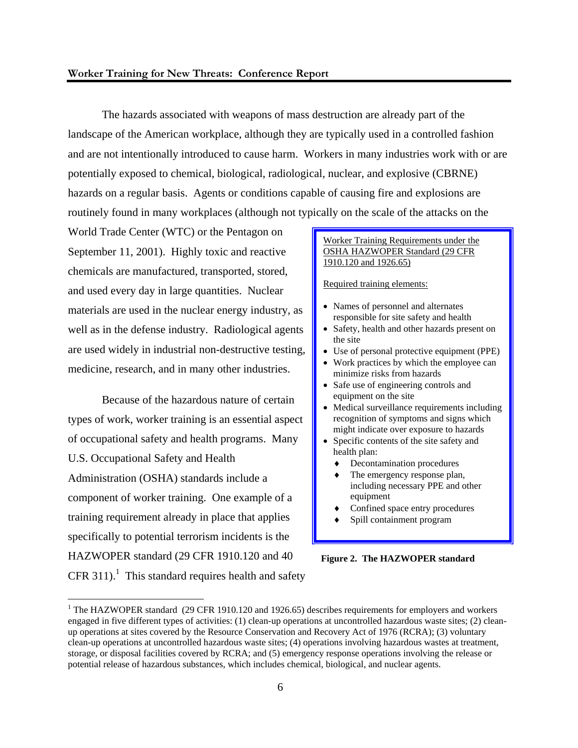The hazards associated with weapons of mass destruction are already part of the landscape of the American workplace, although they are typically used in a controlled fashion and are not intentionally introduced to cause harm. Workers in many industries work with or are potentially exposed to chemical, biological, radiological, nuclear, and explosive (CBRNE) hazards on a regular basis. Agents or conditions capable of causing fire and explosions are routinely found in many workplaces (although not typically on the scale of the attacks on the World Trade Center (WTC) or the Pentagon on September 11, 2001). Highly toxic and reactive chemicals are manufactured, transported, stored, and used every day in large quantities. Nuclear materials are used in the nuclear energy industry, as well as in the defense industry. Radiological agents are used widely in industrial non-destructive testing, medicine, research, and in many other industries.

Because of the hazardous nature of certain types of work, worker training is an essential aspect of occupational safety and health programs. Many U.S. Occupational Safety and Health Administration (OSHA) standards include a component of worker training. One example of a training requirement already in place that applies specifically to potential terrorism incidents is the HAZWOPER standard (29 CFR 1910.120 and 40 CFR 311).[1] This standard requires health and safety

> Worker Training Requirements under the OSHA HAZWOPER Standard (29 CFR 1910.120 and 1926.65)
>
> Required training elements:
>
> - Names of personnel and alternates responsible for site safety and health
> - Safety, health and other hazards present on the site
> - Use of personal protective equipment (PPE)
> - Work practices by which the employee can minimize risks from hazards
> - Safe use of engineering controls and equipment on the site
> - Medical surveillance requirements including recognition of symptoms and signs which might indicate over exposure to hazards
> - Specific contents of the site safety and health plan:
>   - Decontamination procedures
>   - The emergency response plan, including necessary PPE and other equipment
>   - Confined space entry procedures
>   - Spill containment program

**Figure 2. The HAZWOPER standard**

[1] The HAZWOPER standard (29 CFR 1910.120 and 1926.65) describes requirements for employers and workers engaged in five different types of activities: (1) clean-up operations at uncontrolled hazardous waste sites; (2) clean-up operations at sites covered by the Resource Conservation and Recovery Act of 1976 (RCRA); (3) voluntary clean-up operations at uncontrolled hazardous waste sites; (4) operations involving hazardous wastes at treatment, storage, or disposal facilities covered by RCRA; and (5) emergency response operations involving the release or potential release of hazardous substances, which includes chemical, biological, and nuclear agents.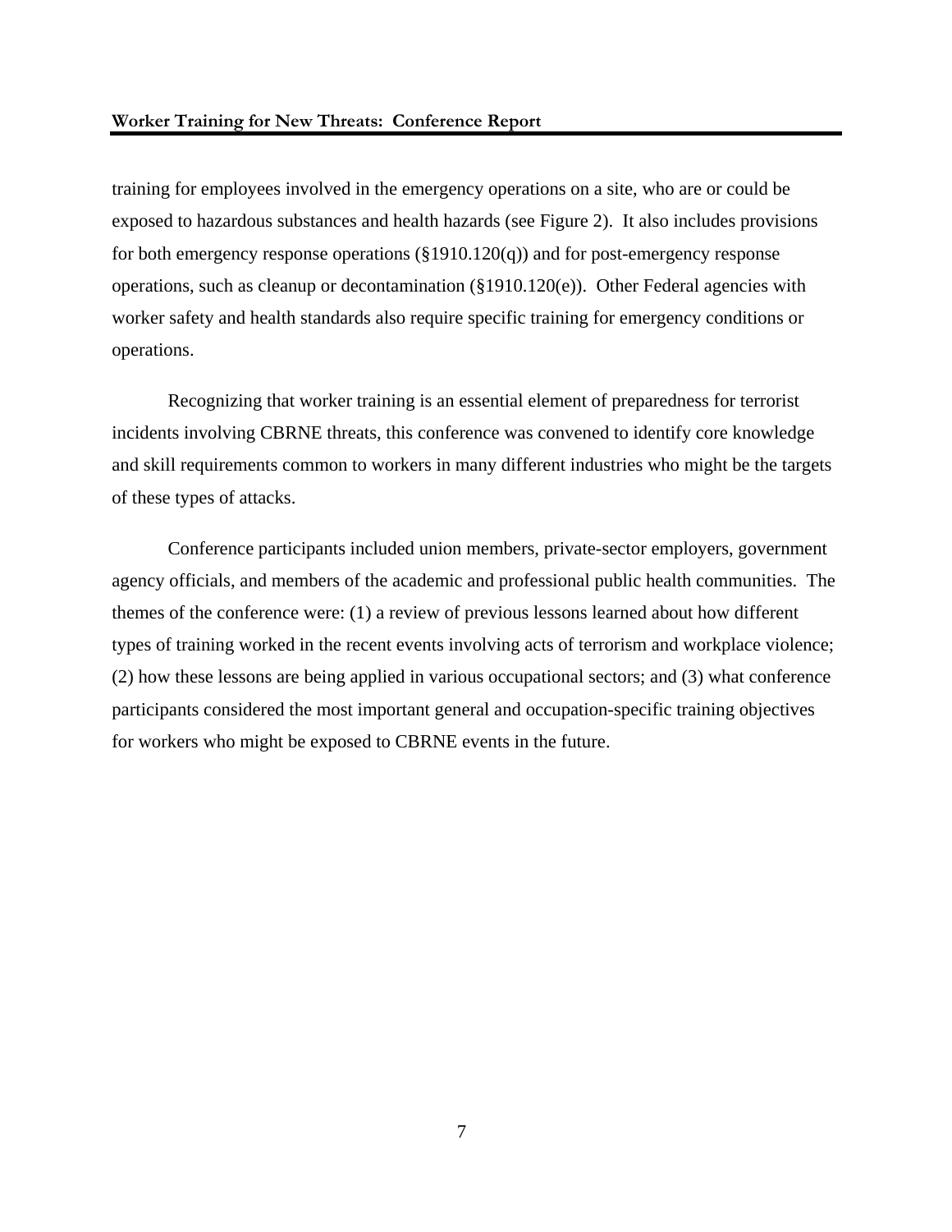training for employees involved in the emergency operations on a site, who are or could be exposed to hazardous substances and health hazards (see Figure 2). It also includes provisions for both emergency response operations (§1910.120(q)) and for post-emergency response operations, such as cleanup or decontamination (§1910.120(e)). Other Federal agencies with worker safety and health standards also require specific training for emergency conditions or operations.

Recognizing that worker training is an essential element of preparedness for terrorist incidents involving CBRNE threats, this conference was convened to identify core knowledge and skill requirements common to workers in many different industries who might be the targets of these types of attacks.

Conference participants included union members, private-sector employers, government agency officials, and members of the academic and professional public health communities. The themes of the conference were: (1) a review of previous lessons learned about how different types of training worked in the recent events involving acts of terrorism and workplace violence; (2) how these lessons are being applied in various occupational sectors; and (3) what conference participants considered the most important general and occupation-specific training objectives for workers who might be exposed to CBRNE events in the future.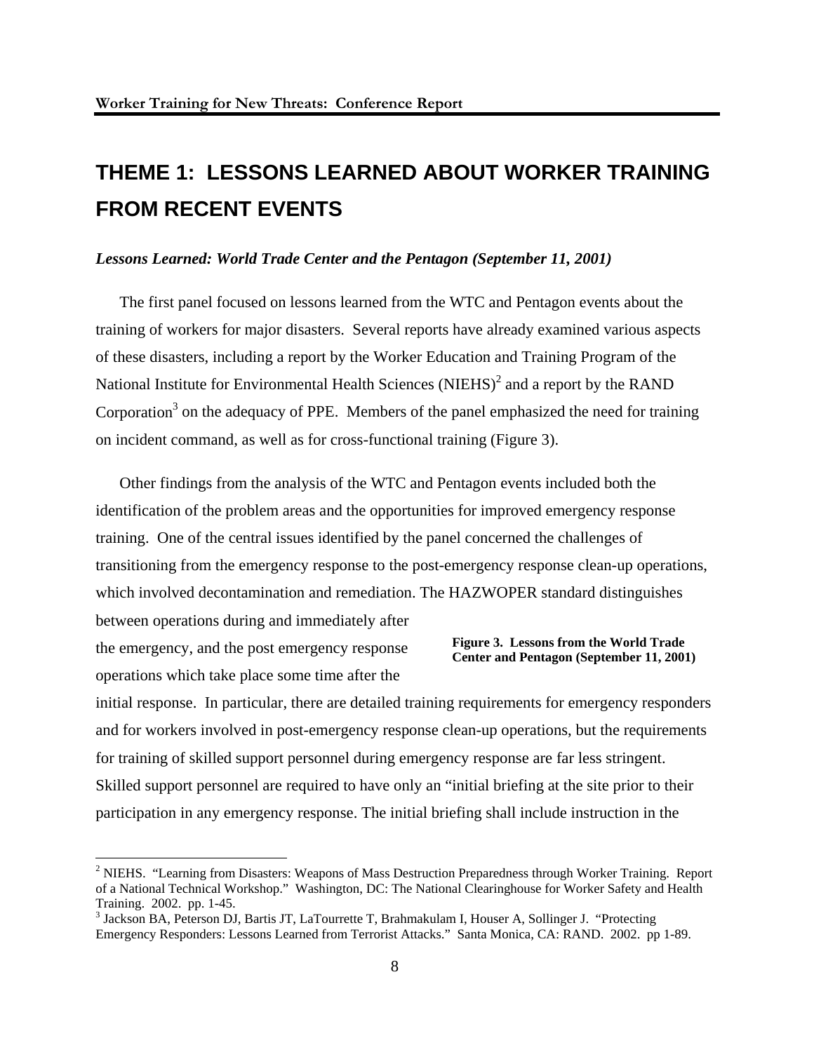# THEME 1: LESSONS LEARNED ABOUT WORKER TRAINING FROM RECENT EVENTS

***Lessons Learned: World Trade Center and the Pentagon (September 11, 2001)***

The first panel focused on lessons learned from the WTC and Pentagon events about the training of workers for major disasters. Several reports have already examined various aspects of these disasters, including a report by the Worker Education and Training Program of the National Institute for Environmental Health Sciences (NIEHS)[2] and a report by the RAND Corporation[3] on the adequacy of PPE. Members of the panel emphasized the need for training on incident command, as well as for cross-functional training (Figure 3).

Other findings from the analysis of the WTC and Pentagon events included both the identification of the problem areas and the opportunities for improved emergency response training. One of the central issues identified by the panel concerned the challenges of transitioning from the emergency response to the post-emergency response clean-up operations, which involved decontamination and remediation. The HAZWOPER standard distinguishes between operations during and immediately after the emergency, and the post emergency response operations which take place some time after the initial response. In particular, there are detailed training requirements for emergency responders and for workers involved in post-emergency response clean-up operations, but the requirements for training of skilled support personnel during emergency response are far less stringent. Skilled support personnel are required to have only an "initial briefing at the site prior to their participation in any emergency response. The initial briefing shall include instruction in the

**Figure 3. Lessons from the World Trade Center and Pentagon (September 11, 2001)**

---

[2] NIEHS. "Learning from Disasters: Weapons of Mass Destruction Preparedness through Worker Training. Report of a National Technical Workshop." Washington, DC: The National Clearinghouse for Worker Safety and Health Training. 2002. pp. 1-45.

[3] Jackson BA, Peterson DJ, Bartis JT, LaTourrette T, Brahmakulam I, Houser A, Sollinger J. "Protecting Emergency Responders: Lessons Learned from Terrorist Attacks." Santa Monica, CA: RAND. 2002. pp 1-89.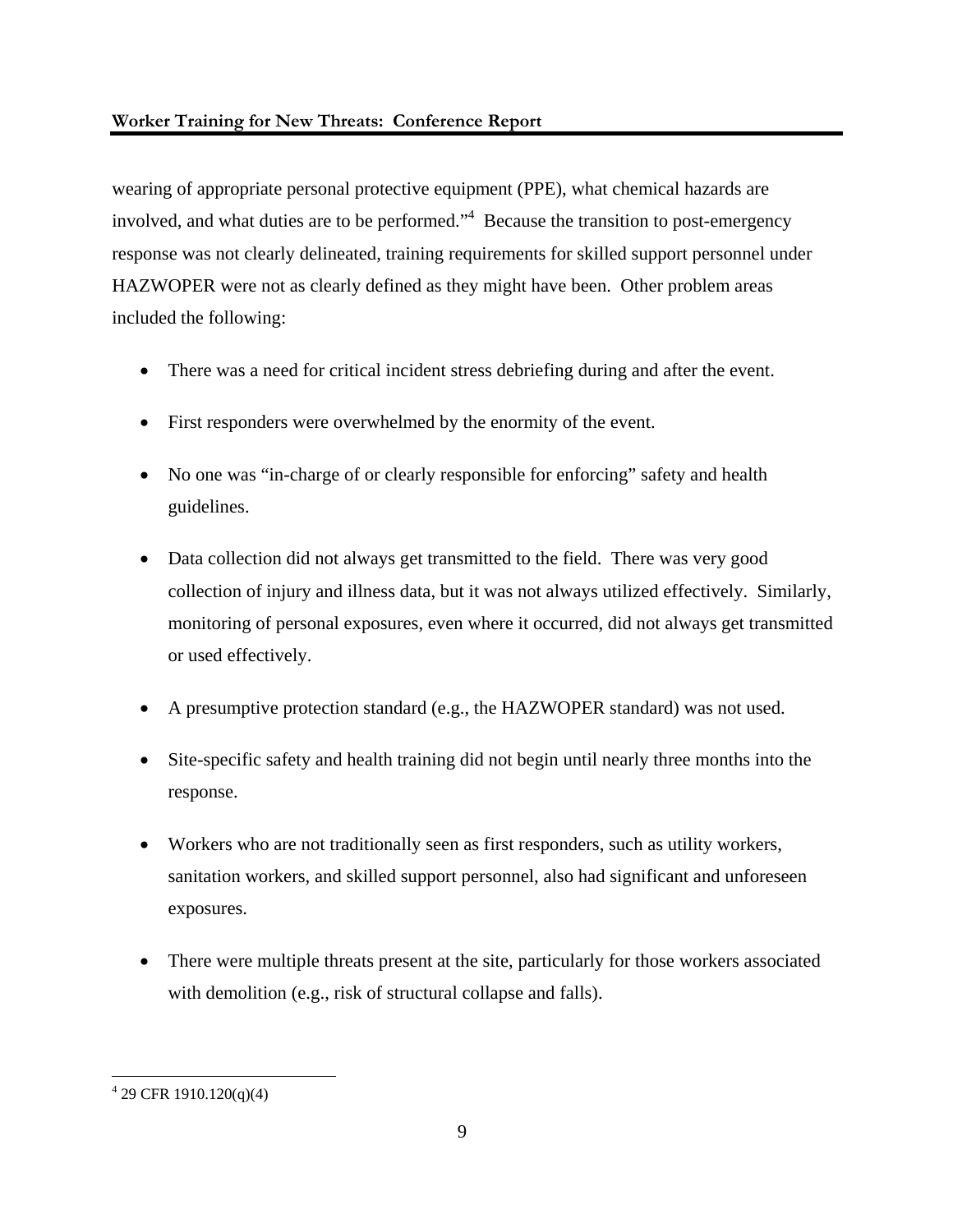wearing of appropriate personal protective equipment (PPE), what chemical hazards are involved, and what duties are to be performed."[4] Because the transition to post-emergency response was not clearly delineated, training requirements for skilled support personnel under HAZWOPER were not as clearly defined as they might have been. Other problem areas included the following:

- There was a need for critical incident stress debriefing during and after the event.
- First responders were overwhelmed by the enormity of the event.
- No one was "in-charge of or clearly responsible for enforcing" safety and health guidelines.
- Data collection did not always get transmitted to the field. There was very good collection of injury and illness data, but it was not always utilized effectively. Similarly, monitoring of personal exposures, even where it occurred, did not always get transmitted or used effectively.
- A presumptive protection standard (e.g., the HAZWOPER standard) was not used.
- Site-specific safety and health training did not begin until nearly three months into the response.
- Workers who are not traditionally seen as first responders, such as utility workers, sanitation workers, and skilled support personnel, also had significant and unforeseen exposures.
- There were multiple threats present at the site, particularly for those workers associated with demolition (e.g., risk of structural collapse and falls).

---

[4] 29 CFR 1910.120(q)(4)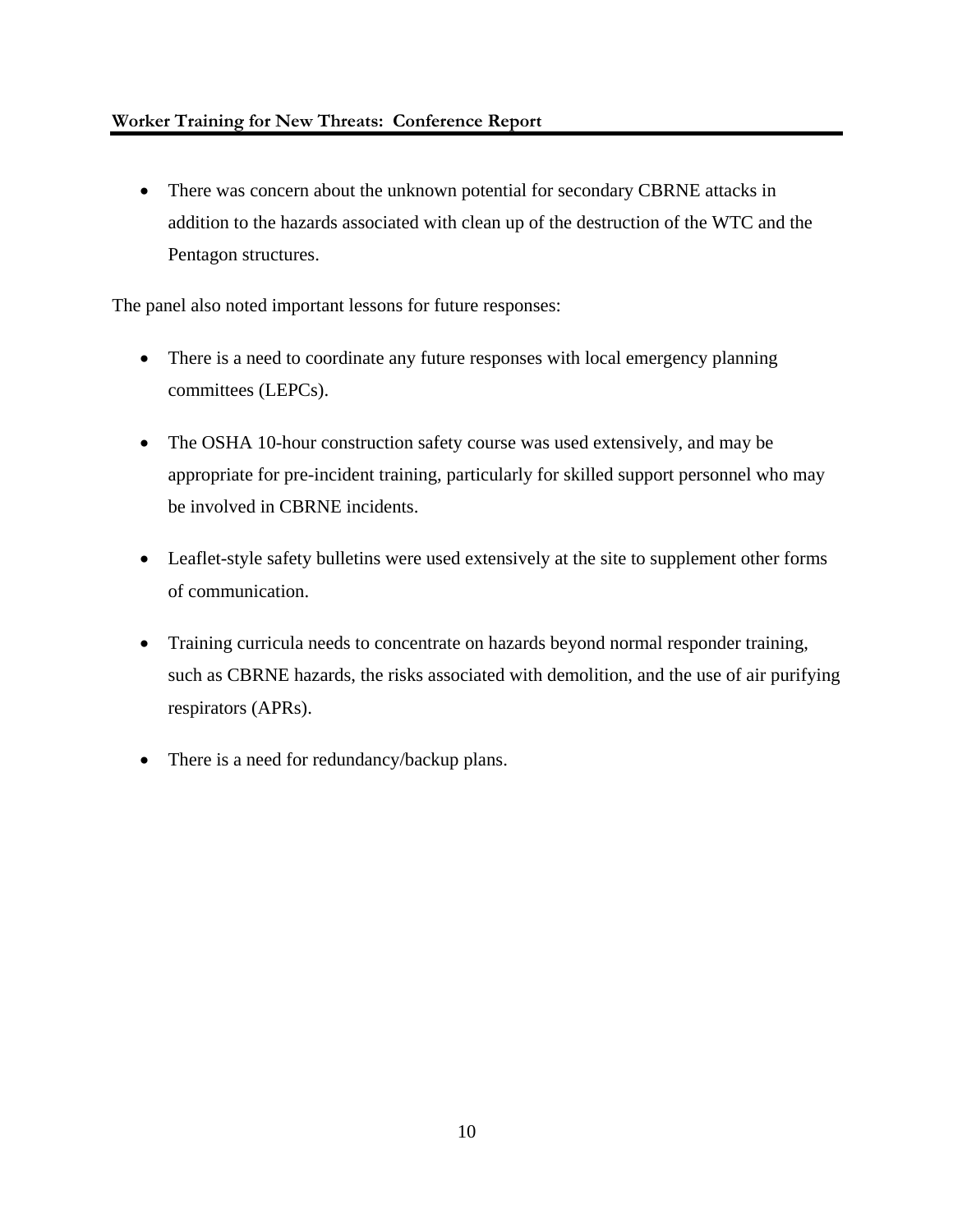- There was concern about the unknown potential for secondary CBRNE attacks in addition to the hazards associated with clean up of the destruction of the WTC and the Pentagon structures.

The panel also noted important lessons for future responses:

- There is a need to coordinate any future responses with local emergency planning committees (LEPCs).

- The OSHA 10-hour construction safety course was used extensively, and may be appropriate for pre-incident training, particularly for skilled support personnel who may be involved in CBRNE incidents.

- Leaflet-style safety bulletins were used extensively at the site to supplement other forms of communication.

- Training curricula needs to concentrate on hazards beyond normal responder training, such as CBRNE hazards, the risks associated with demolition, and the use of air purifying respirators (APRs).

- There is a need for redundancy/backup plans.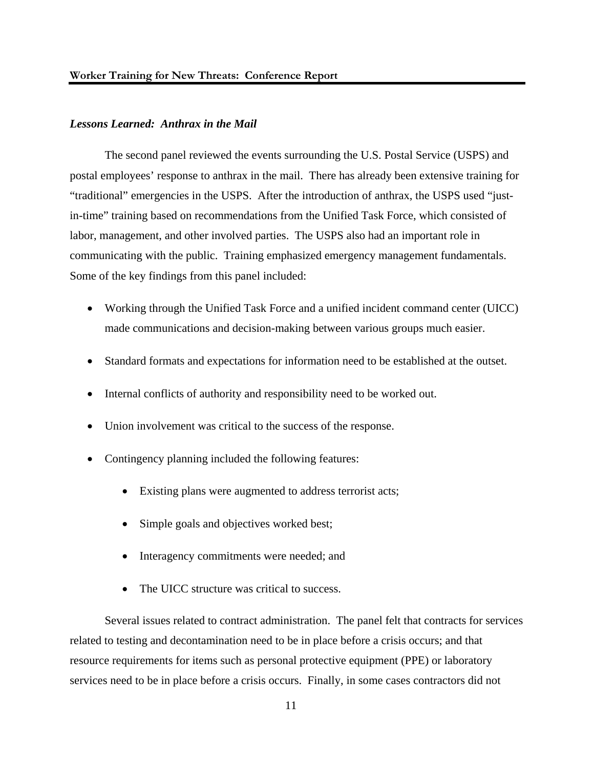### *Lessons Learned: Anthrax in the Mail*

The second panel reviewed the events surrounding the U.S. Postal Service (USPS) and postal employees' response to anthrax in the mail. There has already been extensive training for "traditional" emergencies in the USPS. After the introduction of anthrax, the USPS used "just-in-time" training based on recommendations from the Unified Task Force, which consisted of labor, management, and other involved parties. The USPS also had an important role in communicating with the public. Training emphasized emergency management fundamentals. Some of the key findings from this panel included:

- Working through the Unified Task Force and a unified incident command center (UICC) made communications and decision-making between various groups much easier.
- Standard formats and expectations for information need to be established at the outset.
- Internal conflicts of authority and responsibility need to be worked out.
- Union involvement was critical to the success of the response.
- Contingency planning included the following features:
  - Existing plans were augmented to address terrorist acts;
  - Simple goals and objectives worked best;
  - Interagency commitments were needed; and
  - The UICC structure was critical to success.

Several issues related to contract administration. The panel felt that contracts for services related to testing and decontamination need to be in place before a crisis occurs; and that resource requirements for items such as personal protective equipment (PPE) or laboratory services need to be in place before a crisis occurs. Finally, in some cases contractors did not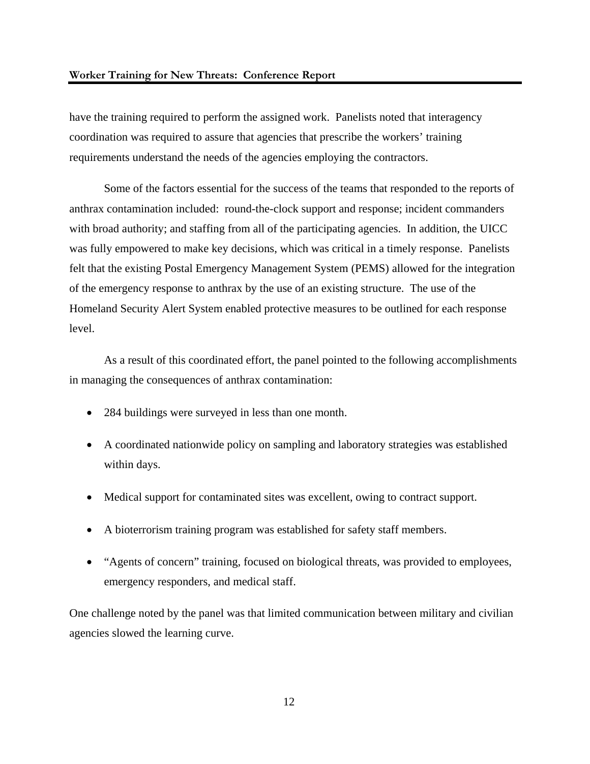have the training required to perform the assigned work. Panelists noted that interagency coordination was required to assure that agencies that prescribe the workers' training requirements understand the needs of the agencies employing the contractors.

Some of the factors essential for the success of the teams that responded to the reports of anthrax contamination included: round-the-clock support and response; incident commanders with broad authority; and staffing from all of the participating agencies. In addition, the UICC was fully empowered to make key decisions, which was critical in a timely response. Panelists felt that the existing Postal Emergency Management System (PEMS) allowed for the integration of the emergency response to anthrax by the use of an existing structure. The use of the Homeland Security Alert System enabled protective measures to be outlined for each response level.

As a result of this coordinated effort, the panel pointed to the following accomplishments in managing the consequences of anthrax contamination:

- 284 buildings were surveyed in less than one month.
- A coordinated nationwide policy on sampling and laboratory strategies was established within days.
- Medical support for contaminated sites was excellent, owing to contract support.
- A bioterrorism training program was established for safety staff members.
- "Agents of concern" training, focused on biological threats, was provided to employees, emergency responders, and medical staff.

One challenge noted by the panel was that limited communication between military and civilian agencies slowed the learning curve.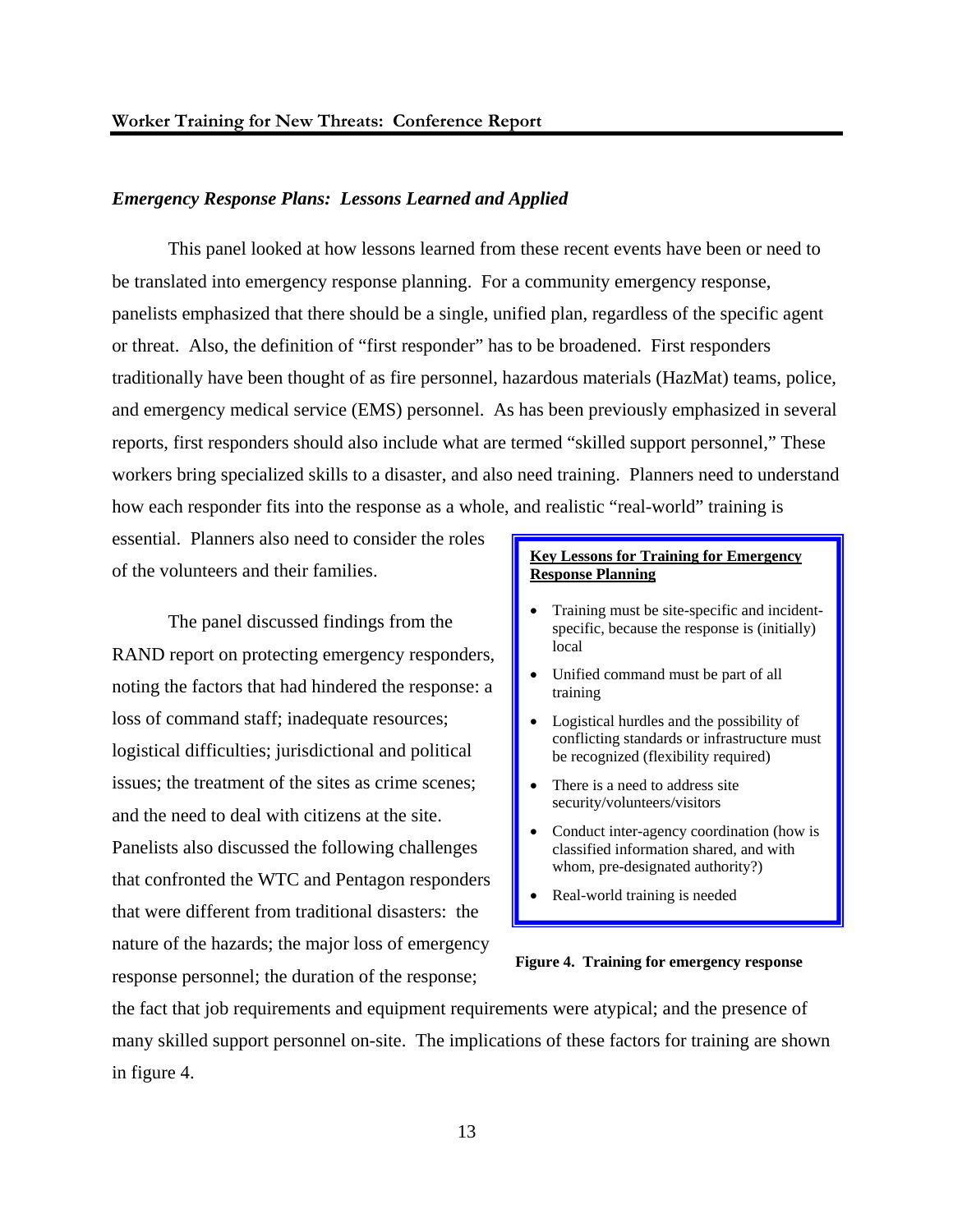### *Emergency Response Plans: Lessons Learned and Applied*

This panel looked at how lessons learned from these recent events have been or need to be translated into emergency response planning. For a community emergency response, panelists emphasized that there should be a single, unified plan, regardless of the specific agent or threat. Also, the definition of "first responder" has to be broadened. First responders traditionally have been thought of as fire personnel, hazardous materials (HazMat) teams, police, and emergency medical service (EMS) personnel. As has been previously emphasized in several reports, first responders should also include what are termed "skilled support personnel," These workers bring specialized skills to a disaster, and also need training. Planners need to understand how each responder fits into the response as a whole, and realistic "real-world" training is essential. Planners also need to consider the roles of the volunteers and their families.

The panel discussed findings from the RAND report on protecting emergency responders, noting the factors that had hindered the response: a loss of command staff; inadequate resources; logistical difficulties; jurisdictional and political issues; the treatment of the sites as crime scenes; and the need to deal with citizens at the site. Panelists also discussed the following challenges that confronted the WTC and Pentagon responders that were different from traditional disasters: the nature of the hazards; the major loss of emergency response personnel; the duration of the response; the fact that job requirements and equipment requirements were atypical; and the presence of many skilled support personnel on-site. The implications of these factors for training are shown in figure 4.

**Key Lessons for Training for Emergency Response Planning**

- Training must be site-specific and incident-specific, because the response is (initially) local
- Unified command must be part of all training
- Logistical hurdles and the possibility of conflicting standards or infrastructure must be recognized (flexibility required)
- There is a need to address site security/volunteers/visitors
- Conduct inter-agency coordination (how is classified information shared, and with whom, pre-designated authority?)
- Real-world training is needed

**Figure 4. Training for emergency response**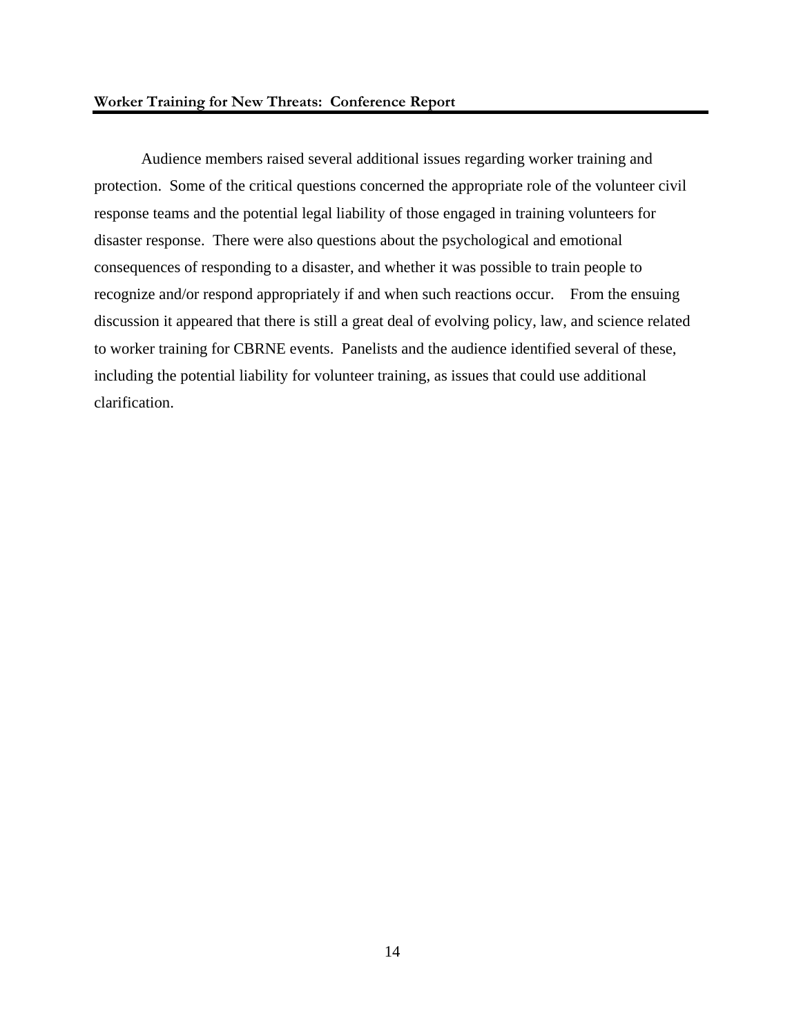Audience members raised several additional issues regarding worker training and protection. Some of the critical questions concerned the appropriate role of the volunteer civil response teams and the potential legal liability of those engaged in training volunteers for disaster response. There were also questions about the psychological and emotional consequences of responding to a disaster, and whether it was possible to train people to recognize and/or respond appropriately if and when such reactions occur. From the ensuing discussion it appeared that there is still a great deal of evolving policy, law, and science related to worker training for CBRNE events. Panelists and the audience identified several of these, including the potential liability for volunteer training, as issues that could use additional clarification.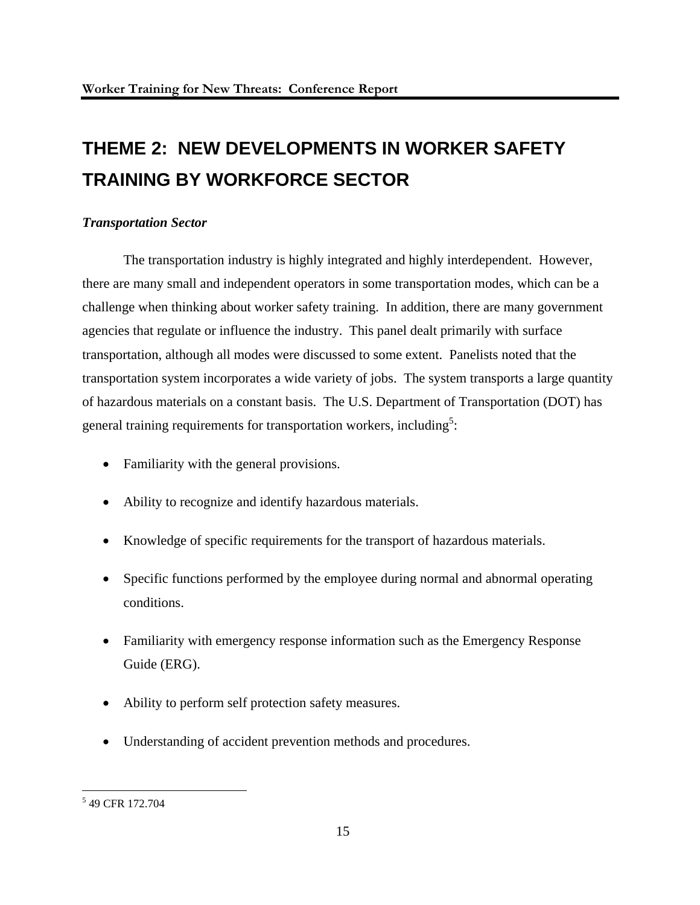# THEME 2: NEW DEVELOPMENTS IN WORKER SAFETY TRAINING BY WORKFORCE SECTOR

***Transportation Sector***

The transportation industry is highly integrated and highly interdependent. However, there are many small and independent operators in some transportation modes, which can be a challenge when thinking about worker safety training. In addition, there are many government agencies that regulate or influence the industry. This panel dealt primarily with surface transportation, although all modes were discussed to some extent. Panelists noted that the transportation system incorporates a wide variety of jobs. The system transports a large quantity of hazardous materials on a constant basis. The U.S. Department of Transportation (DOT) has general training requirements for transportation workers, including[5]:

- Familiarity with the general provisions.
- Ability to recognize and identify hazardous materials.
- Knowledge of specific requirements for the transport of hazardous materials.
- Specific functions performed by the employee during normal and abnormal operating conditions.
- Familiarity with emergency response information such as the Emergency Response Guide (ERG).
- Ability to perform self protection safety measures.
- Understanding of accident prevention methods and procedures.

[5] 49 CFR 172.704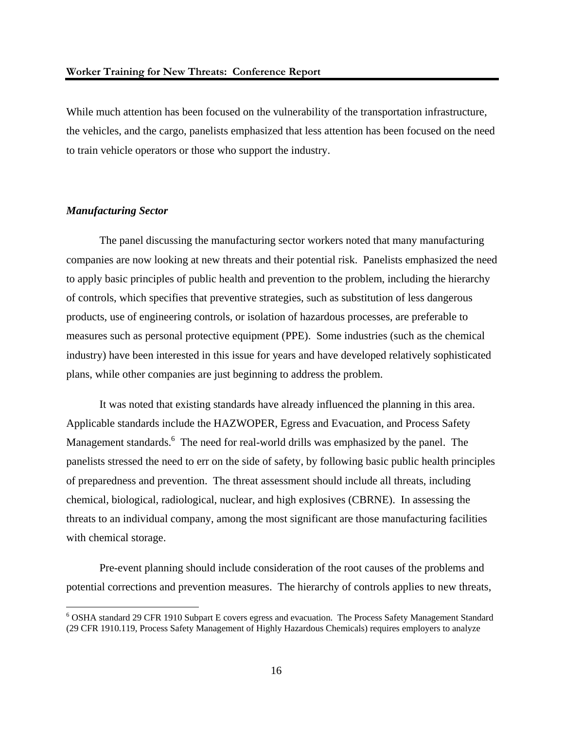While much attention has been focused on the vulnerability of the transportation infrastructure, the vehicles, and the cargo, panelists emphasized that less attention has been focused on the need to train vehicle operators or those who support the industry.

### *Manufacturing Sector*

The panel discussing the manufacturing sector workers noted that many manufacturing companies are now looking at new threats and their potential risk. Panelists emphasized the need to apply basic principles of public health and prevention to the problem, including the hierarchy of controls, which specifies that preventive strategies, such as substitution of less dangerous products, use of engineering controls, or isolation of hazardous processes, are preferable to measures such as personal protective equipment (PPE). Some industries (such as the chemical industry) have been interested in this issue for years and have developed relatively sophisticated plans, while other companies are just beginning to address the problem.

It was noted that existing standards have already influenced the planning in this area. Applicable standards include the HAZWOPER, Egress and Evacuation, and Process Safety Management standards.[6] The need for real-world drills was emphasized by the panel. The panelists stressed the need to err on the side of safety, by following basic public health principles of preparedness and prevention. The threat assessment should include all threats, including chemical, biological, radiological, nuclear, and high explosives (CBRNE). In assessing the threats to an individual company, among the most significant are those manufacturing facilities with chemical storage.

Pre-event planning should include consideration of the root causes of the problems and potential corrections and prevention measures. The hierarchy of controls applies to new threats,

---

[6] OSHA standard 29 CFR 1910 Subpart E covers egress and evacuation. The Process Safety Management Standard (29 CFR 1910.119, Process Safety Management of Highly Hazardous Chemicals) requires employers to analyze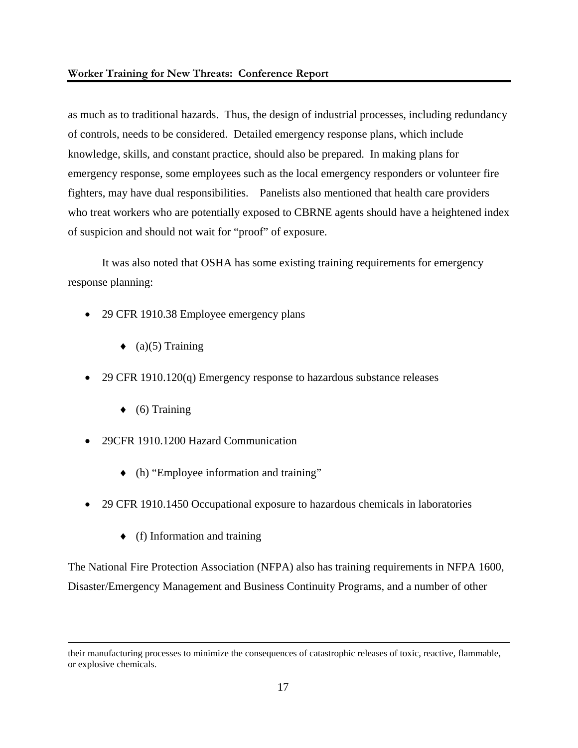as much as to traditional hazards. Thus, the design of industrial processes, including redundancy of controls, needs to be considered. Detailed emergency response plans, which include knowledge, skills, and constant practice, should also be prepared. In making plans for emergency response, some employees such as the local emergency responders or volunteer fire fighters, may have dual responsibilities. Panelists also mentioned that health care providers who treat workers who are potentially exposed to CBRNE agents should have a heightened index of suspicion and should not wait for "proof" of exposure.

It was also noted that OSHA has some existing training requirements for emergency response planning:

- 29 CFR 1910.38 Employee emergency plans
  - (a)(5) Training
- 29 CFR 1910.120(q) Emergency response to hazardous substance releases
  - (6) Training
- 29CFR 1910.1200 Hazard Communication
  - (h) "Employee information and training"
- 29 CFR 1910.1450 Occupational exposure to hazardous chemicals in laboratories
  - (f) Information and training

The National Fire Protection Association (NFPA) also has training requirements in NFPA 1600, Disaster/Emergency Management and Business Continuity Programs, and a number of other

---

their manufacturing processes to minimize the consequences of catastrophic releases of toxic, reactive, flammable, or explosive chemicals.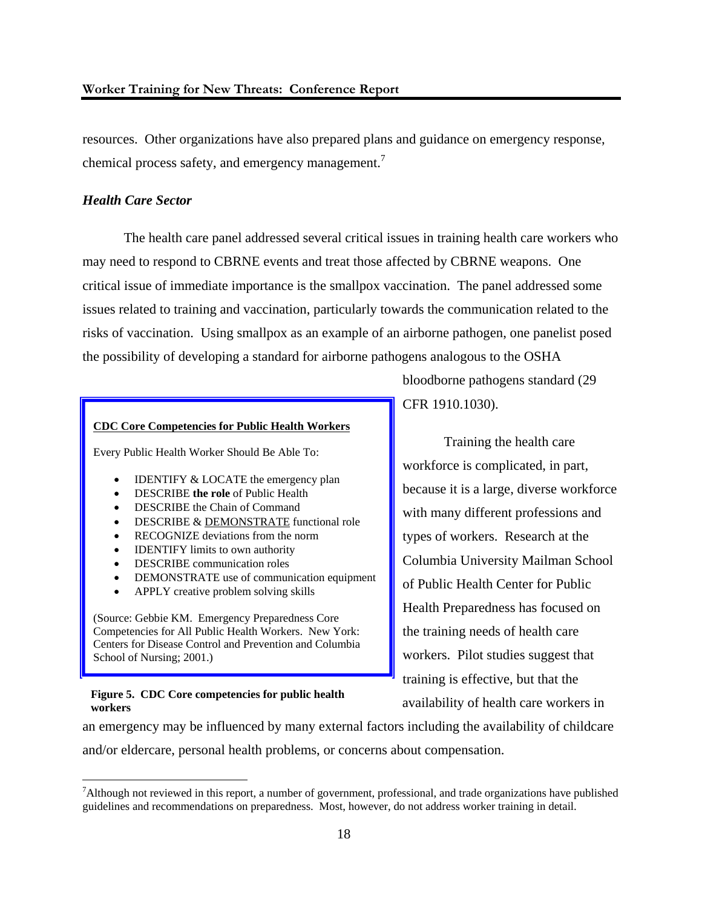resources. Other organizations have also prepared plans and guidance on emergency response, chemical process safety, and emergency management.[7]

### *Health Care Sector*

The health care panel addressed several critical issues in training health care workers who may need to respond to CBRNE events and treat those affected by CBRNE weapons. One critical issue of immediate importance is the smallpox vaccination. The panel addressed some issues related to training and vaccination, particularly towards the communication related to the risks of vaccination. Using smallpox as an example of an airborne pathogen, one panelist posed the possibility of developing a standard for airborne pathogens analogous to the OSHA bloodborne pathogens standard (29 CFR 1910.1030).

Training the health care workforce is complicated, in part, because it is a large, diverse workforce with many different professions and types of workers. Research at the Columbia University Mailman School of Public Health Center for Public Health Preparedness has focused on the training needs of health care workers. Pilot studies suggest that training is effective, but that the availability of health care workers in an emergency may be influenced by many external factors including the availability of childcare and/or eldercare, personal health problems, or concerns about compensation.

**CDC Core Competencies for Public Health Workers**

Every Public Health Worker Should Be Able To:

- IDENTIFY & LOCATE the emergency plan
- DESCRIBE **the role** of Public Health
- DESCRIBE the Chain of Command
- DESCRIBE & DEMONSTRATE functional role
- RECOGNIZE deviations from the norm
- IDENTIFY limits to own authority
- DESCRIBE communication roles
- DEMONSTRATE use of communication equipment
- APPLY creative problem solving skills

(Source: Gebbie KM. Emergency Preparedness Core Competencies for All Public Health Workers. New York: Centers for Disease Control and Prevention and Columbia School of Nursing; 2001.)

**Figure 5. CDC Core competencies for public health workers**

[7] Although not reviewed in this report, a number of government, professional, and trade organizations have published guidelines and recommendations on preparedness. Most, however, do not address worker training in detail.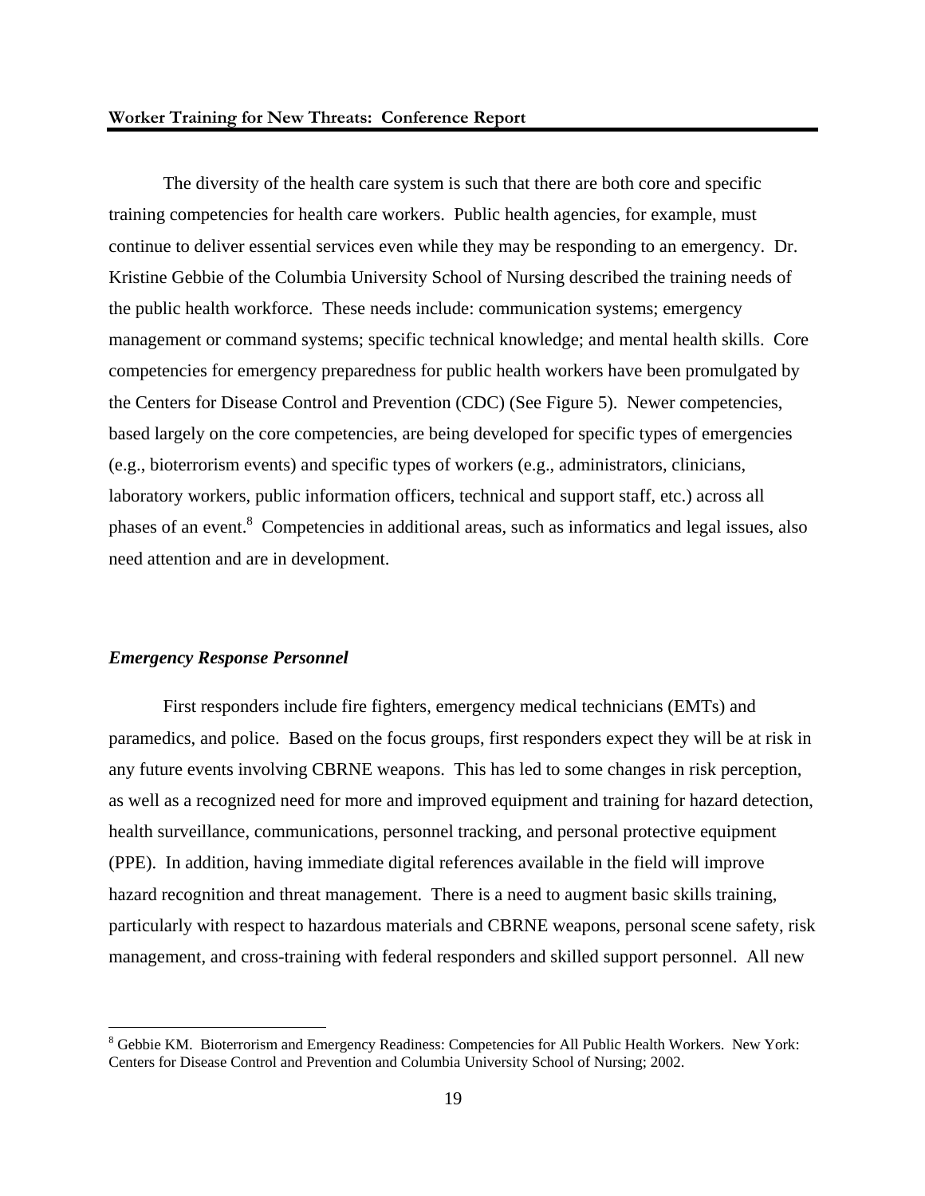The diversity of the health care system is such that there are both core and specific training competencies for health care workers. Public health agencies, for example, must continue to deliver essential services even while they may be responding to an emergency. Dr. Kristine Gebbie of the Columbia University School of Nursing described the training needs of the public health workforce. These needs include: communication systems; emergency management or command systems; specific technical knowledge; and mental health skills. Core competencies for emergency preparedness for public health workers have been promulgated by the Centers for Disease Control and Prevention (CDC) (See Figure 5). Newer competencies, based largely on the core competencies, are being developed for specific types of emergencies (e.g., bioterrorism events) and specific types of workers (e.g., administrators, clinicians, laboratory workers, public information officers, technical and support staff, etc.) across all phases of an event.[8] Competencies in additional areas, such as informatics and legal issues, also need attention and are in development.

### *Emergency Response Personnel*

First responders include fire fighters, emergency medical technicians (EMTs) and paramedics, and police. Based on the focus groups, first responders expect they will be at risk in any future events involving CBRNE weapons. This has led to some changes in risk perception, as well as a recognized need for more and improved equipment and training for hazard detection, health surveillance, communications, personnel tracking, and personal protective equipment (PPE). In addition, having immediate digital references available in the field will improve hazard recognition and threat management. There is a need to augment basic skills training, particularly with respect to hazardous materials and CBRNE weapons, personal scene safety, risk management, and cross-training with federal responders and skilled support personnel. All new

---

[8] Gebbie KM. Bioterrorism and Emergency Readiness: Competencies for All Public Health Workers. New York: Centers for Disease Control and Prevention and Columbia University School of Nursing; 2002.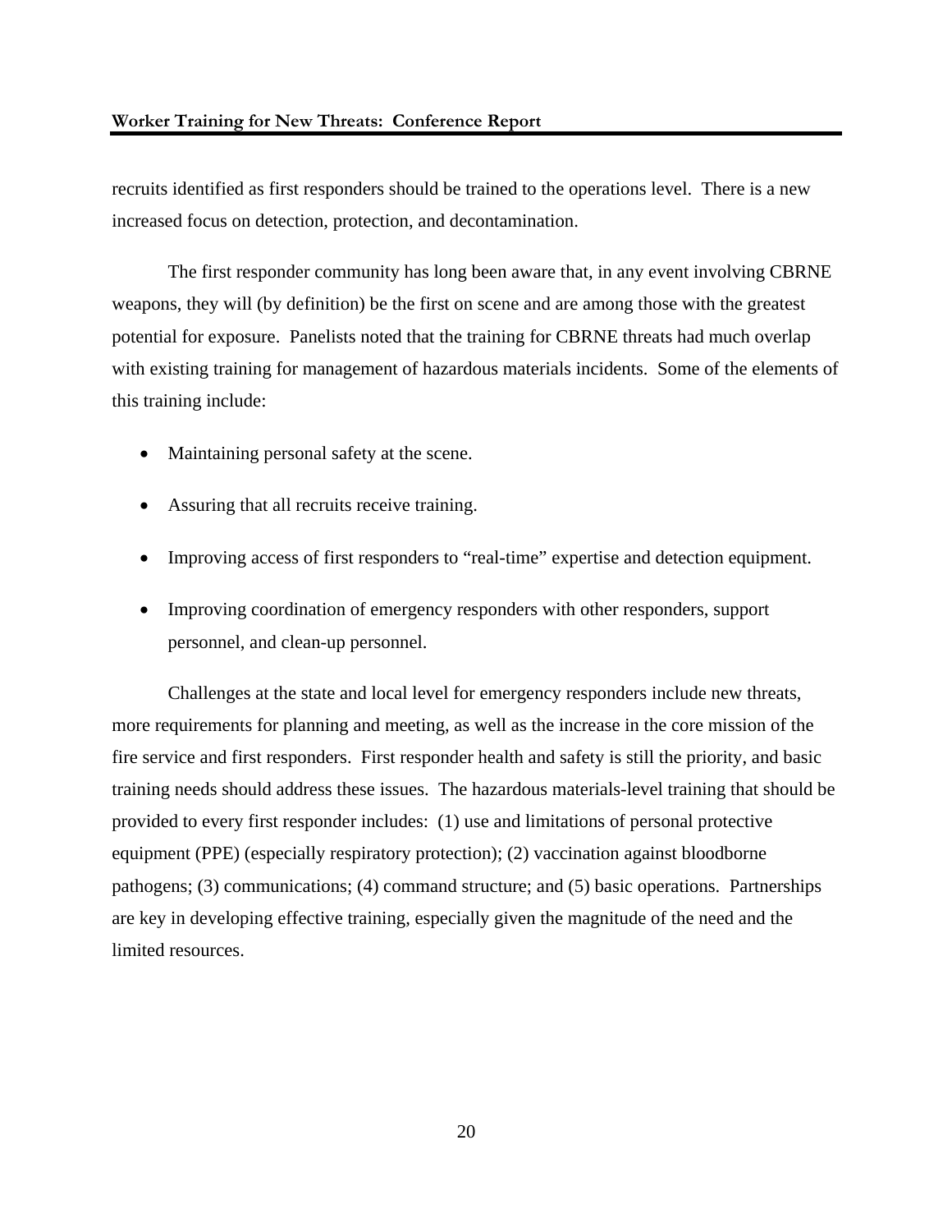recruits identified as first responders should be trained to the operations level. There is a new increased focus on detection, protection, and decontamination.

The first responder community has long been aware that, in any event involving CBRNE weapons, they will (by definition) be the first on scene and are among those with the greatest potential for exposure. Panelists noted that the training for CBRNE threats had much overlap with existing training for management of hazardous materials incidents. Some of the elements of this training include:

- Maintaining personal safety at the scene.
- Assuring that all recruits receive training.
- Improving access of first responders to "real-time" expertise and detection equipment.
- Improving coordination of emergency responders with other responders, support personnel, and clean-up personnel.

Challenges at the state and local level for emergency responders include new threats, more requirements for planning and meeting, as well as the increase in the core mission of the fire service and first responders. First responder health and safety is still the priority, and basic training needs should address these issues. The hazardous materials-level training that should be provided to every first responder includes: (1) use and limitations of personal protective equipment (PPE) (especially respiratory protection); (2) vaccination against bloodborne pathogens; (3) communications; (4) command structure; and (5) basic operations. Partnerships are key in developing effective training, especially given the magnitude of the need and the limited resources.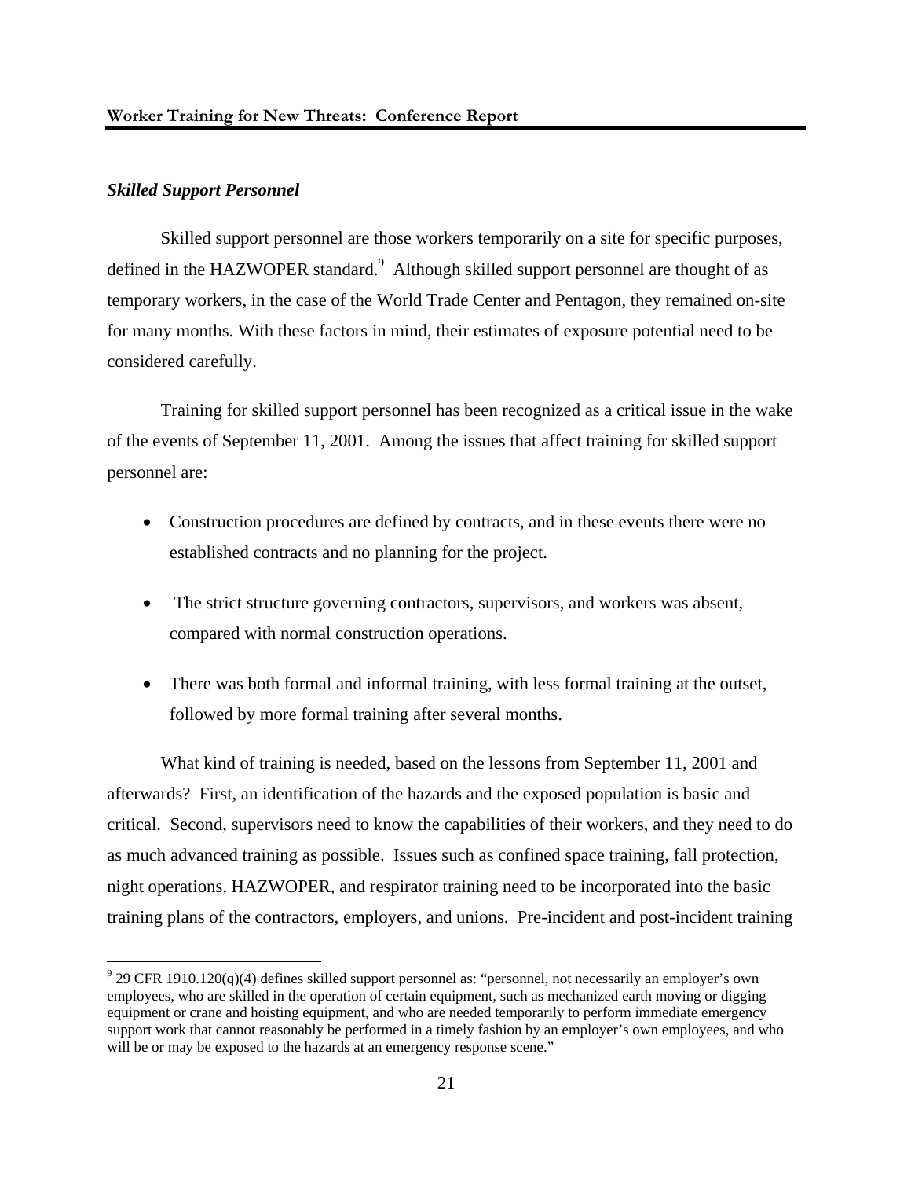### *Skilled Support Personnel*

Skilled support personnel are those workers temporarily on a site for specific purposes, defined in the HAZWOPER standard.[9] Although skilled support personnel are thought of as temporary workers, in the case of the World Trade Center and Pentagon, they remained on-site for many months. With these factors in mind, their estimates of exposure potential need to be considered carefully.

Training for skilled support personnel has been recognized as a critical issue in the wake of the events of September 11, 2001. Among the issues that affect training for skilled support personnel are:

- Construction procedures are defined by contracts, and in these events there were no established contracts and no planning for the project.
- The strict structure governing contractors, supervisors, and workers was absent, compared with normal construction operations.
- There was both formal and informal training, with less formal training at the outset, followed by more formal training after several months.

What kind of training is needed, based on the lessons from September 11, 2001 and afterwards? First, an identification of the hazards and the exposed population is basic and critical. Second, supervisors need to know the capabilities of their workers, and they need to do as much advanced training as possible. Issues such as confined space training, fall protection, night operations, HAZWOPER, and respirator training need to be incorporated into the basic training plans of the contractors, employers, and unions. Pre-incident and post-incident training

---

[9] 29 CFR 1910.120(q)(4) defines skilled support personnel as: "personnel, not necessarily an employer's own employees, who are skilled in the operation of certain equipment, such as mechanized earth moving or digging equipment or crane and hoisting equipment, and who are needed temporarily to perform immediate emergency support work that cannot reasonably be performed in a timely fashion by an employer's own employees, and who will be or may be exposed to the hazards at an emergency response scene."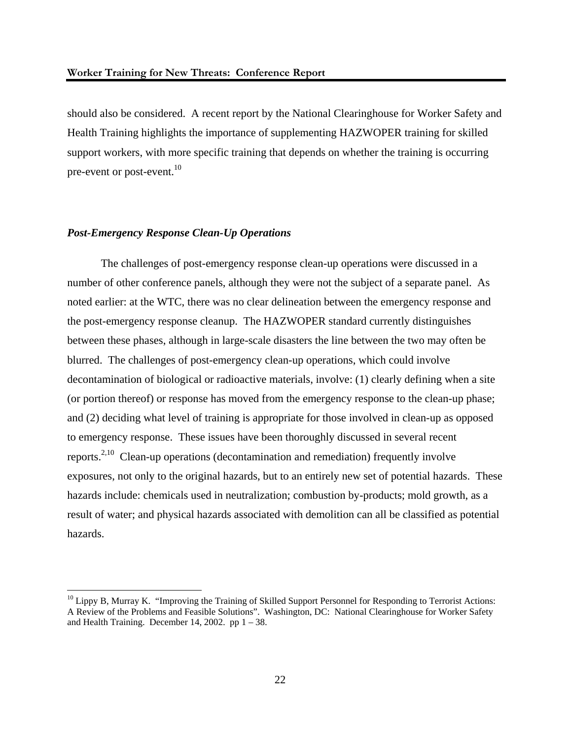should also be considered. A recent report by the National Clearinghouse for Worker Safety and Health Training highlights the importance of supplementing HAZWOPER training for skilled support workers, with more specific training that depends on whether the training is occurring pre-event or post-event.[10]

### *Post-Emergency Response Clean-Up Operations*

The challenges of post-emergency response clean-up operations were discussed in a number of other conference panels, although they were not the subject of a separate panel. As noted earlier: at the WTC, there was no clear delineation between the emergency response and the post-emergency response cleanup. The HAZWOPER standard currently distinguishes between these phases, although in large-scale disasters the line between the two may often be blurred. The challenges of post-emergency clean-up operations, which could involve decontamination of biological or radioactive materials, involve: (1) clearly defining when a site (or portion thereof) or response has moved from the emergency response to the clean-up phase; and (2) deciding what level of training is appropriate for those involved in clean-up as opposed to emergency response. These issues have been thoroughly discussed in several recent reports.[2,10] Clean-up operations (decontamination and remediation) frequently involve exposures, not only to the original hazards, but to an entirely new set of potential hazards. These hazards include: chemicals used in neutralization; combustion by-products; mold growth, as a result of water; and physical hazards associated with demolition can all be classified as potential hazards.

---

[10] Lippy B, Murray K. "Improving the Training of Skilled Support Personnel for Responding to Terrorist Actions: A Review of the Problems and Feasible Solutions". Washington, DC: National Clearinghouse for Worker Safety and Health Training. December 14, 2002. pp 1 – 38.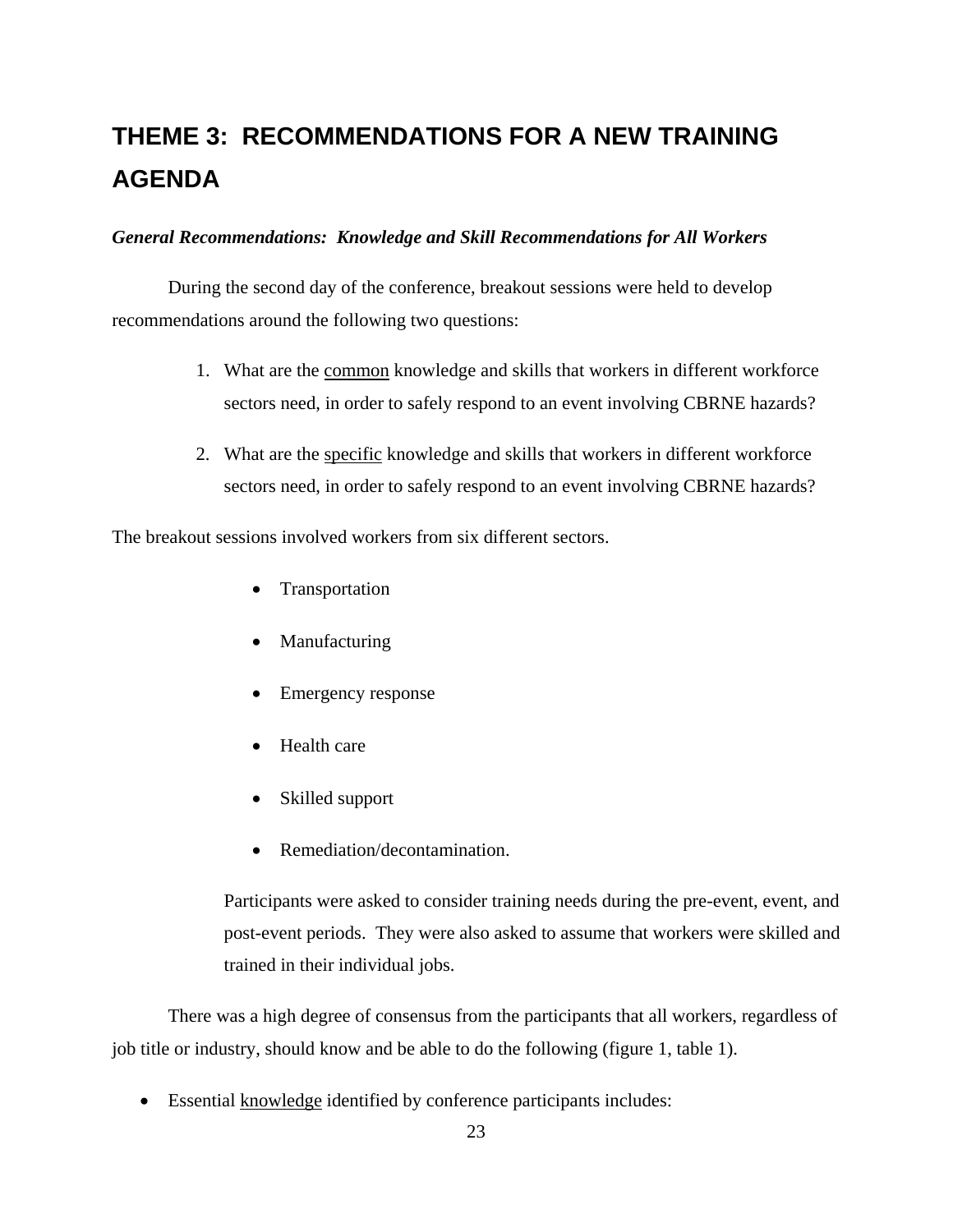# THEME 3: RECOMMENDATIONS FOR A NEW TRAINING AGENDA

***General Recommendations: Knowledge and Skill Recommendations for All Workers***

During the second day of the conference, breakout sessions were held to develop recommendations around the following two questions:

1. What are the common knowledge and skills that workers in different workforce sectors need, in order to safely respond to an event involving CBRNE hazards?

2. What are the specific knowledge and skills that workers in different workforce sectors need, in order to safely respond to an event involving CBRNE hazards?

The breakout sessions involved workers from six different sectors.

- Transportation
- Manufacturing
- Emergency response
- Health care
- Skilled support
- Remediation/decontamination.

Participants were asked to consider training needs during the pre-event, event, and post-event periods. They were also asked to assume that workers were skilled and trained in their individual jobs.

There was a high degree of consensus from the participants that all workers, regardless of job title or industry, should know and be able to do the following (figure 1, table 1).

- Essential knowledge identified by conference participants includes: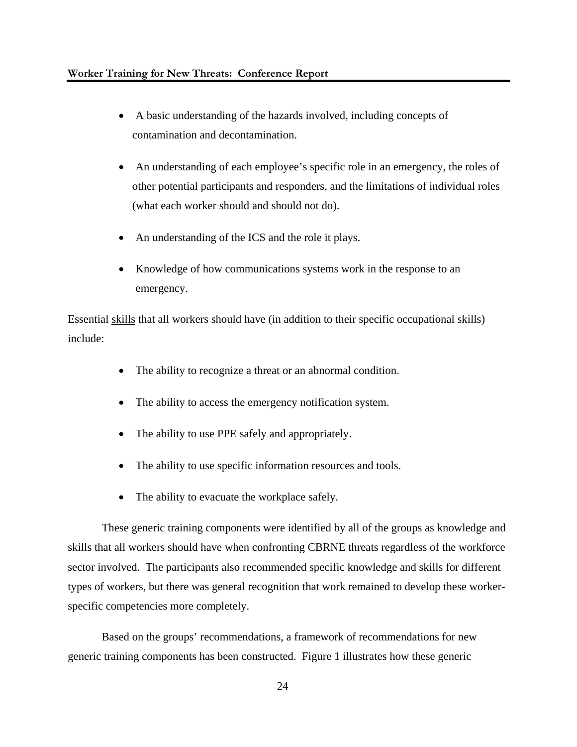- A basic understanding of the hazards involved, including concepts of contamination and decontamination.
- An understanding of each employee's specific role in an emergency, the roles of other potential participants and responders, and the limitations of individual roles (what each worker should and should not do).
- An understanding of the ICS and the role it plays.
- Knowledge of how communications systems work in the response to an emergency.

Essential skills that all workers should have (in addition to their specific occupational skills) include:

- The ability to recognize a threat or an abnormal condition.
- The ability to access the emergency notification system.
- The ability to use PPE safely and appropriately.
- The ability to use specific information resources and tools.
- The ability to evacuate the workplace safely.

These generic training components were identified by all of the groups as knowledge and skills that all workers should have when confronting CBRNE threats regardless of the workforce sector involved. The participants also recommended specific knowledge and skills for different types of workers, but there was general recognition that work remained to develop these worker-specific competencies more completely.

Based on the groups' recommendations, a framework of recommendations for new generic training components has been constructed. Figure 1 illustrates how these generic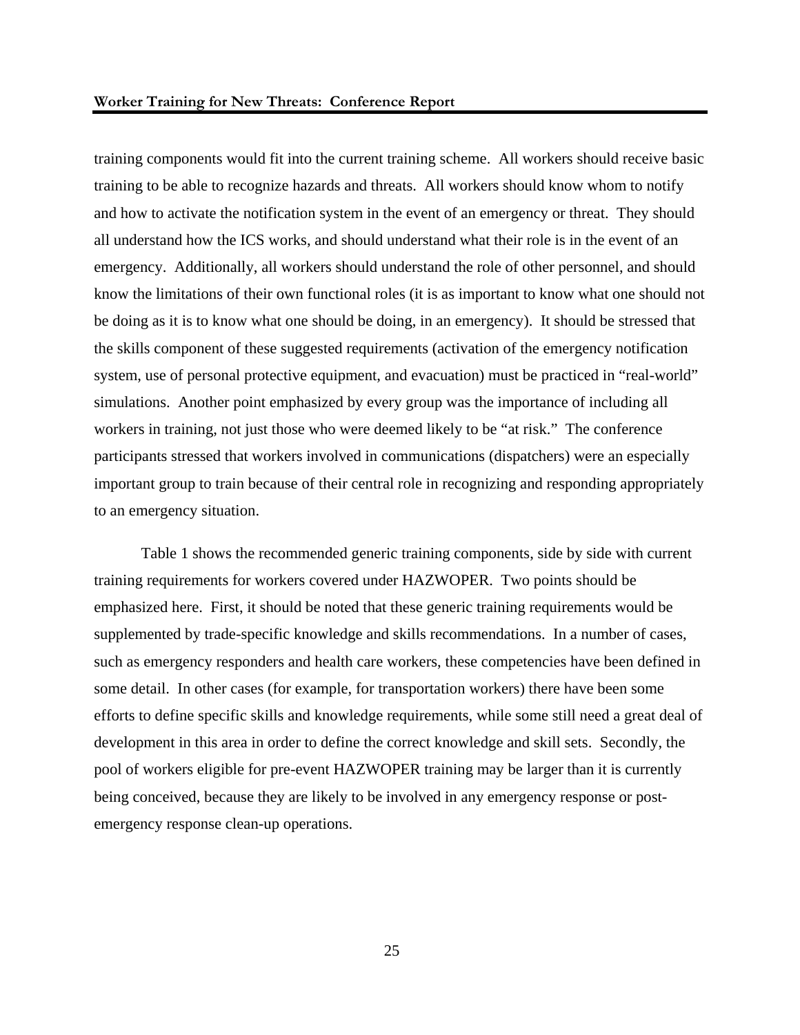training components would fit into the current training scheme. All workers should receive basic training to be able to recognize hazards and threats. All workers should know whom to notify and how to activate the notification system in the event of an emergency or threat. They should all understand how the ICS works, and should understand what their role is in the event of an emergency. Additionally, all workers should understand the role of other personnel, and should know the limitations of their own functional roles (it is as important to know what one should not be doing as it is to know what one should be doing, in an emergency). It should be stressed that the skills component of these suggested requirements (activation of the emergency notification system, use of personal protective equipment, and evacuation) must be practiced in "real-world" simulations. Another point emphasized by every group was the importance of including all workers in training, not just those who were deemed likely to be "at risk." The conference participants stressed that workers involved in communications (dispatchers) were an especially important group to train because of their central role in recognizing and responding appropriately to an emergency situation.

Table 1 shows the recommended generic training components, side by side with current training requirements for workers covered under HAZWOPER. Two points should be emphasized here. First, it should be noted that these generic training requirements would be supplemented by trade-specific knowledge and skills recommendations. In a number of cases, such as emergency responders and health care workers, these competencies have been defined in some detail. In other cases (for example, for transportation workers) there have been some efforts to define specific skills and knowledge requirements, while some still need a great deal of development in this area in order to define the correct knowledge and skill sets. Secondly, the pool of workers eligible for pre-event HAZWOPER training may be larger than it is currently being conceived, because they are likely to be involved in any emergency response or post-emergency response clean-up operations.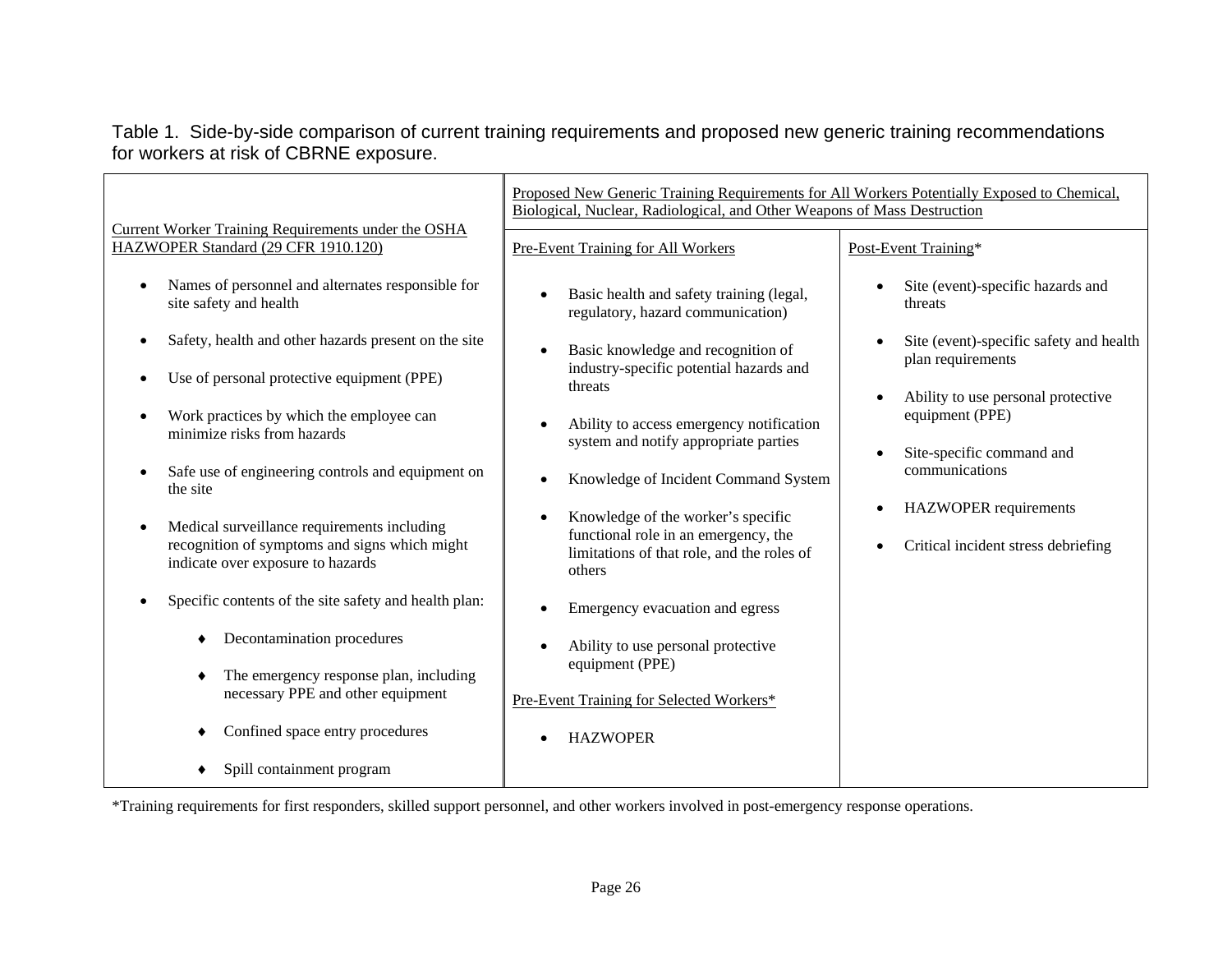Table 1. Side-by-side comparison of current training requirements and proposed new generic training recommendations for workers at risk of CBRNE exposure.

| Current Worker Training Requirements under the OSHA HAZWOPER Standard (29 CFR 1910.120) | Proposed New Generic Training Requirements for All Workers Potentially Exposed to Chemical, Biological, Nuclear, Radiological, and Other Weapons of Mass Destruction | |
|---|---|---|
| | Pre-Event Training for All Workers | Post-Event Training* |
| • Names of personnel and alternates responsible for site safety and health<br>• Safety, health and other hazards present on the site<br>• Use of personal protective equipment (PPE)<br>• Work practices by which the employee can minimize risks from hazards<br>• Safe use of engineering controls and equipment on the site<br>• Medical surveillance requirements including recognition of symptoms and signs which might indicate over exposure to hazards<br>• Specific contents of the site safety and health plan:<br>♦ Decontamination procedures<br>♦ The emergency response plan, including necessary PPE and other equipment<br>♦ Confined space entry procedures<br>♦ Spill containment program | • Basic health and safety training (legal, regulatory, hazard communication)<br>• Basic knowledge and recognition of industry-specific potential hazards and threats<br>• Ability to access emergency notification system and notify appropriate parties<br>• Knowledge of Incident Command System<br>• Knowledge of the worker's specific functional role in an emergency, the limitations of that role, and the roles of others<br>• Emergency evacuation and egress<br>• Ability to use personal protective equipment (PPE)<br><br>Pre-Event Training for Selected Workers*<br>• HAZWOPER | • Site (event)-specific hazards and threats<br>• Site (event)-specific safety and health plan requirements<br>• Ability to use personal protective equipment (PPE)<br>• Site-specific command and communications<br>• HAZWOPER requirements<br>• Critical incident stress debriefing |

*Training requirements for first responders, skilled support personnel, and other workers involved in post-emergency response operations.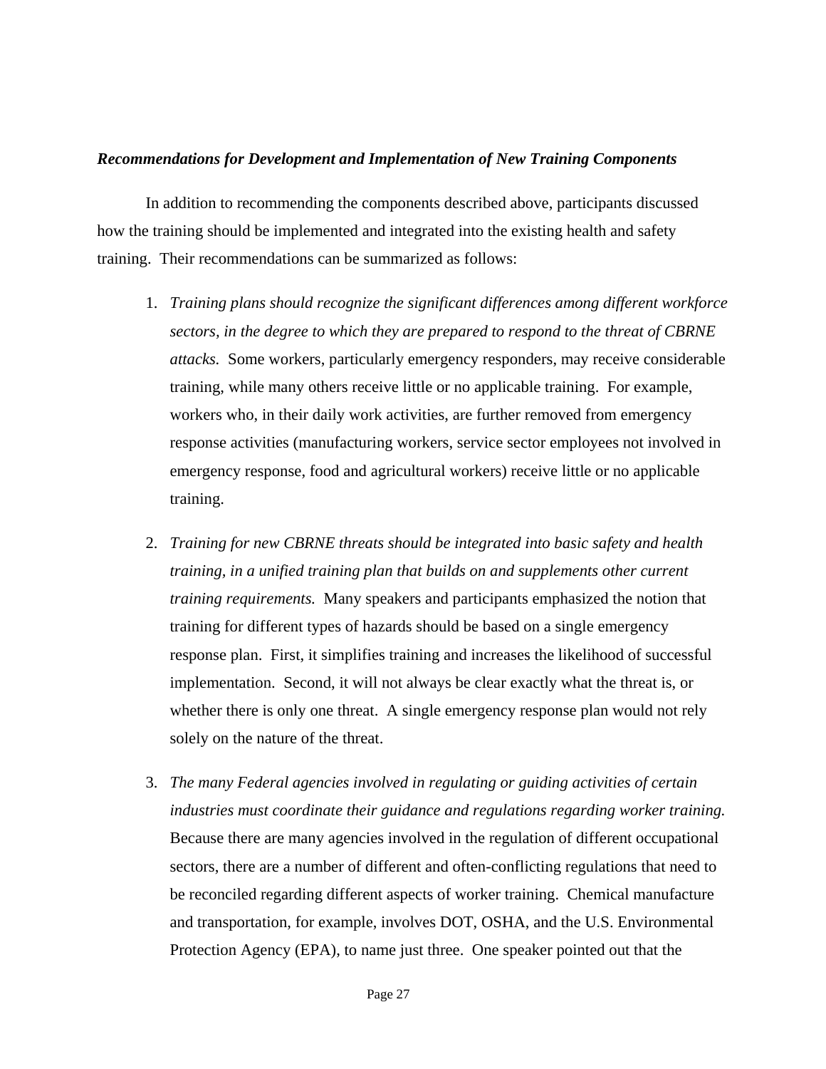***Recommendations for Development and Implementation of New Training Components***

In addition to recommending the components described above, participants discussed how the training should be implemented and integrated into the existing health and safety training. Their recommendations can be summarized as follows:

1. *Training plans should recognize the significant differences among different workforce sectors, in the degree to which they are prepared to respond to the threat of CBRNE attacks.* Some workers, particularly emergency responders, may receive considerable training, while many others receive little or no applicable training. For example, workers who, in their daily work activities, are further removed from emergency response activities (manufacturing workers, service sector employees not involved in emergency response, food and agricultural workers) receive little or no applicable training.

2. *Training for new CBRNE threats should be integrated into basic safety and health training, in a unified training plan that builds on and supplements other current training requirements.* Many speakers and participants emphasized the notion that training for different types of hazards should be based on a single emergency response plan. First, it simplifies training and increases the likelihood of successful implementation. Second, it will not always be clear exactly what the threat is, or whether there is only one threat. A single emergency response plan would not rely solely on the nature of the threat.

3. *The many Federal agencies involved in regulating or guiding activities of certain industries must coordinate their guidance and regulations regarding worker training.* Because there are many agencies involved in the regulation of different occupational sectors, there are a number of different and often-conflicting regulations that need to be reconciled regarding different aspects of worker training. Chemical manufacture and transportation, for example, involves DOT, OSHA, and the U.S. Environmental Protection Agency (EPA), to name just three. One speaker pointed out that the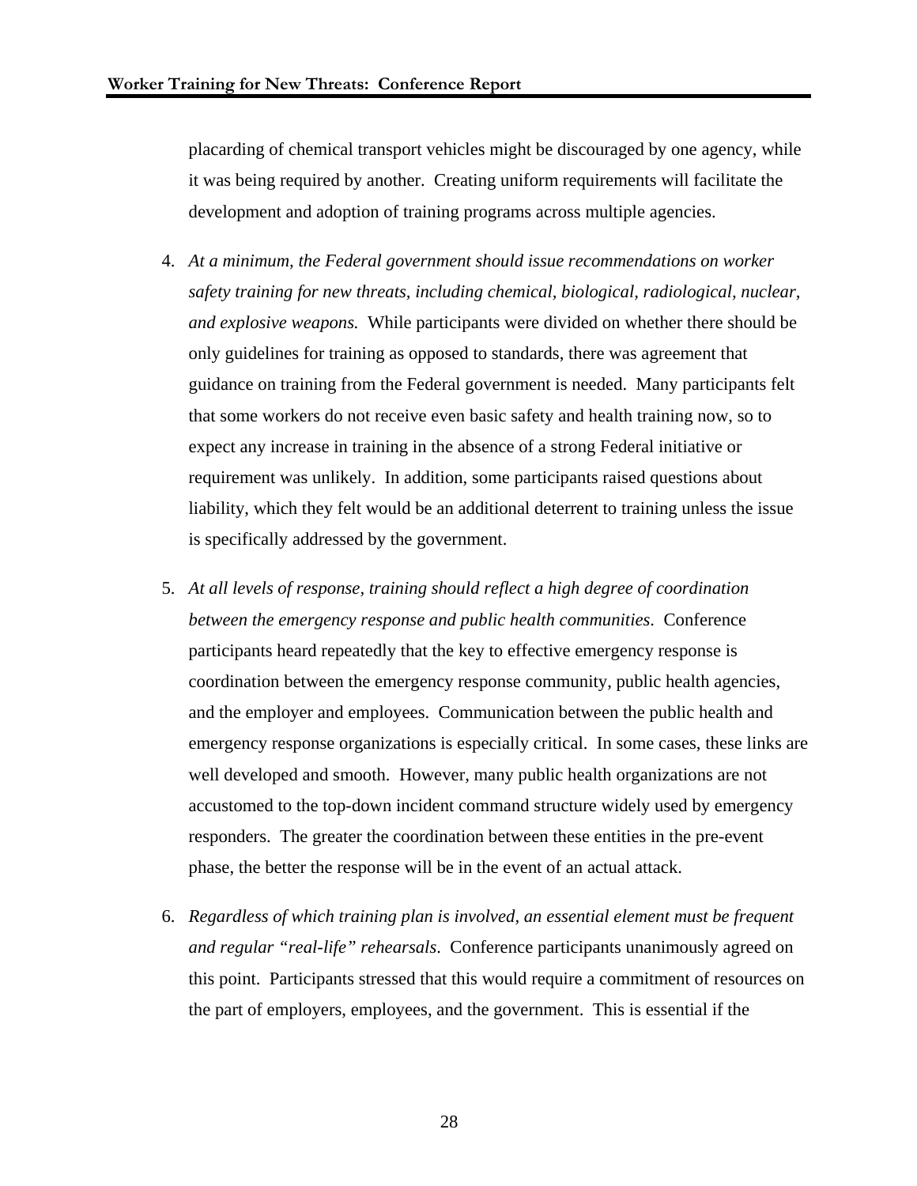placarding of chemical transport vehicles might be discouraged by one agency, while it was being required by another. Creating uniform requirements will facilitate the development and adoption of training programs across multiple agencies.

4. *At a minimum, the Federal government should issue recommendations on worker safety training for new threats, including chemical, biological, radiological, nuclear, and explosive weapons.* While participants were divided on whether there should be only guidelines for training as opposed to standards, there was agreement that guidance on training from the Federal government is needed. Many participants felt that some workers do not receive even basic safety and health training now, so to expect any increase in training in the absence of a strong Federal initiative or requirement was unlikely. In addition, some participants raised questions about liability, which they felt would be an additional deterrent to training unless the issue is specifically addressed by the government.

5. *At all levels of response, training should reflect a high degree of coordination between the emergency response and public health communities*. Conference participants heard repeatedly that the key to effective emergency response is coordination between the emergency response community, public health agencies, and the employer and employees. Communication between the public health and emergency response organizations is especially critical. In some cases, these links are well developed and smooth. However, many public health organizations are not accustomed to the top-down incident command structure widely used by emergency responders. The greater the coordination between these entities in the pre-event phase, the better the response will be in the event of an actual attack.

6. *Regardless of which training plan is involved, an essential element must be frequent and regular "real-life" rehearsals*. Conference participants unanimously agreed on this point. Participants stressed that this would require a commitment of resources on the part of employers, employees, and the government. This is essential if the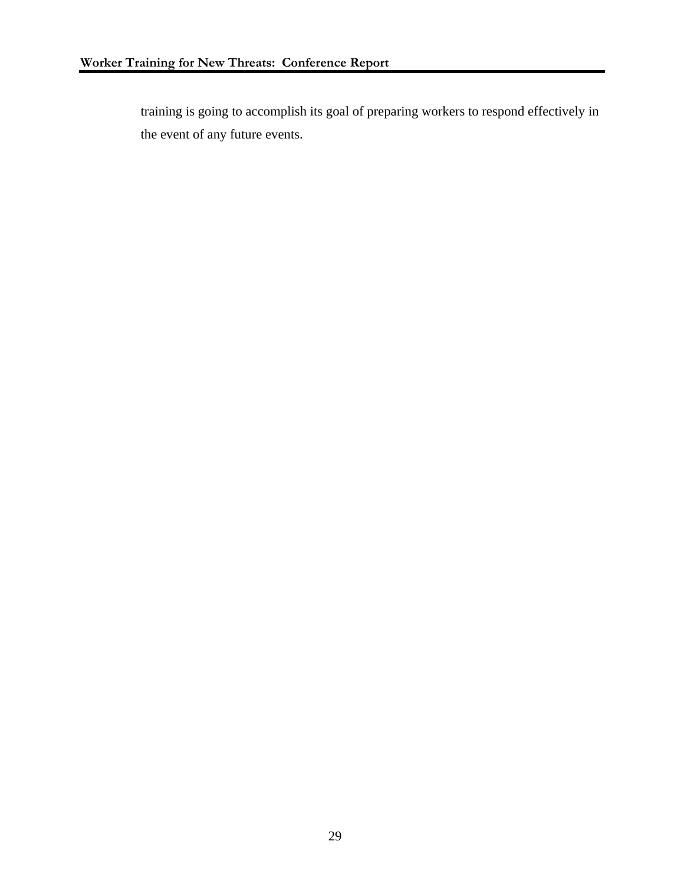training is going to accomplish its goal of preparing workers to respond effectively in the event of any future events.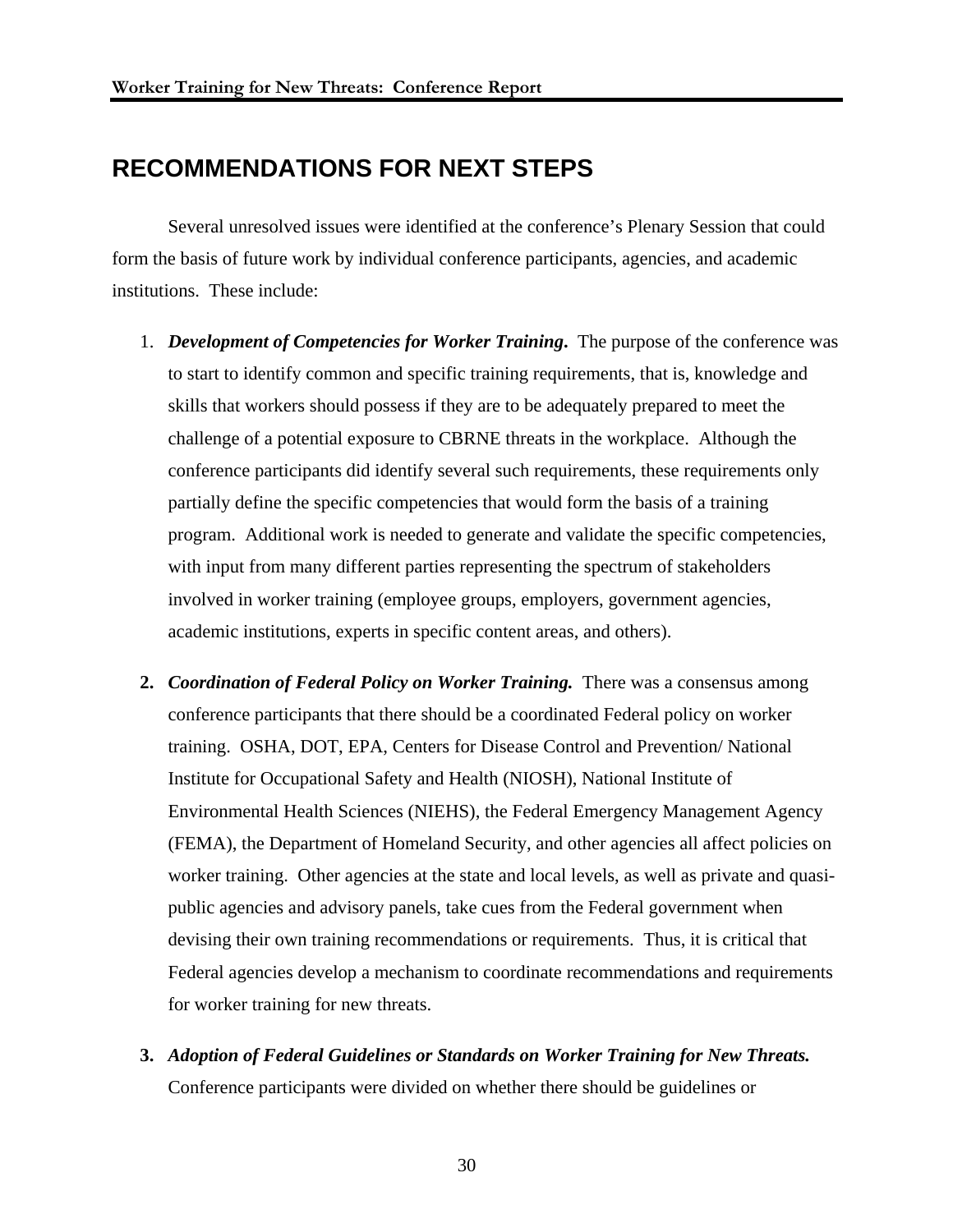## RECOMMENDATIONS FOR NEXT STEPS

Several unresolved issues were identified at the conference's Plenary Session that could form the basis of future work by individual conference participants, agencies, and academic institutions. These include:

1. ***Development of Competencies for Worker Training.*** The purpose of the conference was to start to identify common and specific training requirements, that is, knowledge and skills that workers should possess if they are to be adequately prepared to meet the challenge of a potential exposure to CBRNE threats in the workplace. Although the conference participants did identify several such requirements, these requirements only partially define the specific competencies that would form the basis of a training program. Additional work is needed to generate and validate the specific competencies, with input from many different parties representing the spectrum of stakeholders involved in worker training (employee groups, employers, government agencies, academic institutions, experts in specific content areas, and others).

2. ***Coordination of Federal Policy on Worker Training.*** There was a consensus among conference participants that there should be a coordinated Federal policy on worker training. OSHA, DOT, EPA, Centers for Disease Control and Prevention/ National Institute for Occupational Safety and Health (NIOSH), National Institute of Environmental Health Sciences (NIEHS), the Federal Emergency Management Agency (FEMA), the Department of Homeland Security, and other agencies all affect policies on worker training. Other agencies at the state and local levels, as well as private and quasi-public agencies and advisory panels, take cues from the Federal government when devising their own training recommendations or requirements. Thus, it is critical that Federal agencies develop a mechanism to coordinate recommendations and requirements for worker training for new threats.

3. ***Adoption of Federal Guidelines or Standards on Worker Training for New Threats.*** Conference participants were divided on whether there should be guidelines or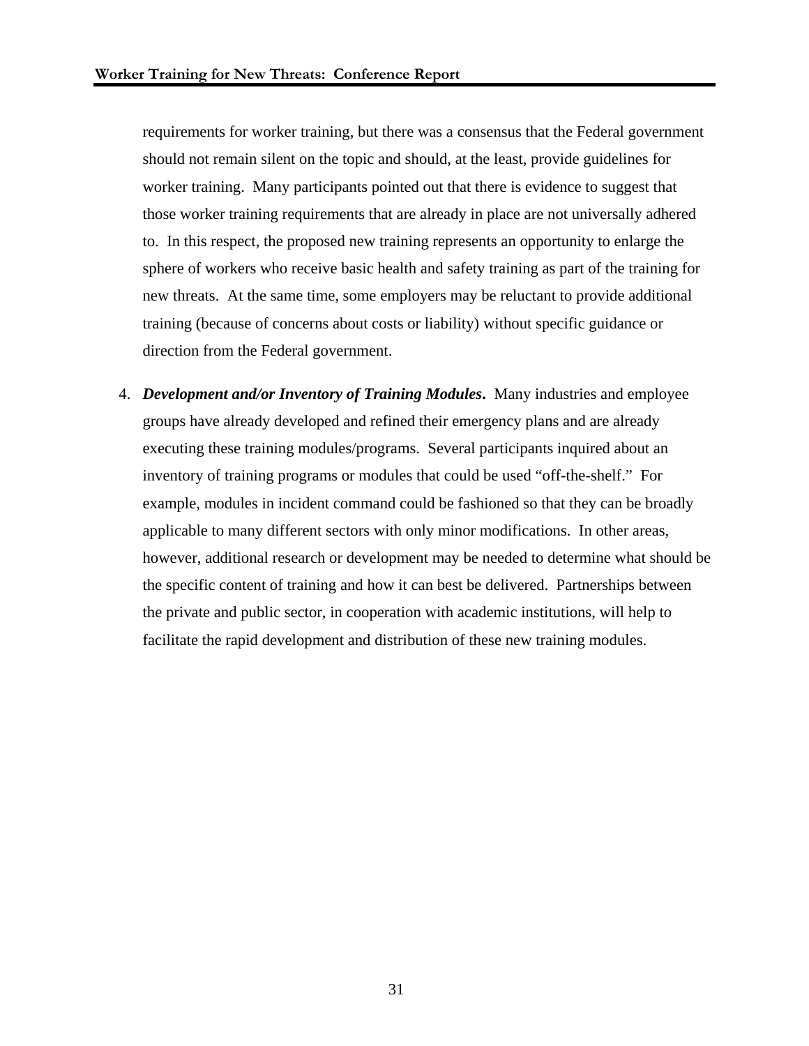requirements for worker training, but there was a consensus that the Federal government should not remain silent on the topic and should, at the least, provide guidelines for worker training. Many participants pointed out that there is evidence to suggest that those worker training requirements that are already in place are not universally adhered to. In this respect, the proposed new training represents an opportunity to enlarge the sphere of workers who receive basic health and safety training as part of the training for new threats. At the same time, some employers may be reluctant to provide additional training (because of concerns about costs or liability) without specific guidance or direction from the Federal government.

4. ***Development and/or Inventory of Training Modules*.** Many industries and employee groups have already developed and refined their emergency plans and are already executing these training modules/programs. Several participants inquired about an inventory of training programs or modules that could be used "off-the-shelf." For example, modules in incident command could be fashioned so that they can be broadly applicable to many different sectors with only minor modifications. In other areas, however, additional research or development may be needed to determine what should be the specific content of training and how it can best be delivered. Partnerships between the private and public sector, in cooperation with academic institutions, will help to facilitate the rapid development and distribution of these new training modules.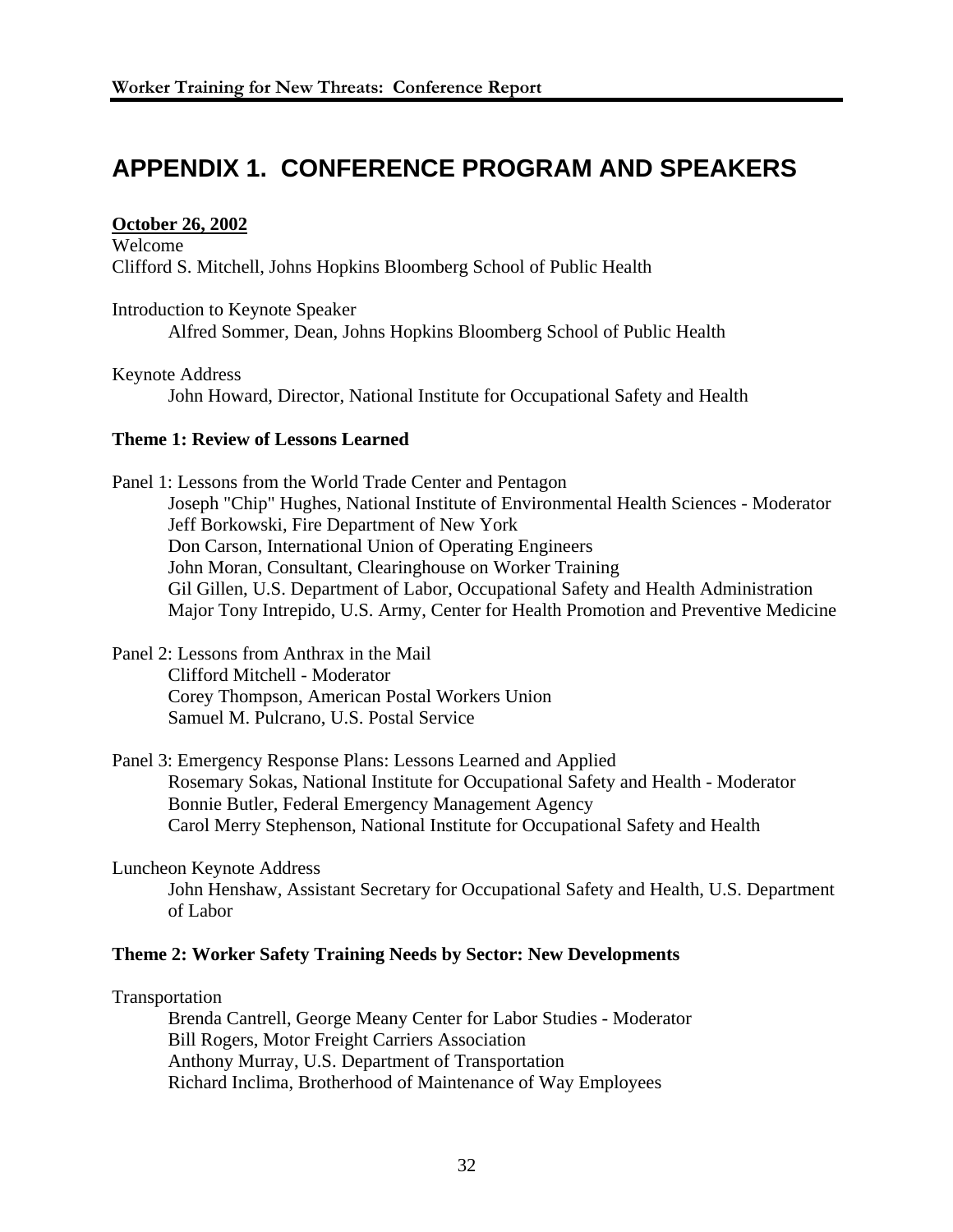# APPENDIX 1. CONFERENCE PROGRAM AND SPEAKERS

**October 26, 2002**

Welcome
Clifford S. Mitchell, Johns Hopkins Bloomberg School of Public Health

Introduction to Keynote Speaker
Alfred Sommer, Dean, Johns Hopkins Bloomberg School of Public Health

Keynote Address
John Howard, Director, National Institute for Occupational Safety and Health

**Theme 1: Review of Lessons Learned**

Panel 1: Lessons from the World Trade Center and Pentagon
Joseph "Chip" Hughes, National Institute of Environmental Health Sciences - Moderator
Jeff Borkowski, Fire Department of New York
Don Carson, International Union of Operating Engineers
John Moran, Consultant, Clearinghouse on Worker Training
Gil Gillen, U.S. Department of Labor, Occupational Safety and Health Administration
Major Tony Intrepido, U.S. Army, Center for Health Promotion and Preventive Medicine

Panel 2: Lessons from Anthrax in the Mail
Clifford Mitchell - Moderator
Corey Thompson, American Postal Workers Union
Samuel M. Pulcrano, U.S. Postal Service

Panel 3: Emergency Response Plans: Lessons Learned and Applied
Rosemary Sokas, National Institute for Occupational Safety and Health - Moderator
Bonnie Butler, Federal Emergency Management Agency
Carol Merry Stephenson, National Institute for Occupational Safety and Health

Luncheon Keynote Address
John Henshaw, Assistant Secretary for Occupational Safety and Health, U.S. Department of Labor

**Theme 2: Worker Safety Training Needs by Sector: New Developments**

Transportation
Brenda Cantrell, George Meany Center for Labor Studies - Moderator
Bill Rogers, Motor Freight Carriers Association
Anthony Murray, U.S. Department of Transportation
Richard Inclima, Brotherhood of Maintenance of Way Employees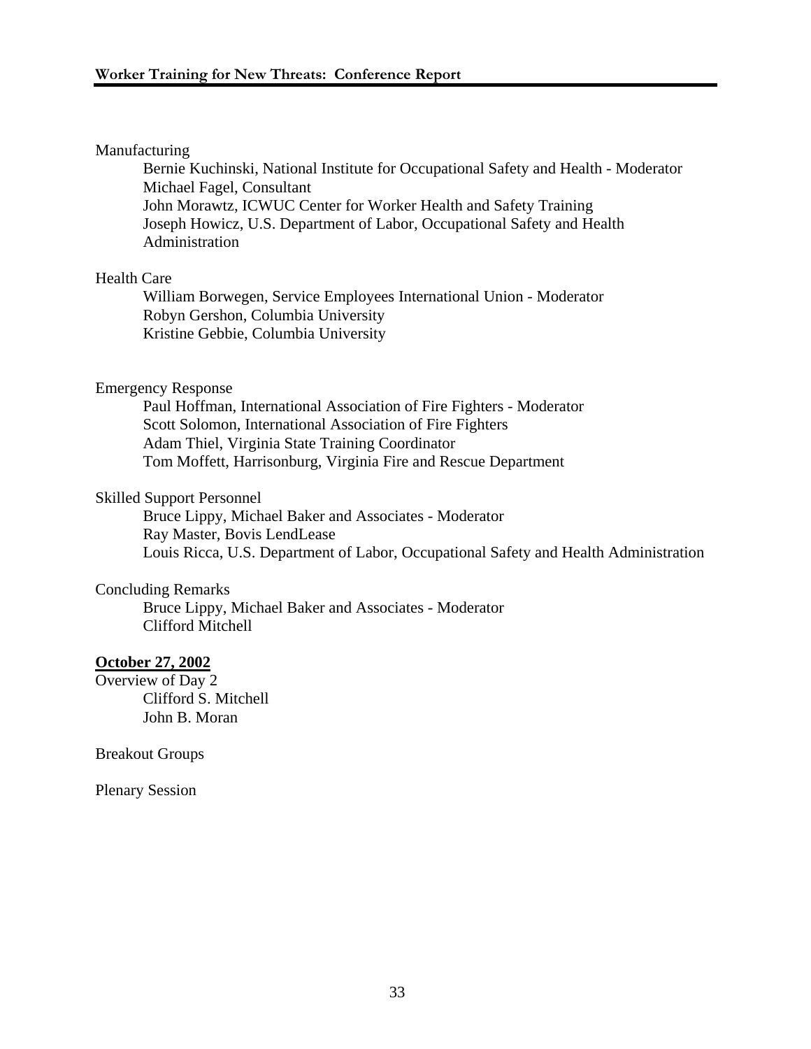Manufacturing

Bernie Kuchinski, National Institute for Occupational Safety and Health - Moderator
Michael Fagel, Consultant
John Morawtz, ICWUC Center for Worker Health and Safety Training
Joseph Howicz, U.S. Department of Labor, Occupational Safety and Health Administration

Health Care

William Borwegen, Service Employees International Union - Moderator
Robyn Gershon, Columbia University
Kristine Gebbie, Columbia University

Emergency Response

Paul Hoffman, International Association of Fire Fighters - Moderator
Scott Solomon, International Association of Fire Fighters
Adam Thiel, Virginia State Training Coordinator
Tom Moffett, Harrisonburg, Virginia Fire and Rescue Department

Skilled Support Personnel

Bruce Lippy, Michael Baker and Associates - Moderator
Ray Master, Bovis LendLease
Louis Ricca, U.S. Department of Labor, Occupational Safety and Health Administration

Concluding Remarks

Bruce Lippy, Michael Baker and Associates - Moderator
Clifford Mitchell

**October 27, 2002**

Overview of Day 2

Clifford S. Mitchell
John B. Moran

Breakout Groups

Plenary Session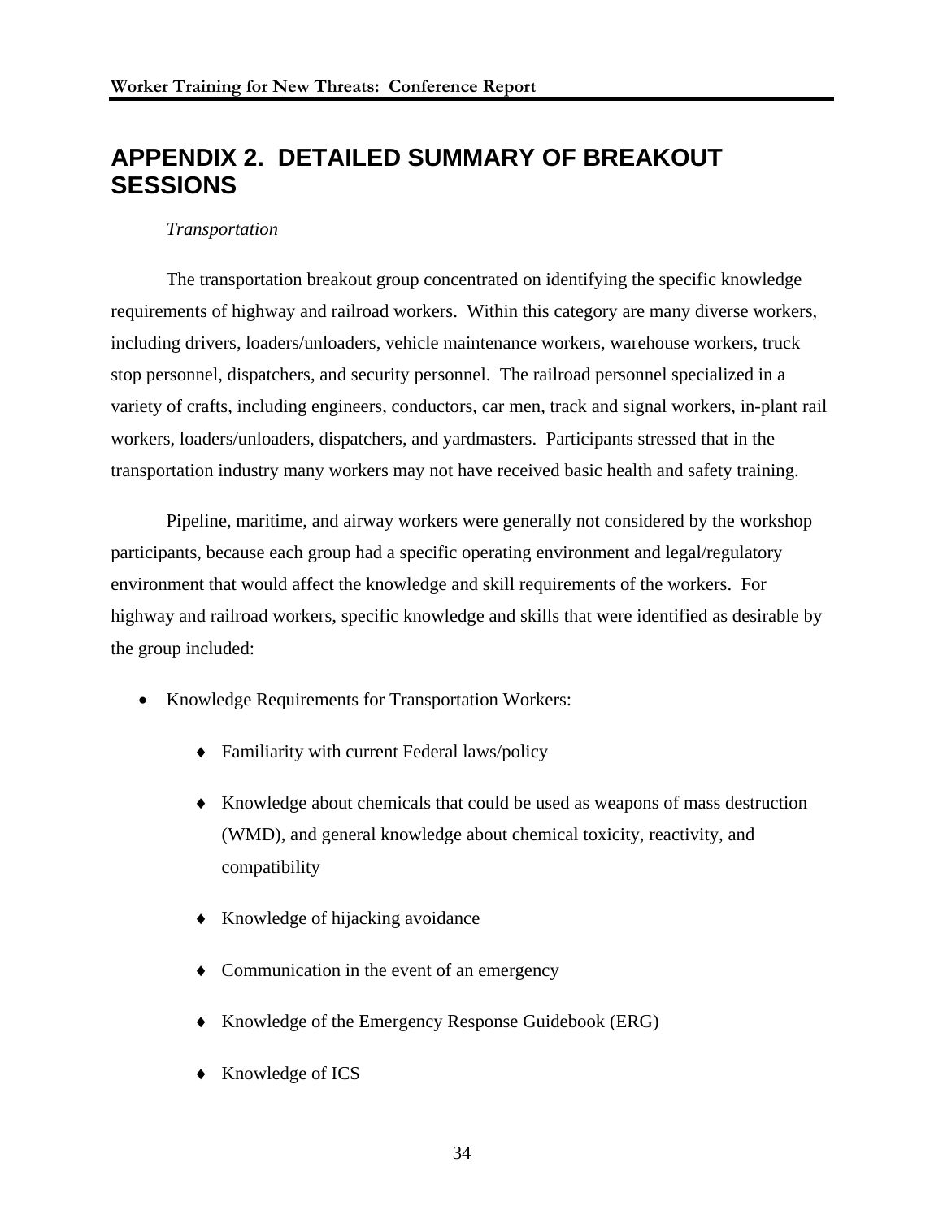# APPENDIX 2. DETAILED SUMMARY OF BREAKOUT SESSIONS

*Transportation*

The transportation breakout group concentrated on identifying the specific knowledge requirements of highway and railroad workers. Within this category are many diverse workers, including drivers, loaders/unloaders, vehicle maintenance workers, warehouse workers, truck stop personnel, dispatchers, and security personnel. The railroad personnel specialized in a variety of crafts, including engineers, conductors, car men, track and signal workers, in-plant rail workers, loaders/unloaders, dispatchers, and yardmasters. Participants stressed that in the transportation industry many workers may not have received basic health and safety training.

Pipeline, maritime, and airway workers were generally not considered by the workshop participants, because each group had a specific operating environment and legal/regulatory environment that would affect the knowledge and skill requirements of the workers. For highway and railroad workers, specific knowledge and skills that were identified as desirable by the group included:

- Knowledge Requirements for Transportation Workers:
  - Familiarity with current Federal laws/policy
  - Knowledge about chemicals that could be used as weapons of mass destruction (WMD), and general knowledge about chemical toxicity, reactivity, and compatibility
  - Knowledge of hijacking avoidance
  - Communication in the event of an emergency
  - Knowledge of the Emergency Response Guidebook (ERG)
  - Knowledge of ICS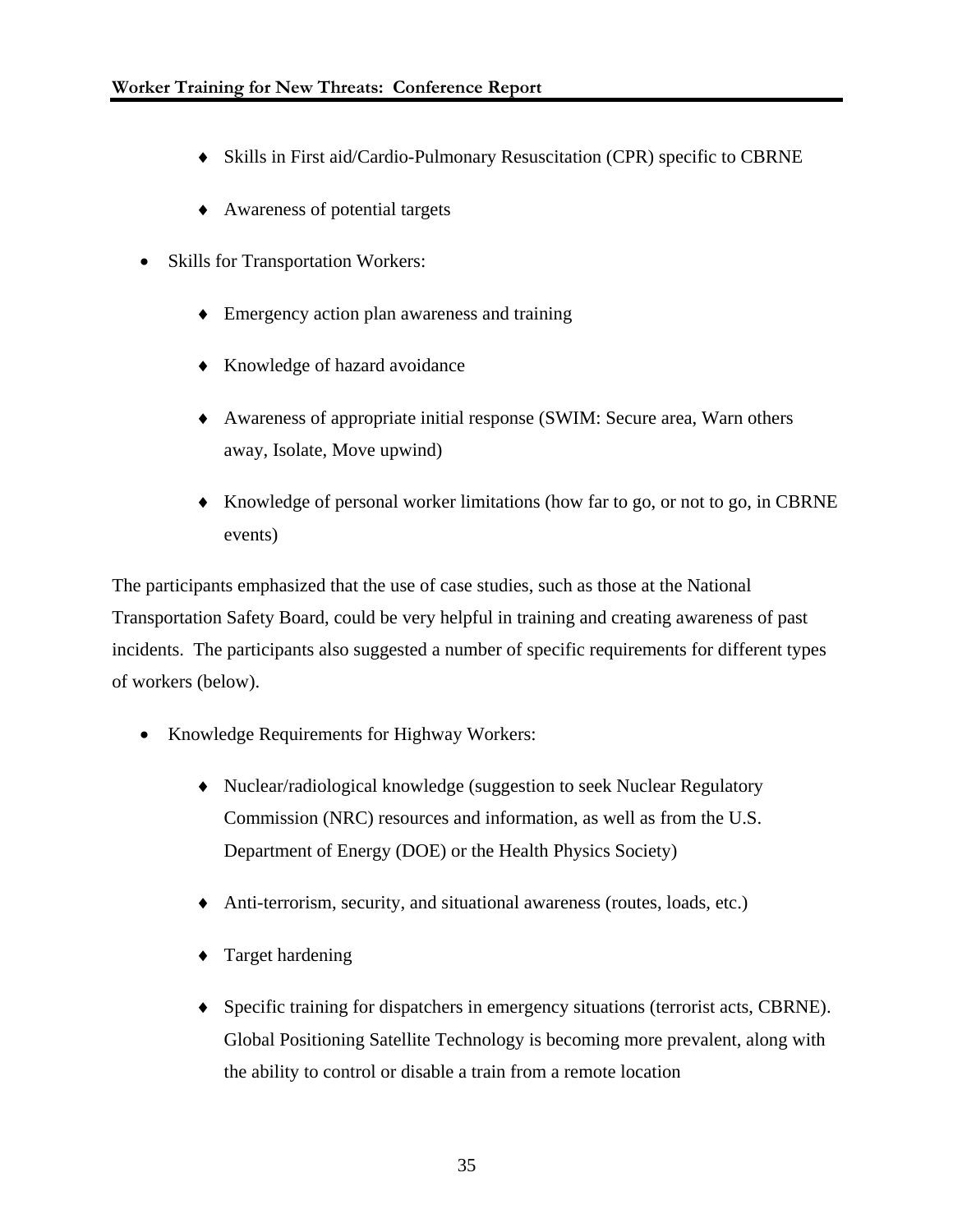- Skills in First aid/Cardio-Pulmonary Resuscitation (CPR) specific to CBRNE
  - Awareness of potential targets

- Skills for Transportation Workers:
  - Emergency action plan awareness and training
  - Knowledge of hazard avoidance
  - Awareness of appropriate initial response (SWIM: Secure area, Warn others away, Isolate, Move upwind)
  - Knowledge of personal worker limitations (how far to go, or not to go, in CBRNE events)

The participants emphasized that the use of case studies, such as those at the National Transportation Safety Board, could be very helpful in training and creating awareness of past incidents. The participants also suggested a number of specific requirements for different types of workers (below).

- Knowledge Requirements for Highway Workers:
  - Nuclear/radiological knowledge (suggestion to seek Nuclear Regulatory Commission (NRC) resources and information, as well as from the U.S. Department of Energy (DOE) or the Health Physics Society)
  - Anti-terrorism, security, and situational awareness (routes, loads, etc.)
  - Target hardening
  - Specific training for dispatchers in emergency situations (terrorist acts, CBRNE). Global Positioning Satellite Technology is becoming more prevalent, along with the ability to control or disable a train from a remote location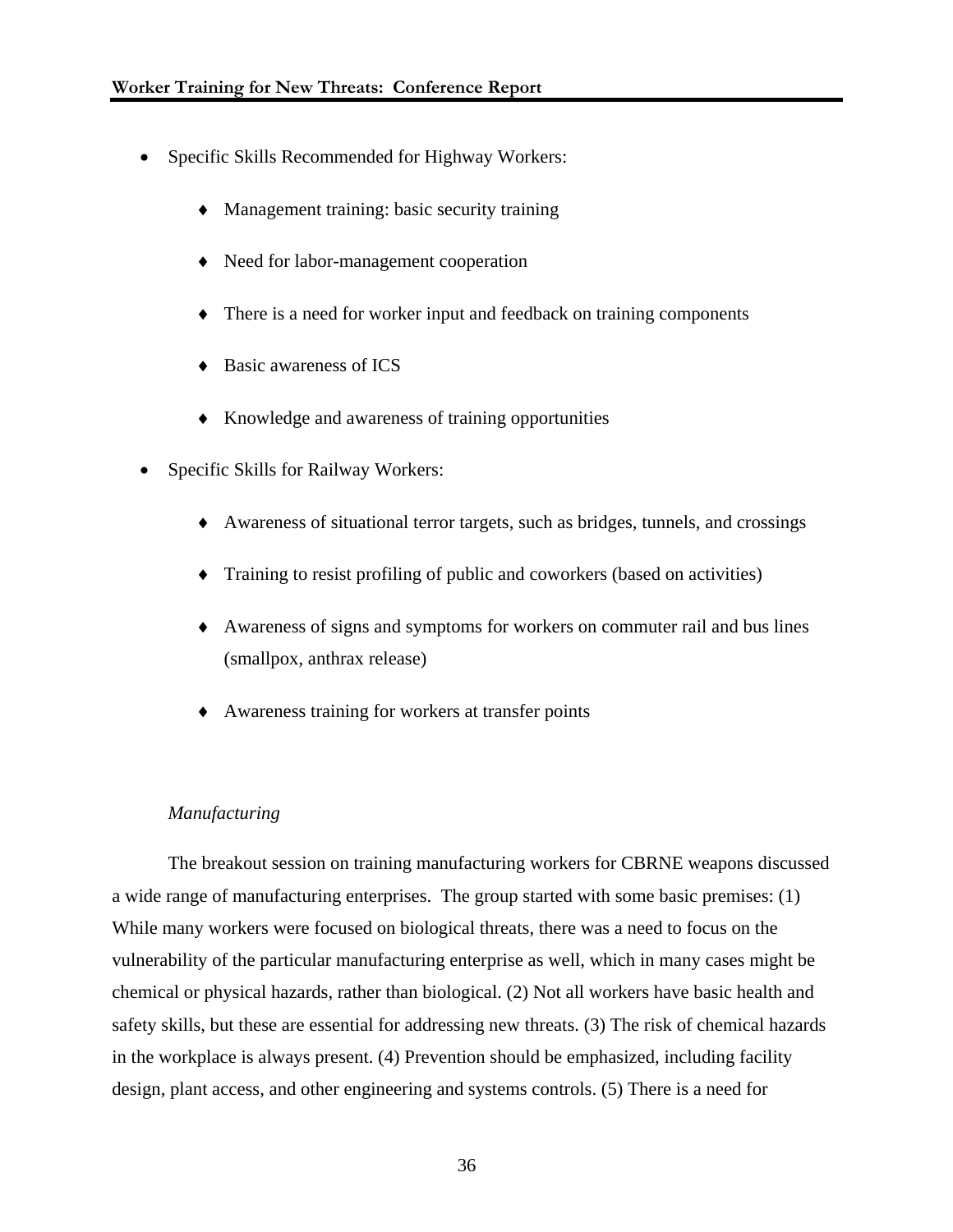- Specific Skills Recommended for Highway Workers:
  - Management training: basic security training
  - Need for labor-management cooperation
  - There is a need for worker input and feedback on training components
  - Basic awareness of ICS
  - Knowledge and awareness of training opportunities
- Specific Skills for Railway Workers:
  - Awareness of situational terror targets, such as bridges, tunnels, and crossings
  - Training to resist profiling of public and coworkers (based on activities)
  - Awareness of signs and symptoms for workers on commuter rail and bus lines (smallpox, anthrax release)
  - Awareness training for workers at transfer points

*Manufacturing*

The breakout session on training manufacturing workers for CBRNE weapons discussed a wide range of manufacturing enterprises. The group started with some basic premises: (1) While many workers were focused on biological threats, there was a need to focus on the vulnerability of the particular manufacturing enterprise as well, which in many cases might be chemical or physical hazards, rather than biological. (2) Not all workers have basic health and safety skills, but these are essential for addressing new threats. (3) The risk of chemical hazards in the workplace is always present. (4) Prevention should be emphasized, including facility design, plant access, and other engineering and systems controls. (5) There is a need for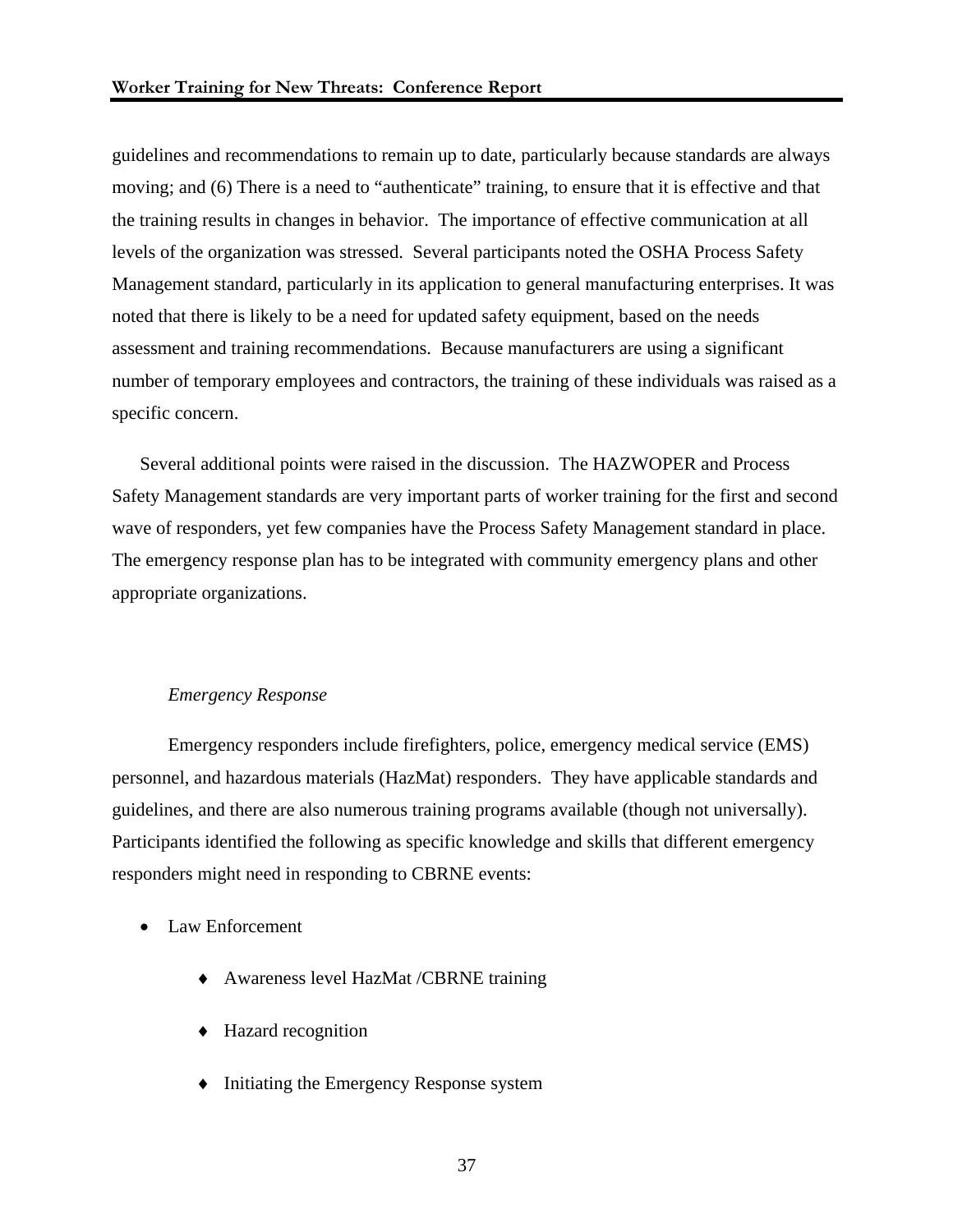guidelines and recommendations to remain up to date, particularly because standards are always moving; and (6) There is a need to "authenticate" training, to ensure that it is effective and that the training results in changes in behavior. The importance of effective communication at all levels of the organization was stressed. Several participants noted the OSHA Process Safety Management standard, particularly in its application to general manufacturing enterprises. It was noted that there is likely to be a need for updated safety equipment, based on the needs assessment and training recommendations. Because manufacturers are using a significant number of temporary employees and contractors, the training of these individuals was raised as a specific concern.

Several additional points were raised in the discussion. The HAZWOPER and Process Safety Management standards are very important parts of worker training for the first and second wave of responders, yet few companies have the Process Safety Management standard in place. The emergency response plan has to be integrated with community emergency plans and other appropriate organizations.

*Emergency Response*

Emergency responders include firefighters, police, emergency medical service (EMS) personnel, and hazardous materials (HazMat) responders. They have applicable standards and guidelines, and there are also numerous training programs available (though not universally). Participants identified the following as specific knowledge and skills that different emergency responders might need in responding to CBRNE events:

- Law Enforcement
    - Awareness level HazMat /CBRNE training
    - Hazard recognition
    - Initiating the Emergency Response system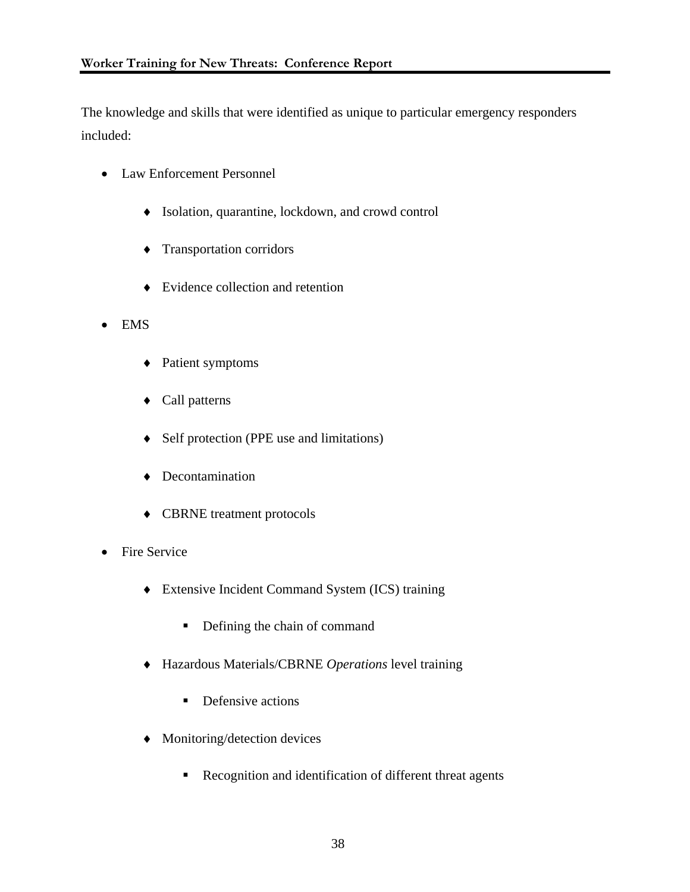The knowledge and skills that were identified as unique to particular emergency responders included:

- Law Enforcement Personnel
  - Isolation, quarantine, lockdown, and crowd control
  - Transportation corridors
  - Evidence collection and retention
- EMS
  - Patient symptoms
  - Call patterns
  - Self protection (PPE use and limitations)
  - Decontamination
  - CBRNE treatment protocols
- Fire Service
  - Extensive Incident Command System (ICS) training
    - Defining the chain of command
  - Hazardous Materials/CBRNE *Operations* level training
    - Defensive actions
  - Monitoring/detection devices
    - Recognition and identification of different threat agents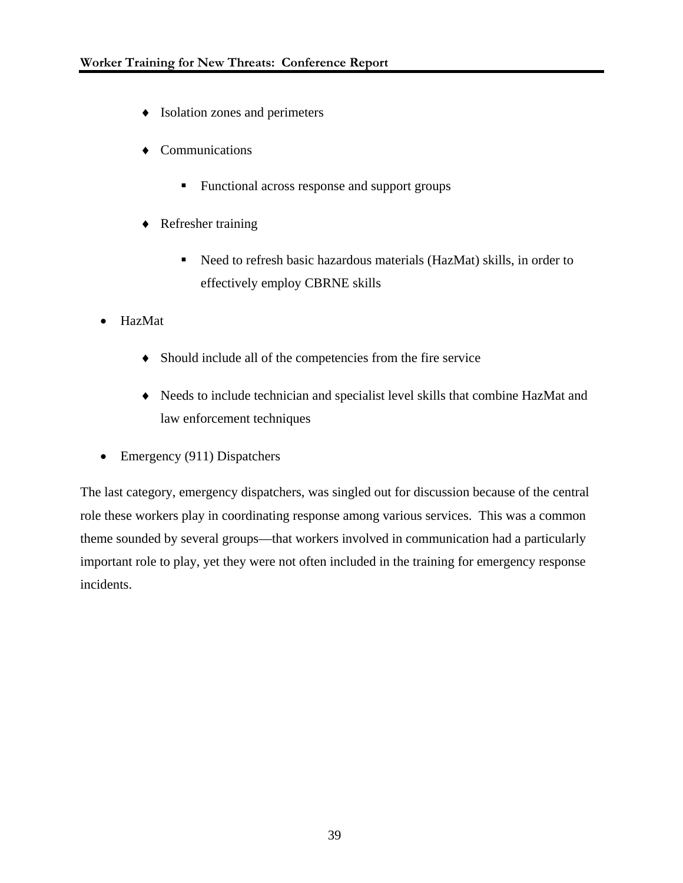- Isolation zones and perimeters
    - Communications
        - Functional across response and support groups
    - Refresher training
        - Need to refresh basic hazardous materials (HazMat) skills, in order to effectively employ CBRNE skills

- HazMat
    - Should include all of the competencies from the fire service
    - Needs to include technician and specialist level skills that combine HazMat and law enforcement techniques
- Emergency (911) Dispatchers

The last category, emergency dispatchers, was singled out for discussion because of the central role these workers play in coordinating response among various services. This was a common theme sounded by several groups—that workers involved in communication had a particularly important role to play, yet they were not often included in the training for emergency response incidents.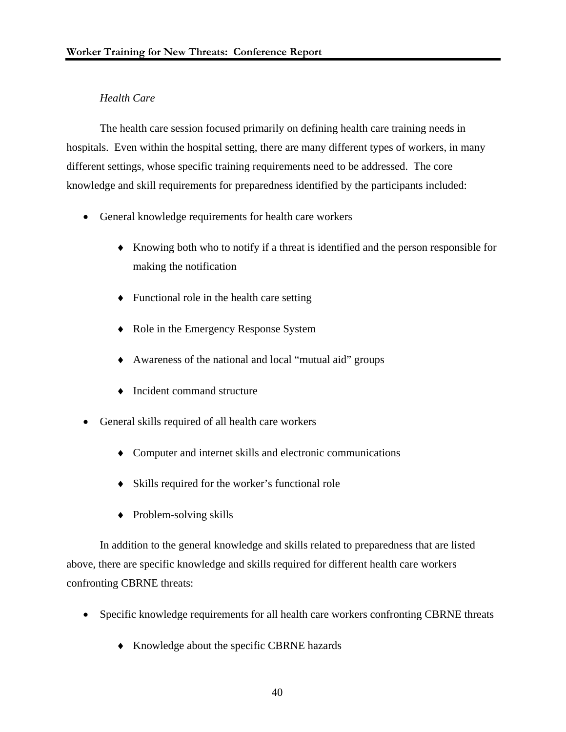*Health Care*

The health care session focused primarily on defining health care training needs in hospitals. Even within the hospital setting, there are many different types of workers, in many different settings, whose specific training requirements need to be addressed. The core knowledge and skill requirements for preparedness identified by the participants included:

- General knowledge requirements for health care workers
  - ♦ Knowing both who to notify if a threat is identified and the person responsible for making the notification
  - ♦ Functional role in the health care setting
  - ♦ Role in the Emergency Response System
  - ♦ Awareness of the national and local "mutual aid" groups
  - ♦ Incident command structure
- General skills required of all health care workers
  - ♦ Computer and internet skills and electronic communications
  - ♦ Skills required for the worker's functional role
  - ♦ Problem-solving skills

In addition to the general knowledge and skills related to preparedness that are listed above, there are specific knowledge and skills required for different health care workers confronting CBRNE threats:

- Specific knowledge requirements for all health care workers confronting CBRNE threats
  - ♦ Knowledge about the specific CBRNE hazards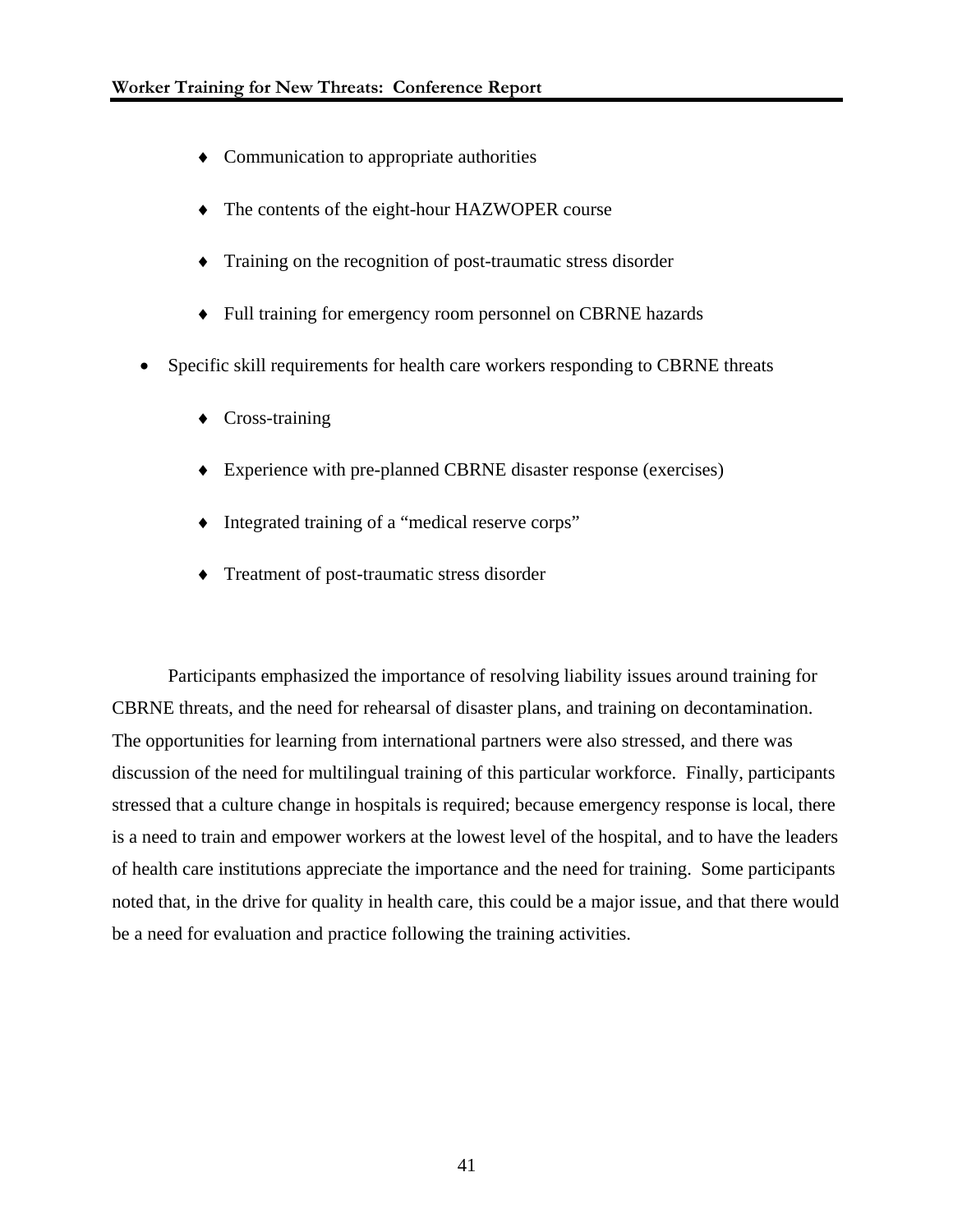- Communication to appropriate authorities
    - The contents of the eight-hour HAZWOPER course
    - Training on the recognition of post-traumatic stress disorder
    - Full training for emergency room personnel on CBRNE hazards

- Specific skill requirements for health care workers responding to CBRNE threats
    - Cross-training
    - Experience with pre-planned CBRNE disaster response (exercises)
    - Integrated training of a "medical reserve corps"
    - Treatment of post-traumatic stress disorder

Participants emphasized the importance of resolving liability issues around training for CBRNE threats, and the need for rehearsal of disaster plans, and training on decontamination. The opportunities for learning from international partners were also stressed, and there was discussion of the need for multilingual training of this particular workforce. Finally, participants stressed that a culture change in hospitals is required; because emergency response is local, there is a need to train and empower workers at the lowest level of the hospital, and to have the leaders of health care institutions appreciate the importance and the need for training. Some participants noted that, in the drive for quality in health care, this could be a major issue, and that there would be a need for evaluation and practice following the training activities.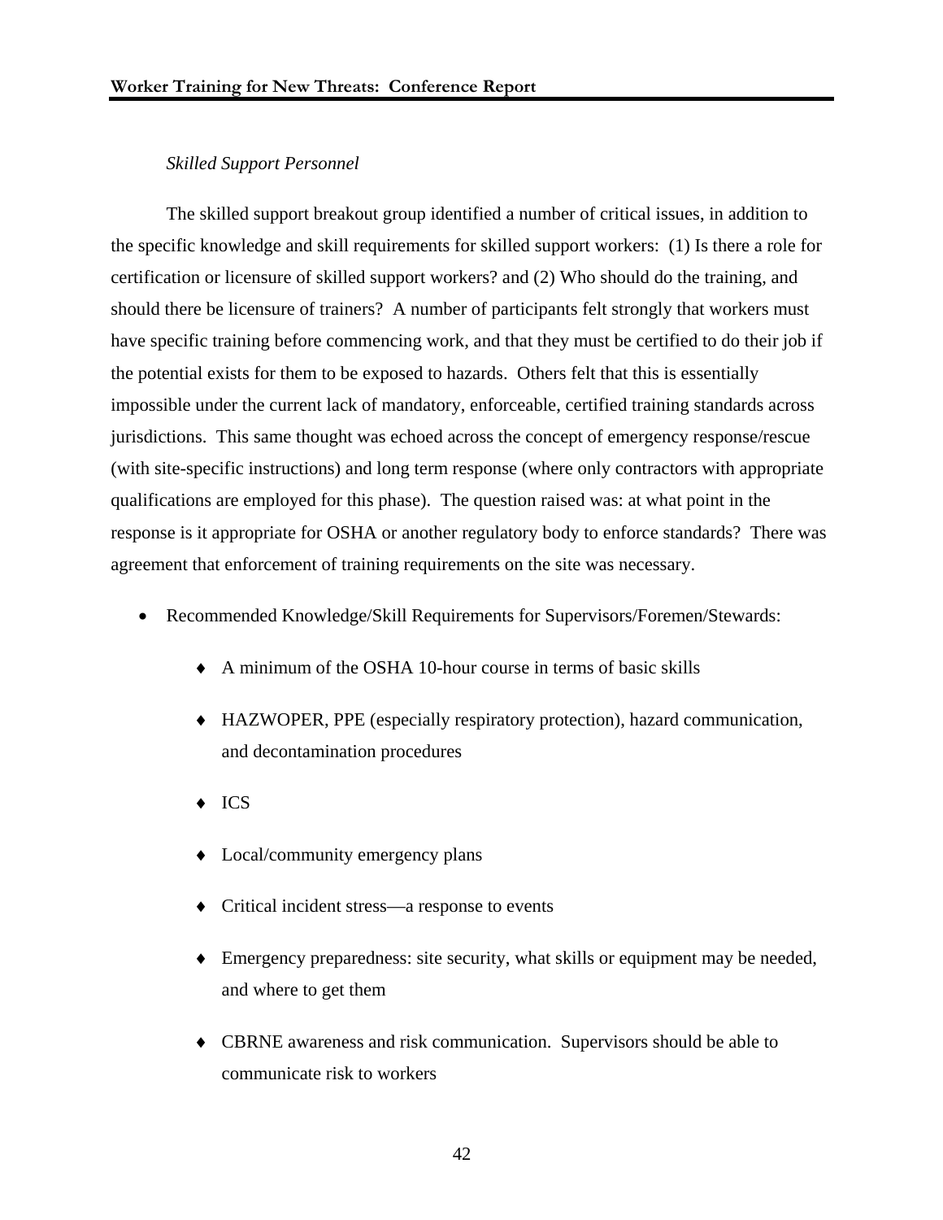*Skilled Support Personnel*

The skilled support breakout group identified a number of critical issues, in addition to the specific knowledge and skill requirements for skilled support workers: (1) Is there a role for certification or licensure of skilled support workers? and (2) Who should do the training, and should there be licensure of trainers? A number of participants felt strongly that workers must have specific training before commencing work, and that they must be certified to do their job if the potential exists for them to be exposed to hazards. Others felt that this is essentially impossible under the current lack of mandatory, enforceable, certified training standards across jurisdictions. This same thought was echoed across the concept of emergency response/rescue (with site-specific instructions) and long term response (where only contractors with appropriate qualifications are employed for this phase). The question raised was: at what point in the response is it appropriate for OSHA or another regulatory body to enforce standards? There was agreement that enforcement of training requirements on the site was necessary.

- Recommended Knowledge/Skill Requirements for Supervisors/Foremen/Stewards:
  - A minimum of the OSHA 10-hour course in terms of basic skills
  - HAZWOPER, PPE (especially respiratory protection), hazard communication, and decontamination procedures
  - ICS
  - Local/community emergency plans
  - Critical incident stress—a response to events
  - Emergency preparedness: site security, what skills or equipment may be needed, and where to get them
  - CBRNE awareness and risk communication. Supervisors should be able to communicate risk to workers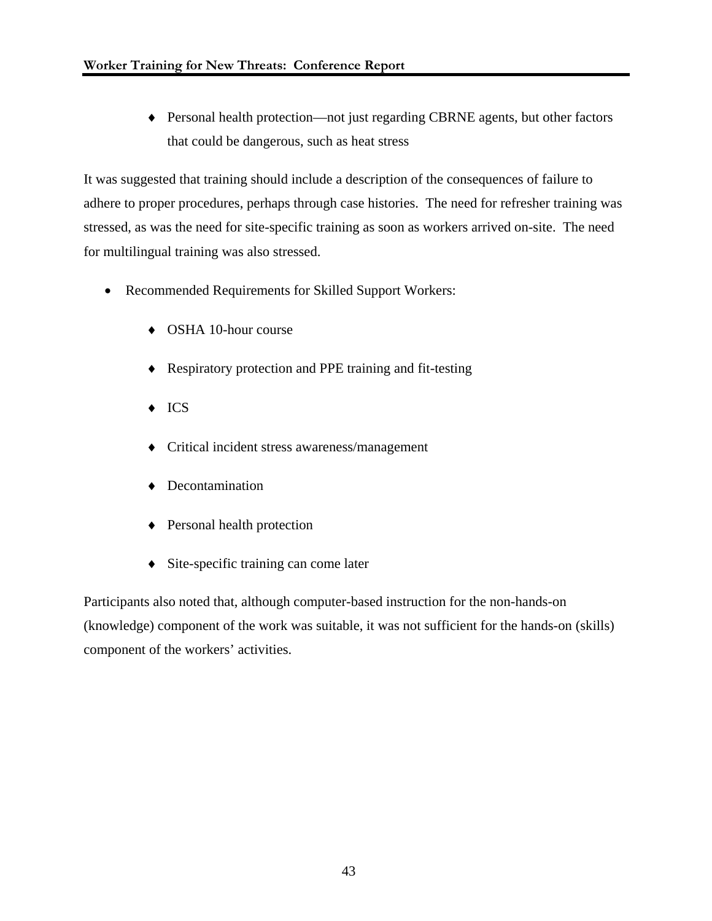- Personal health protection—not just regarding CBRNE agents, but other factors that could be dangerous, such as heat stress

It was suggested that training should include a description of the consequences of failure to adhere to proper procedures, perhaps through case histories. The need for refresher training was stressed, as was the need for site-specific training as soon as workers arrived on-site. The need for multilingual training was also stressed.

- Recommended Requirements for Skilled Support Workers:
    - OSHA 10-hour course
    - Respiratory protection and PPE training and fit-testing
    - ICS
    - Critical incident stress awareness/management
    - Decontamination
    - Personal health protection
    - Site-specific training can come later

Participants also noted that, although computer-based instruction for the non-hands-on (knowledge) component of the work was suitable, it was not sufficient for the hands-on (skills) component of the workers' activities.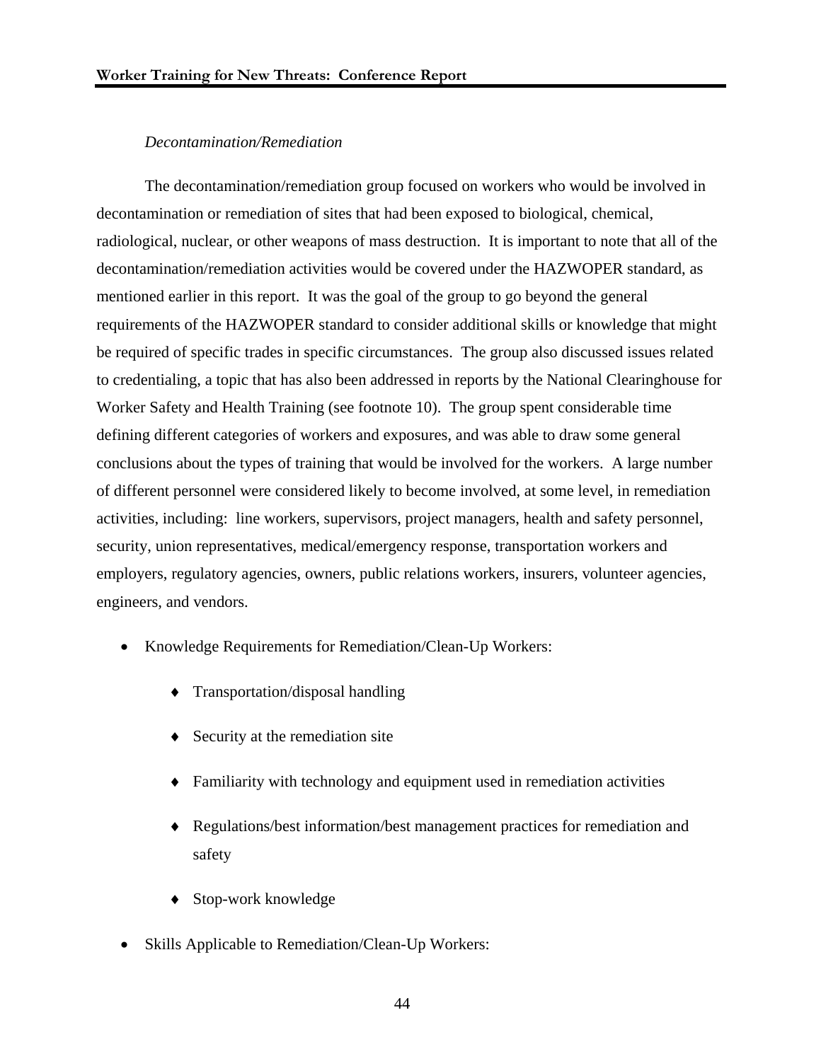*Decontamination/Remediation*

The decontamination/remediation group focused on workers who would be involved in decontamination or remediation of sites that had been exposed to biological, chemical, radiological, nuclear, or other weapons of mass destruction. It is important to note that all of the decontamination/remediation activities would be covered under the HAZWOPER standard, as mentioned earlier in this report. It was the goal of the group to go beyond the general requirements of the HAZWOPER standard to consider additional skills or knowledge that might be required of specific trades in specific circumstances. The group also discussed issues related to credentialing, a topic that has also been addressed in reports by the National Clearinghouse for Worker Safety and Health Training (see footnote 10). The group spent considerable time defining different categories of workers and exposures, and was able to draw some general conclusions about the types of training that would be involved for the workers. A large number of different personnel were considered likely to become involved, at some level, in remediation activities, including: line workers, supervisors, project managers, health and safety personnel, security, union representatives, medical/emergency response, transportation workers and employers, regulatory agencies, owners, public relations workers, insurers, volunteer agencies, engineers, and vendors.

- Knowledge Requirements for Remediation/Clean-Up Workers:
  - Transportation/disposal handling
  - Security at the remediation site
  - Familiarity with technology and equipment used in remediation activities
  - Regulations/best information/best management practices for remediation and safety
  - Stop-work knowledge
- Skills Applicable to Remediation/Clean-Up Workers: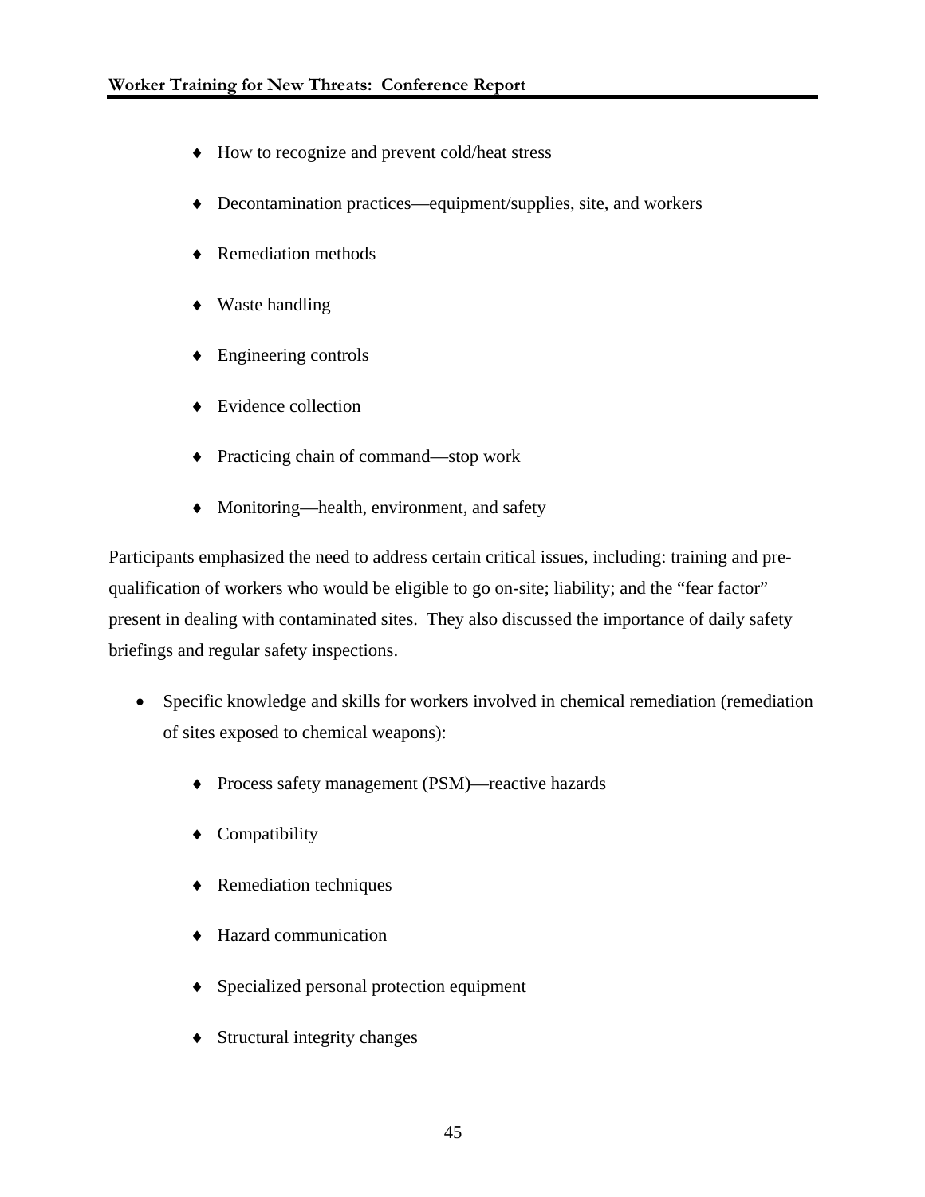- How to recognize and prevent cold/heat stress
- Decontamination practices—equipment/supplies, site, and workers
- Remediation methods
- Waste handling
- Engineering controls
- Evidence collection
- Practicing chain of command—stop work
- Monitoring—health, environment, and safety

Participants emphasized the need to address certain critical issues, including: training and pre-qualification of workers who would be eligible to go on-site; liability; and the "fear factor" present in dealing with contaminated sites. They also discussed the importance of daily safety briefings and regular safety inspections.

- Specific knowledge and skills for workers involved in chemical remediation (remediation of sites exposed to chemical weapons):
  - Process safety management (PSM)—reactive hazards
  - Compatibility
  - Remediation techniques
  - Hazard communication
  - Specialized personal protection equipment
  - Structural integrity changes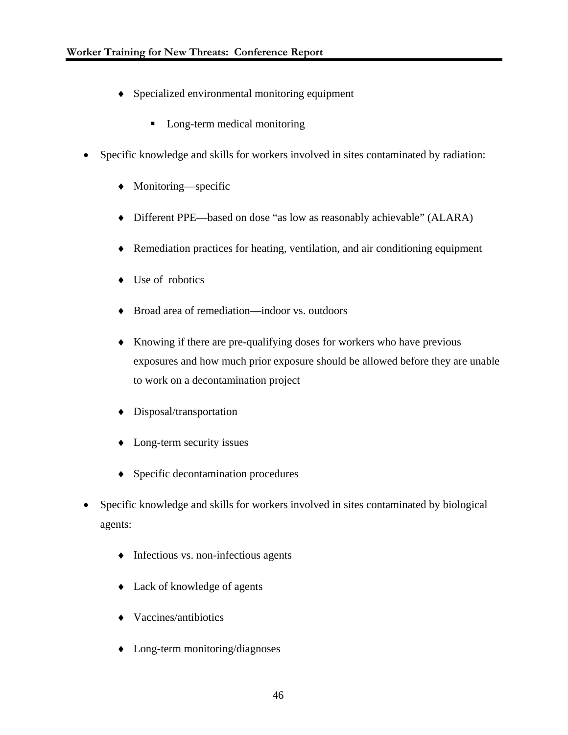- Specialized environmental monitoring equipment
        - Long-term medical monitoring

- Specific knowledge and skills for workers involved in sites contaminated by radiation:
    - Monitoring—specific
    - Different PPE—based on dose “as low as reasonably achievable” (ALARA)
    - Remediation practices for heating, ventilation, and air conditioning equipment
    - Use of robotics
    - Broad area of remediation—indoor vs. outdoors
    - Knowing if there are pre-qualifying doses for workers who have previous exposures and how much prior exposure should be allowed before they are unable to work on a decontamination project
    - Disposal/transportation
    - Long-term security issues
    - Specific decontamination procedures

- Specific knowledge and skills for workers involved in sites contaminated by biological agents:
    - Infectious vs. non-infectious agents
    - Lack of knowledge of agents
    - Vaccines/antibiotics
    - Long-term monitoring/diagnoses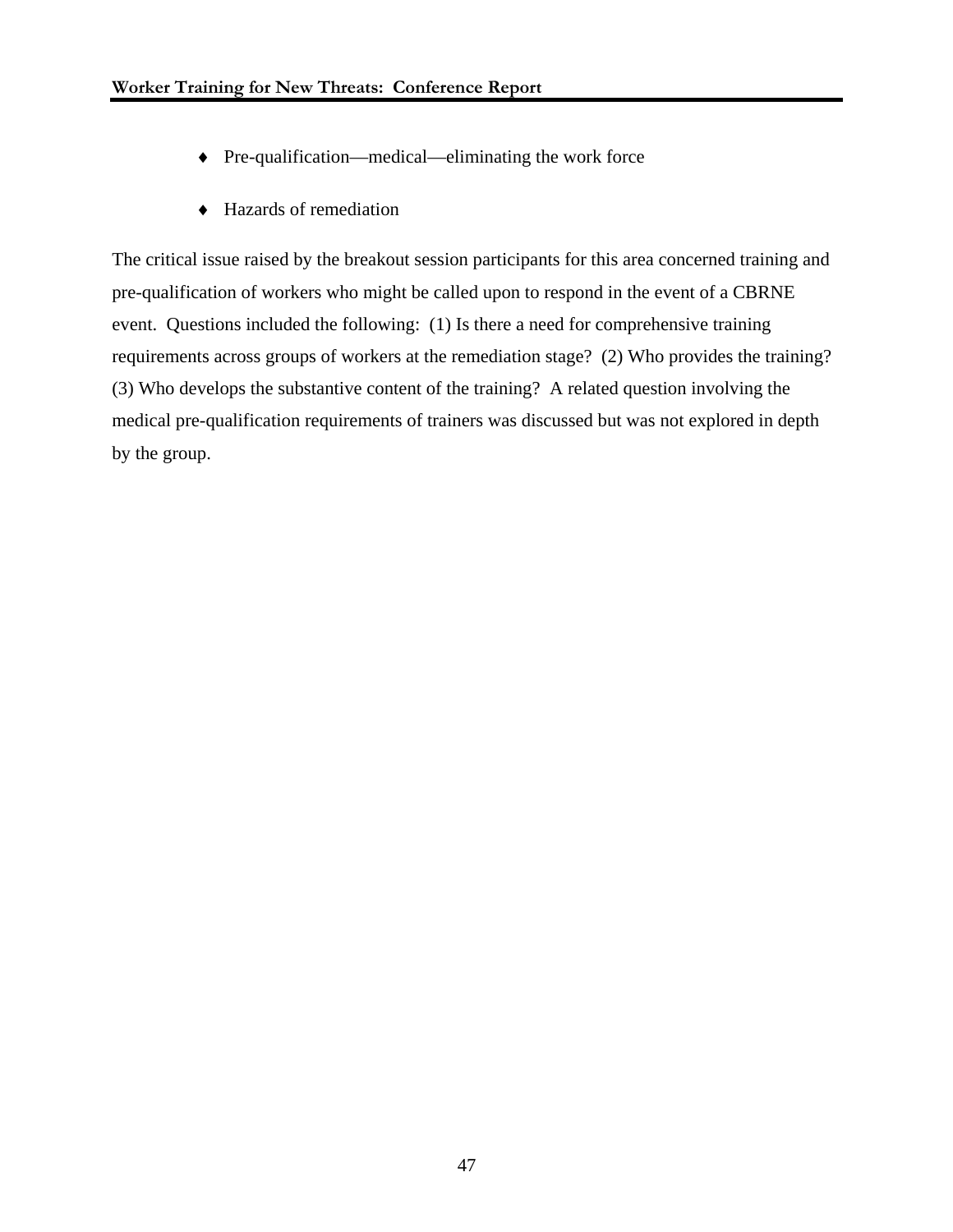- Pre-qualification—medical—eliminating the work force

- Hazards of remediation

The critical issue raised by the breakout session participants for this area concerned training and pre-qualification of workers who might be called upon to respond in the event of a CBRNE event. Questions included the following: (1) Is there a need for comprehensive training requirements across groups of workers at the remediation stage? (2) Who provides the training? (3) Who develops the substantive content of the training? A related question involving the medical pre-qualification requirements of trainers was discussed but was not explored in depth by the group.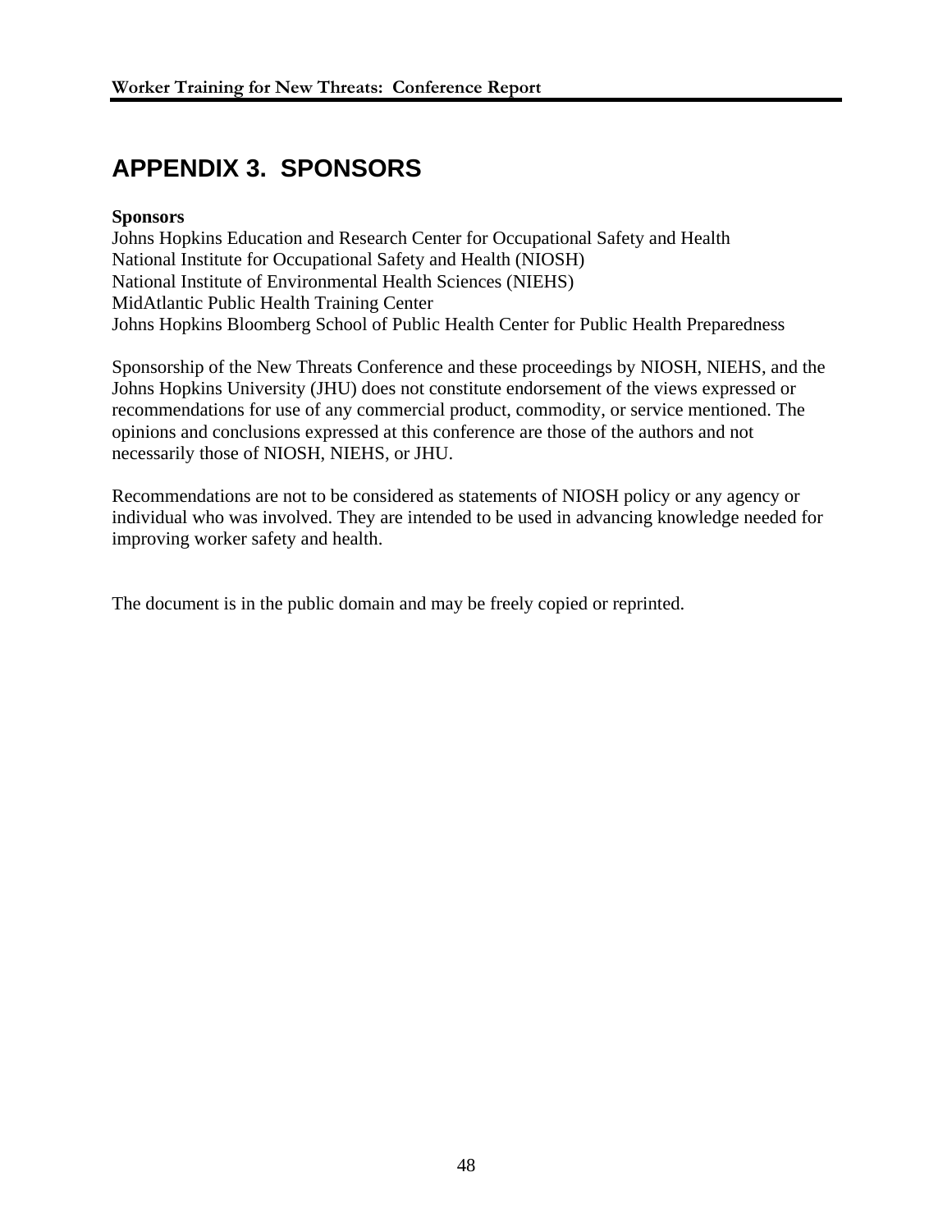# APPENDIX 3. SPONSORS

**Sponsors**
Johns Hopkins Education and Research Center for Occupational Safety and Health
National Institute for Occupational Safety and Health (NIOSH)
National Institute of Environmental Health Sciences (NIEHS)
MidAtlantic Public Health Training Center
Johns Hopkins Bloomberg School of Public Health Center for Public Health Preparedness

Sponsorship of the New Threats Conference and these proceedings by NIOSH, NIEHS, and the Johns Hopkins University (JHU) does not constitute endorsement of the views expressed or recommendations for use of any commercial product, commodity, or service mentioned. The opinions and conclusions expressed at this conference are those of the authors and not necessarily those of NIOSH, NIEHS, or JHU.

Recommendations are not to be considered as statements of NIOSH policy or any agency or individual who was involved. They are intended to be used in advancing knowledge needed for improving worker safety and health.

The document is in the public domain and may be freely copied or reprinted.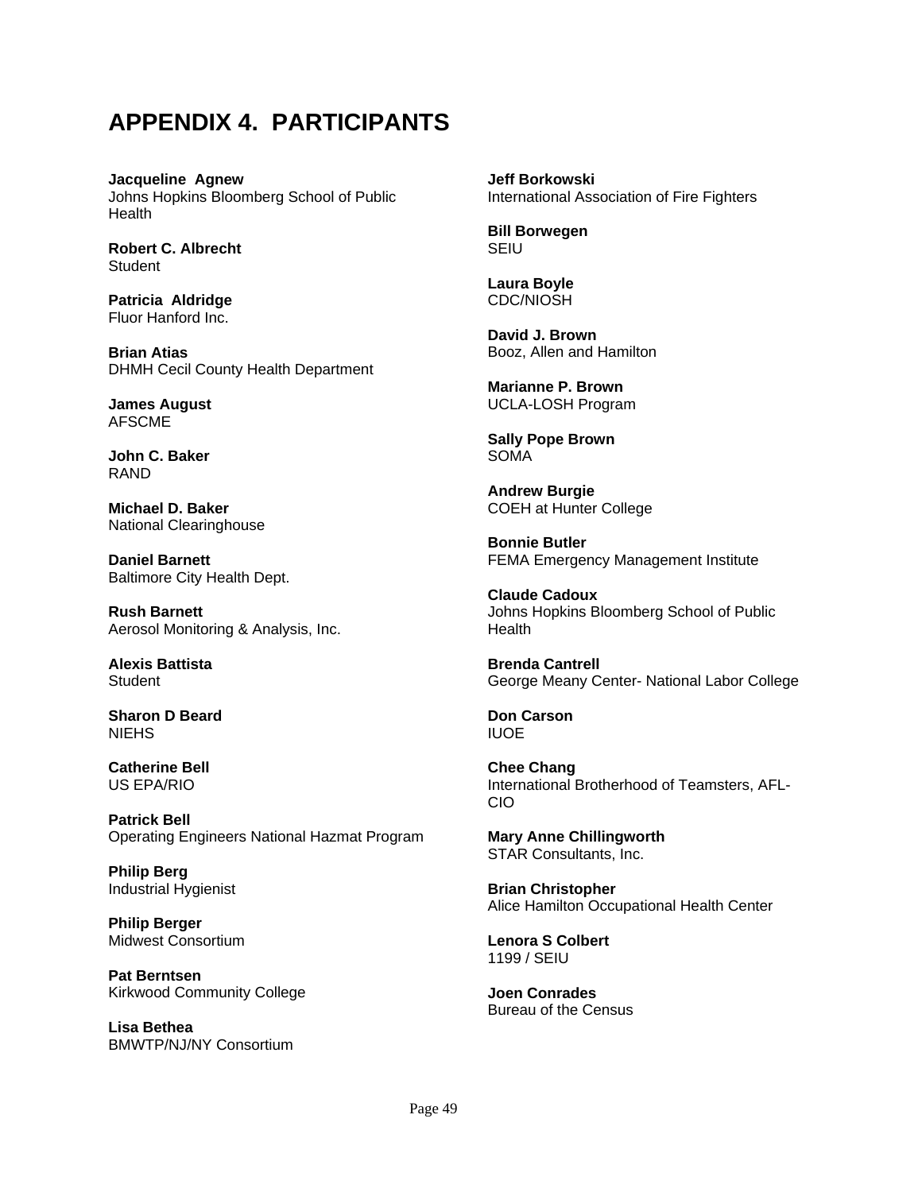# APPENDIX 4. PARTICIPANTS

**Jacqueline Agnew**
Johns Hopkins Bloomberg School of Public Health

**Robert C. Albrecht**
Student

**Patricia Aldridge**
Fluor Hanford Inc.

**Brian Atias**
DHMH Cecil County Health Department

**James August**
AFSCME

**John C. Baker**
RAND

**Michael D. Baker**
National Clearinghouse

**Daniel Barnett**
Baltimore City Health Dept.

**Rush Barnett**
Aerosol Monitoring & Analysis, Inc.

**Alexis Battista**
Student

**Sharon D Beard**
NIEHS

**Catherine Bell**
US EPA/RIO

**Patrick Bell**
Operating Engineers National Hazmat Program

**Philip Berg**
Industrial Hygienist

**Philip Berger**
Midwest Consortium

**Pat Berntsen**
Kirkwood Community College

**Lisa Bethea**
BMWTP/NJ/NY Consortium

**Jeff Borkowski**
International Association of Fire Fighters

**Bill Borwegen**
SEIU

**Laura Boyle**
CDC/NIOSH

**David J. Brown**
Booz, Allen and Hamilton

**Marianne P. Brown**
UCLA-LOSH Program

**Sally Pope Brown**
SOMA

**Andrew Burgie**
COEH at Hunter College

**Bonnie Butler**
FEMA Emergency Management Institute

**Claude Cadoux**
Johns Hopkins Bloomberg School of Public Health

**Brenda Cantrell**
George Meany Center- National Labor College

**Don Carson**
IUOE

**Chee Chang**
International Brotherhood of Teamsters, AFL-CIO

**Mary Anne Chillingworth**
STAR Consultants, Inc.

**Brian Christopher**
Alice Hamilton Occupational Health Center

**Lenora S Colbert**
1199 / SEIU

**Joen Conrades**
Bureau of the Census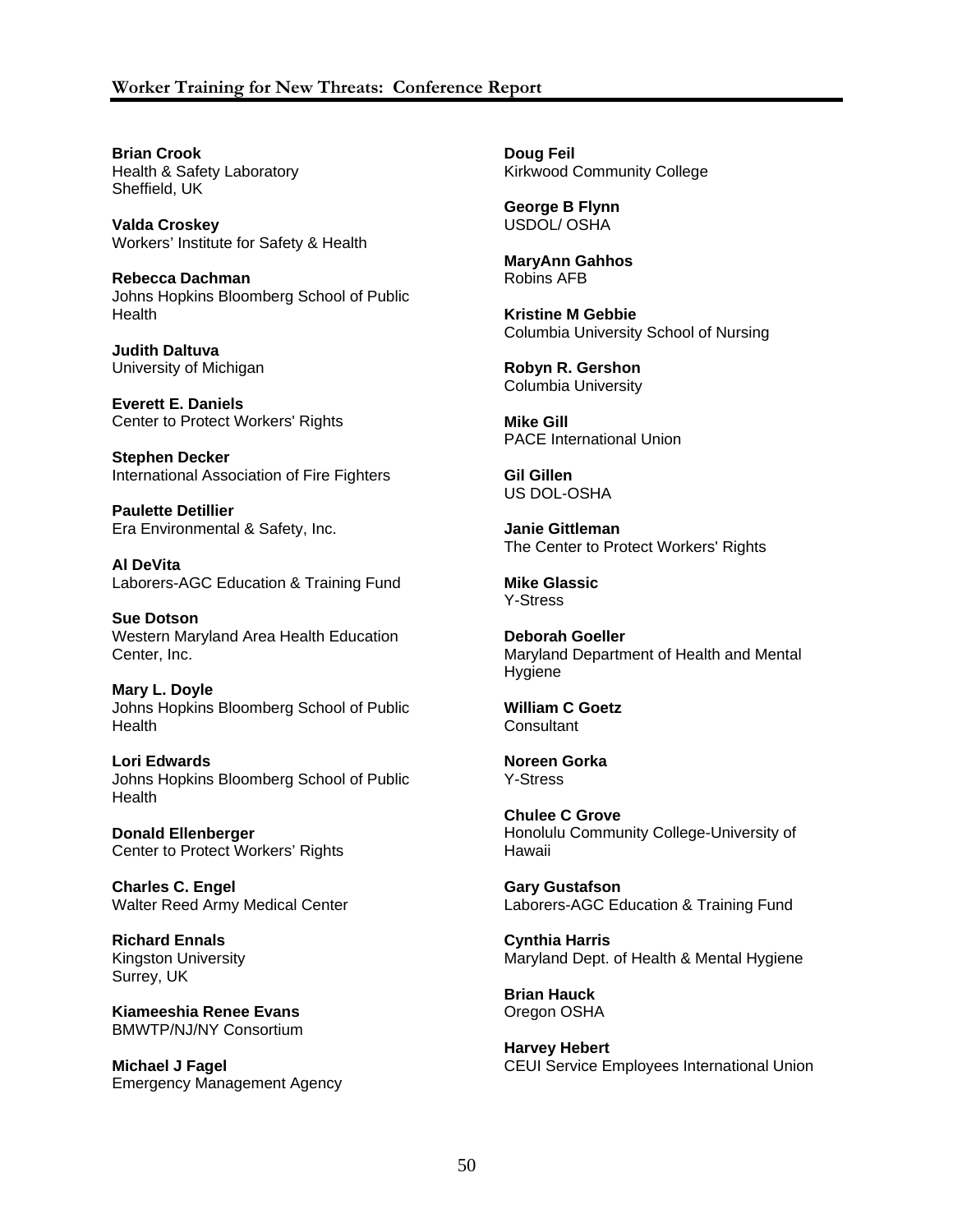**Brian Crook**
Health & Safety Laboratory
Sheffield, UK

**Valda Croskey**
Workers' Institute for Safety & Health

**Rebecca Dachman**
Johns Hopkins Bloomberg School of Public Health

**Judith Daltuva**
University of Michigan

**Everett E. Daniels**
Center to Protect Workers' Rights

**Stephen Decker**
International Association of Fire Fighters

**Paulette Detillier**
Era Environmental & Safety, Inc.

**Al DeVita**
Laborers-AGC Education & Training Fund

**Sue Dotson**
Western Maryland Area Health Education Center, Inc.

**Mary L. Doyle**
Johns Hopkins Bloomberg School of Public Health

**Lori Edwards**
Johns Hopkins Bloomberg School of Public Health

**Donald Ellenberger**
Center to Protect Workers' Rights

**Charles C. Engel**
Walter Reed Army Medical Center

**Richard Ennals**
Kingston University
Surrey, UK

**Kiameeshia Renee Evans**
BMWTP/NJ/NY Consortium

**Michael J Fagel**
Emergency Management Agency

**Doug Feil**
Kirkwood Community College

**George B Flynn**
USDOL/ OSHA

**MaryAnn Gahhos**
Robins AFB

**Kristine M Gebbie**
Columbia University School of Nursing

**Robyn R. Gershon**
Columbia University

**Mike Gill**
PACE International Union

**Gil Gillen**
US DOL-OSHA

**Janie Gittleman**
The Center to Protect Workers' Rights

**Mike Glassic**
Y-Stress

**Deborah Goeller**
Maryland Department of Health and Mental Hygiene

**William C Goetz**
Consultant

**Noreen Gorka**
Y-Stress

**Chulee C Grove**
Honolulu Community College-University of Hawaii

**Gary Gustafson**
Laborers-AGC Education & Training Fund

**Cynthia Harris**
Maryland Dept. of Health & Mental Hygiene

**Brian Hauck**
Oregon OSHA

**Harvey Hebert**
CEUI Service Employees International Union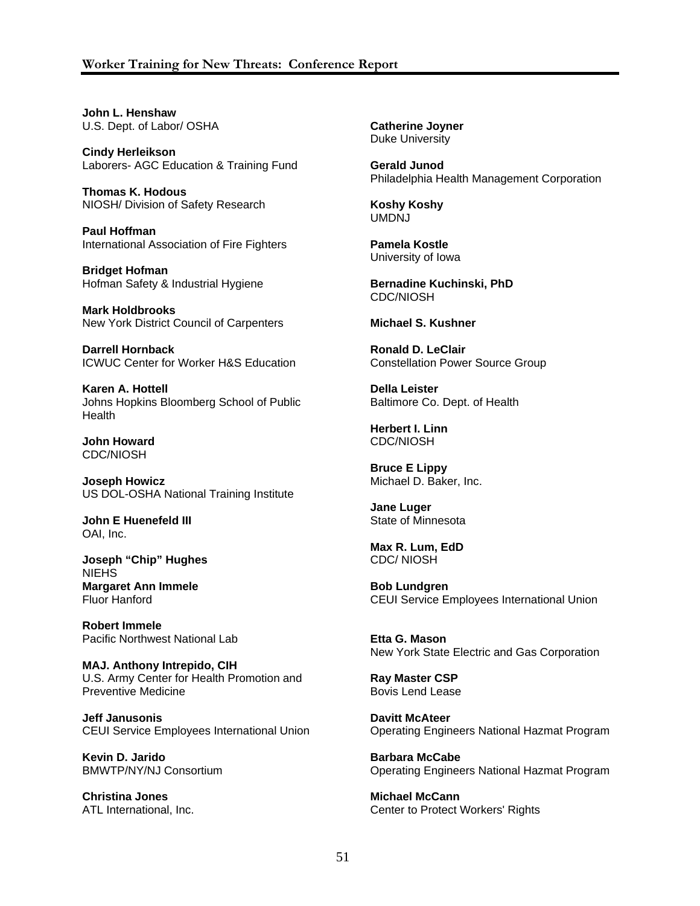**John L. Henshaw**
U.S. Dept. of Labor/ OSHA

**Cindy Herleikson**
Laborers- AGC Education & Training Fund

**Thomas K. Hodous**
NIOSH/ Division of Safety Research

**Paul Hoffman**
International Association of Fire Fighters

**Bridget Hofman**
Hofman Safety & Industrial Hygiene

**Mark Holdbrooks**
New York District Council of Carpenters

**Darrell Hornback**
ICWUC Center for Worker H&S Education

**Karen A. Hottell**
Johns Hopkins Bloomberg School of Public Health

**John Howard**
CDC/NIOSH

**Joseph Howicz**
US DOL-OSHA National Training Institute

**John E Huenefeld III**
OAI, Inc.

**Joseph "Chip" Hughes**
NIEHS

**Margaret Ann Immele**
Fluor Hanford

**Robert Immele**
Pacific Northwest National Lab

**MAJ. Anthony Intrepido, CIH**
U.S. Army Center for Health Promotion and Preventive Medicine

**Jeff Janusonis**
CEUI Service Employees International Union

**Kevin D. Jarido**
BMWTP/NY/NJ Consortium

**Christina Jones**
ATL International, Inc.

**Catherine Joyner**
Duke University

**Gerald Junod**
Philadelphia Health Management Corporation

**Koshy Koshy**
UMDNJ

**Pamela Kostle**
University of Iowa

**Bernadine Kuchinski, PhD**
CDC/NIOSH

**Michael S. Kushner**

**Ronald D. LeClair**
Constellation Power Source Group

**Della Leister**
Baltimore Co. Dept. of Health

**Herbert I. Linn**
CDC/NIOSH

**Bruce E Lippy**
Michael D. Baker, Inc.

**Jane Luger**
State of Minnesota

**Max R. Lum, EdD**
CDC/ NIOSH

**Bob Lundgren**
CEUI Service Employees International Union

**Etta G. Mason**
New York State Electric and Gas Corporation

**Ray Master CSP**
Bovis Lend Lease

**Davitt McAteer**
Operating Engineers National Hazmat Program

**Barbara McCabe**
Operating Engineers National Hazmat Program

**Michael McCann**
Center to Protect Workers' Rights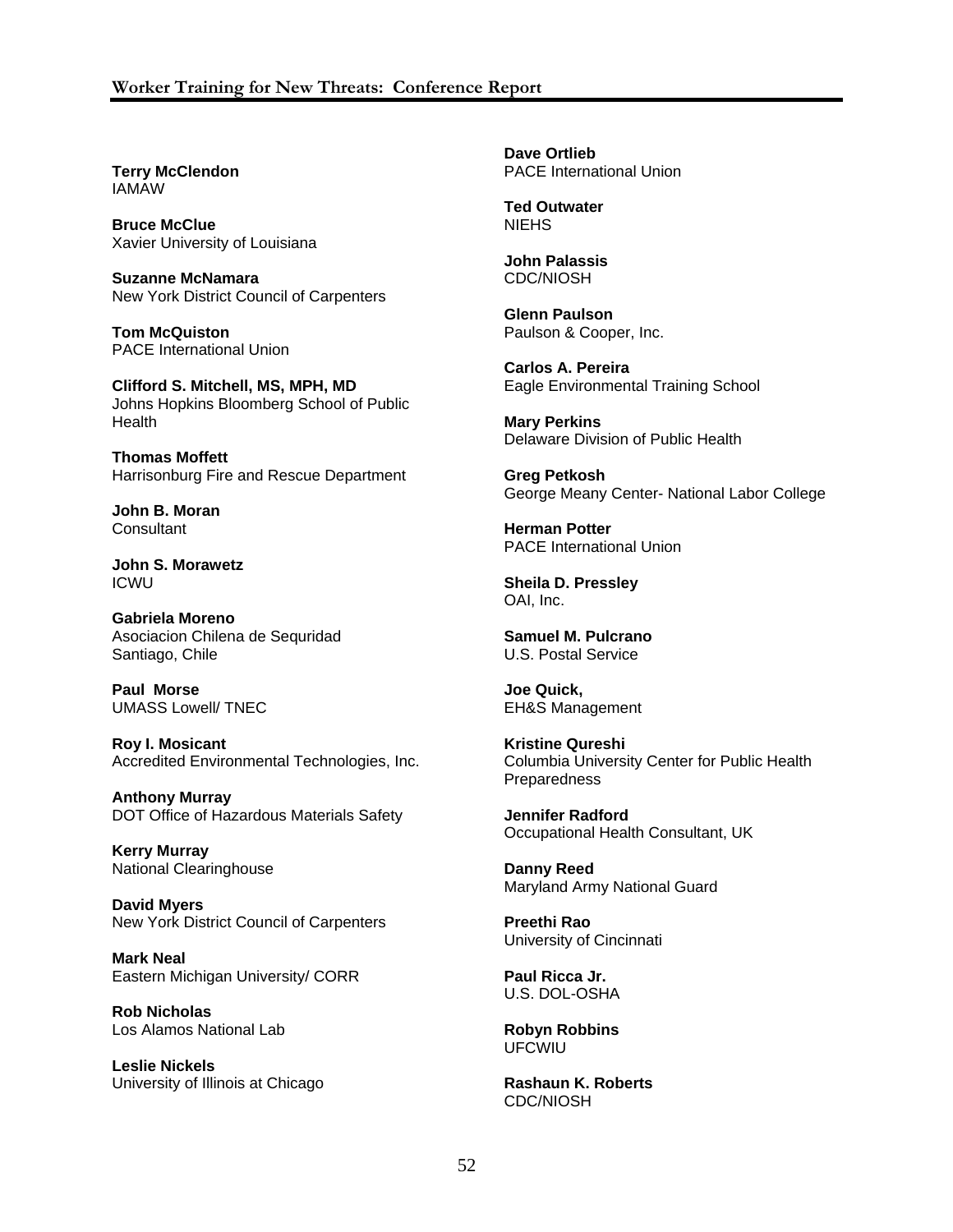**Terry McClendon**
IAMAW

**Bruce McClue**
Xavier University of Louisiana

**Suzanne McNamara**
New York District Council of Carpenters

**Tom McQuiston**
PACE International Union

**Clifford S. Mitchell, MS, MPH, MD**
Johns Hopkins Bloomberg School of Public Health

**Thomas Moffett**
Harrisonburg Fire and Rescue Department

**John B. Moran**
Consultant

**John S. Morawetz**
ICWU

**Gabriela Moreno**
Asociacion Chilena de Sequridad
Santiago, Chile

**Paul Morse**
UMASS Lowell/ TNEC

**Roy I. Mosicant**
Accredited Environmental Technologies, Inc.

**Anthony Murray**
DOT Office of Hazardous Materials Safety

**Kerry Murray**
National Clearinghouse

**David Myers**
New York District Council of Carpenters

**Mark Neal**
Eastern Michigan University/ CORR

**Rob Nicholas**
Los Alamos National Lab

**Leslie Nickels**
University of Illinois at Chicago

**Dave Ortlieb**
PACE International Union

**Ted Outwater**
NIEHS

**John Palassis**
CDC/NIOSH

**Glenn Paulson**
Paulson & Cooper, Inc.

**Carlos A. Pereira**
Eagle Environmental Training School

**Mary Perkins**
Delaware Division of Public Health

**Greg Petkosh**
George Meany Center- National Labor College

**Herman Potter**
PACE International Union

**Sheila D. Pressley**
OAI, Inc.

**Samuel M. Pulcrano**
U.S. Postal Service

**Joe Quick,**
EH&S Management

**Kristine Qureshi**
Columbia University Center for Public Health Preparedness

**Jennifer Radford**
Occupational Health Consultant, UK

**Danny Reed**
Maryland Army National Guard

**Preethi Rao**
University of Cincinnati

**Paul Ricca Jr.**
U.S. DOL-OSHA

**Robyn Robbins**
UFCWIU

**Rashaun K. Roberts**
CDC/NIOSH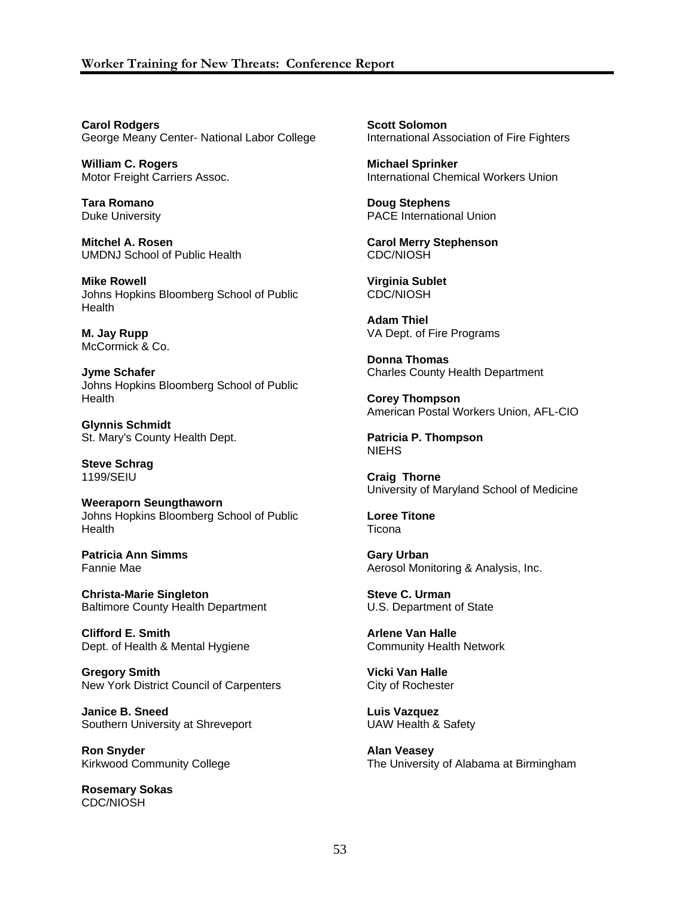**Carol Rodgers**
George Meany Center- National Labor College

**William C. Rogers**
Motor Freight Carriers Assoc.

**Tara Romano**
Duke University

**Mitchel A. Rosen**
UMDNJ School of Public Health

**Mike Rowell**
Johns Hopkins Bloomberg School of Public Health

**M. Jay Rupp**
McCormick & Co.

**Jyme Schafer**
Johns Hopkins Bloomberg School of Public Health

**Glynnis Schmidt**
St. Mary's County Health Dept.

**Steve Schrag**
1199/SEIU

**Weeraporn Seungthaworn**
Johns Hopkins Bloomberg School of Public Health

**Patricia Ann Simms**
Fannie Mae

**Christa-Marie Singleton**
Baltimore County Health Department

**Clifford E. Smith**
Dept. of Health & Mental Hygiene

**Gregory Smith**
New York District Council of Carpenters

**Janice B. Sneed**
Southern University at Shreveport

**Ron Snyder**
Kirkwood Community College

**Rosemary Sokas**
CDC/NIOSH

**Scott Solomon**
International Association of Fire Fighters

**Michael Sprinker**
International Chemical Workers Union

**Doug Stephens**
PACE International Union

**Carol Merry Stephenson**
CDC/NIOSH

**Virginia Sublet**
CDC/NIOSH

**Adam Thiel**
VA Dept. of Fire Programs

**Donna Thomas**
Charles County Health Department

**Corey Thompson**
American Postal Workers Union, AFL-CIO

**Patricia P. Thompson**
NIEHS

**Craig Thorne**
University of Maryland School of Medicine

**Loree Titone**
Ticona

**Gary Urban**
Aerosol Monitoring & Analysis, Inc.

**Steve C. Urman**
U.S. Department of State

**Arlene Van Halle**
Community Health Network

**Vicki Van Halle**
City of Rochester

**Luis Vazquez**
UAW Health & Safety

**Alan Veasey**
The University of Alabama at Birmingham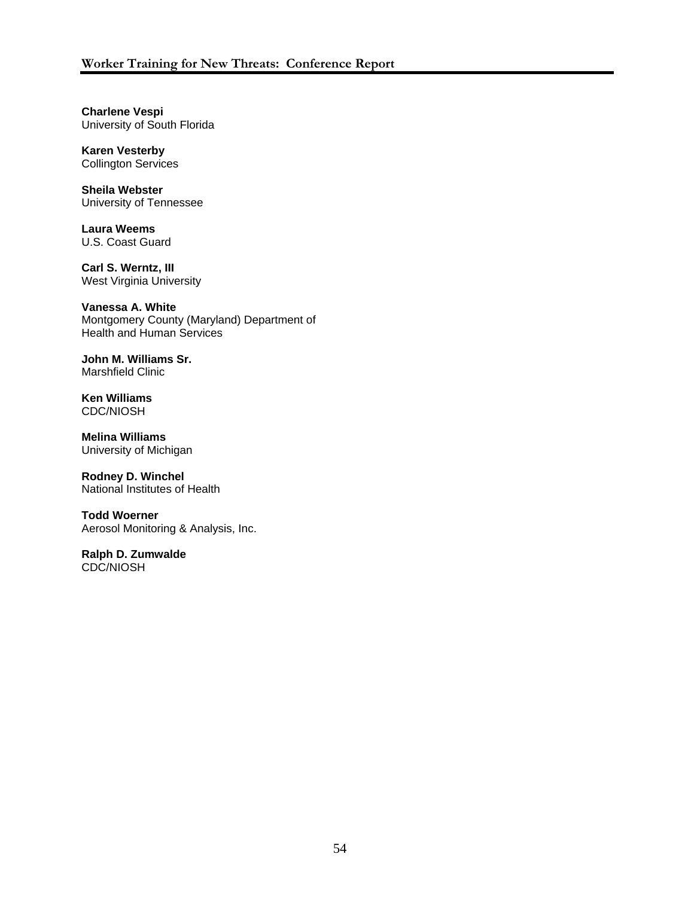**Charlene Vespi**
University of South Florida

**Karen Vesterby**
Collington Services

**Sheila Webster**
University of Tennessee

**Laura Weems**
U.S. Coast Guard

**Carl S. Werntz, III**
West Virginia University

**Vanessa A. White**
Montgomery County (Maryland) Department of Health and Human Services

**John M. Williams Sr.**
Marshfield Clinic

**Ken Williams**
CDC/NIOSH

**Melina Williams**
University of Michigan

**Rodney D. Winchel**
National Institutes of Health

**Todd Woerner**
Aerosol Monitoring & Analysis, Inc.

**Ralph D. Zumwalde**
CDC/NIOSH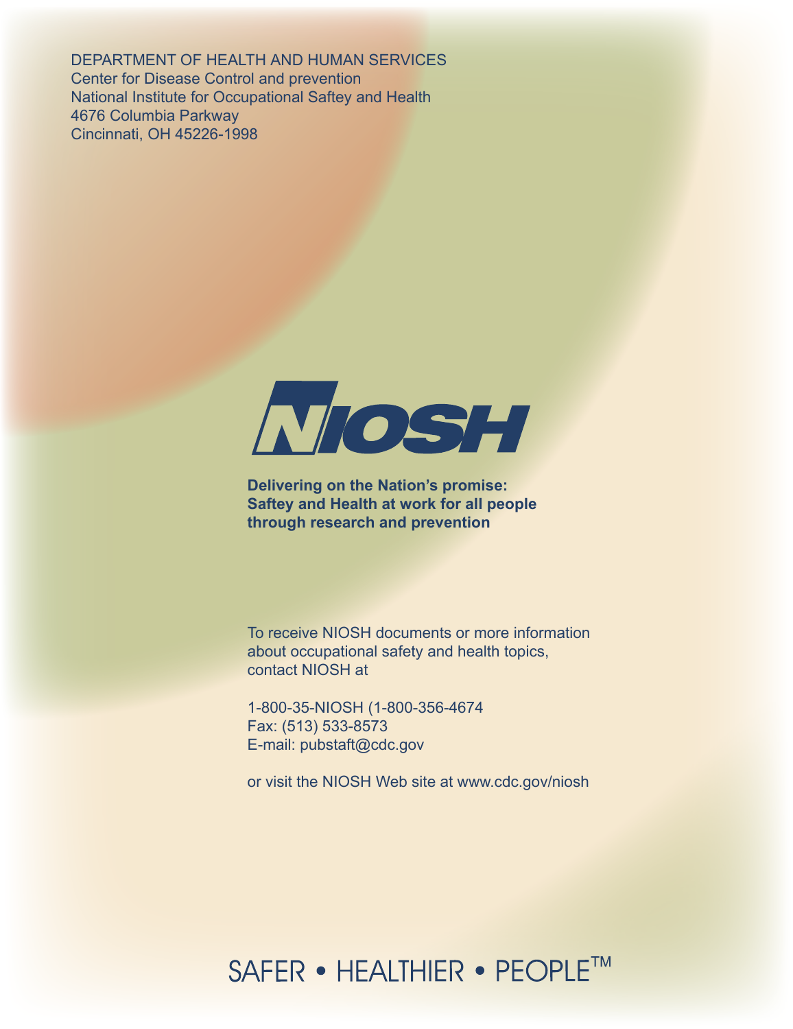DEPARTMENT OF HEALTH AND HUMAN SERVICES
Center for Disease Control and prevention
National Institute for Occupational Saftey and Health
4676 Columbia Parkway
Cincinnati, OH 45226-1998

NIOSH

**Delivering on the Nation's promise:**
**Saftey and Health at work for all people**
**through research and prevention**

To receive NIOSH documents or more information about occupational safety and health topics, contact NIOSH at

1-800-35-NIOSH (1-800-356-4674
Fax: (513) 533-8573
E-mail: pubstaft@cdc.gov

or visit the NIOSH Web site at www.cdc.gov/niosh

SAFER • HEALTHIER • PEOPLE™